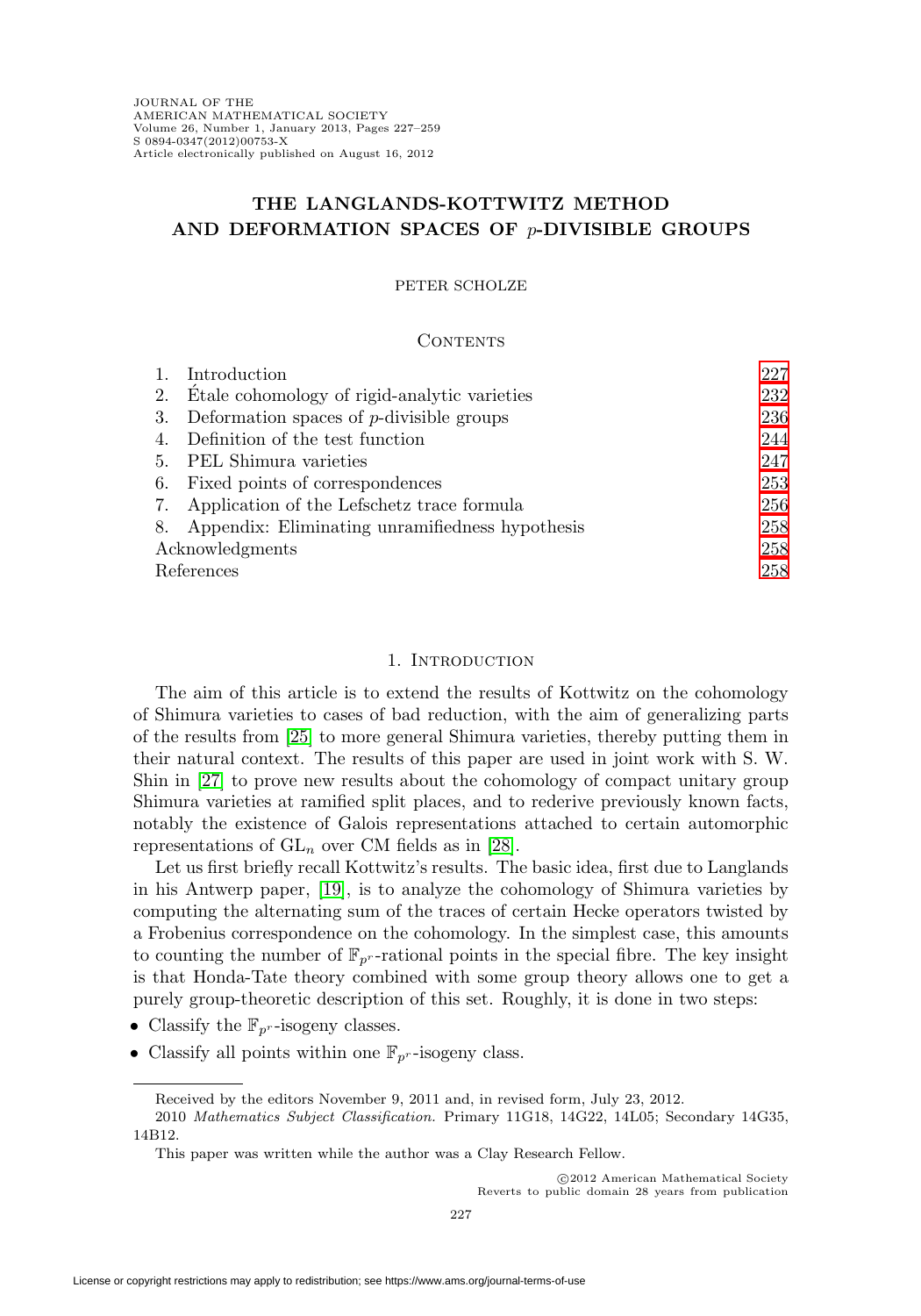# THE LANGLANDS-KOTTWITZ METHOD AND DEFORMATION SPACES OF $p$-DIVISIBLE GROUPS

PETER SCHOLZE

## Contents

| | | |
|---|---|---|
| 1. | Introduction | 227 |
| 2. | Étale cohomology of rigid-analytic varieties | 232 |
| 3. | Deformation spaces of $p$-divisible groups | 236 |
| 4. | Definition of the test function | 244 |
| 5. | PEL Shimura varieties | 247 |
| 6. | Fixed points of correspondences | 253 |
| 7. | Application of the Lefschetz trace formula | 256 |
| 8. | Appendix: Eliminating unramifiedness hypothesis | 258 |
| | Acknowledgments | 258 |
| | References | 258 |

## 1. Introduction

The aim of this article is to extend the results of Kottwitz on the cohomology of Shimura varieties to cases of bad reduction, with the aim of generalizing parts of the results from [25] to more general Shimura varieties, thereby putting them in their natural context. The results of this paper are used in joint work with S. W. Shin in [27] to prove new results about the cohomology of compact unitary group Shimura varieties at ramified split places, and to rederive previously known facts, notably the existence of Galois representations attached to certain automorphic representations of $\mathrm{GL}_n$ over CM fields as in [28].

Let us first briefly recall Kottwitz's results. The basic idea, first due to Langlands in his Antwerp paper, [19], is to analyze the cohomology of Shimura varieties by computing the alternating sum of the traces of certain Hecke operators twisted by a Frobenius correspondence on the cohomology. In the simplest case, this amounts to counting the number of $\mathbb{F}_{p^r}$-rational points in the special fibre. The key insight is that Honda-Tate theory combined with some group theory allows one to get a purely group-theoretic description of this set. Roughly, it is done in two steps:

- Classify the $\mathbb{F}_{p^r}$-isogeny classes.
- Classify all points within one $\mathbb{F}_{p^r}$-isogeny class.

Received by the editors November 9, 2011 and, in revised form, July 23, 2012.

2010 *Mathematics Subject Classification.* Primary 11G18, 14G22, 14L05; Secondary 14G35, 14B12.

This paper was written while the author was a Clay Research Fellow.

©2012 American Mathematical Society
Reverts to public domain 28 years from publication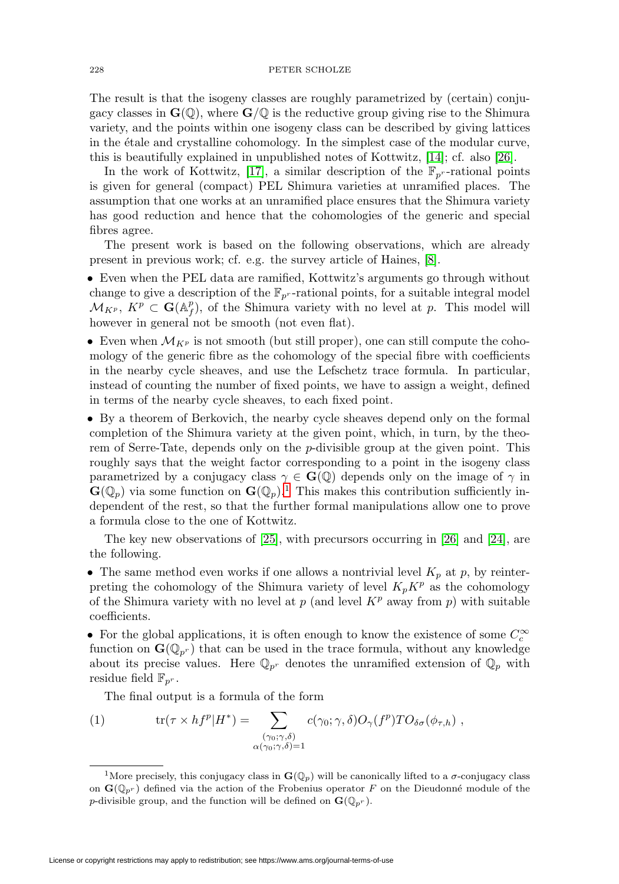The result is that the isogeny classes are roughly parametrized by (certain) conjugacy classes in $\mathbf{G}(\mathbb{Q})$, where $\mathbf{G}/\mathbb{Q}$ is the reductive group giving rise to the Shimura variety, and the points within one isogeny class can be described by giving lattices in the étale and crystalline cohomology. In the simplest case of the modular curve, this is beautifully explained in unpublished notes of Kottwitz, [14]; cf. also [26].

In the work of Kottwitz, [17], a similar description of the $\mathbb{F}_{p^r}$-rational points is given for general (compact) PEL Shimura varieties at unramified places. The assumption that one works at an unramified place ensures that the Shimura variety has good reduction and hence that the cohomologies of the generic and special fibres agree.

The present work is based on the following observations, which are already present in previous work; cf. e.g. the survey article of Haines, [8].

- Even when the PEL data are ramified, Kottwitz's arguments go through without change to give a description of the $\mathbb{F}_{p^r}$-rational points, for a suitable integral model $\mathcal{M}_{K^p}$, $K^p \subset \mathbf{G}(\mathbb{A}_f^p)$, of the Shimura variety with no level at $p$. This model will however in general not be smooth (not even flat).

- Even when $\mathcal{M}_{K^p}$ is not smooth (but still proper), one can still compute the cohomology of the generic fibre as the cohomology of the special fibre with coefficients in the nearby cycle sheaves, and use the Lefschetz trace formula. In particular, instead of counting the number of fixed points, we have to assign a weight, defined in terms of the nearby cycle sheaves, to each fixed point.

- By a theorem of Berkovich, the nearby cycle sheaves depend only on the formal completion of the Shimura variety at the given point, which, in turn, by the theorem of Serre-Tate, depends only on the $p$-divisible group at the given point. This roughly says that the weight factor corresponding to a point in the isogeny class parametrized by a conjugacy class $\gamma \in \mathbf{G}(\mathbb{Q})$ depends only on the image of $\gamma$ in $\mathbf{G}(\mathbb{Q}_p)$ via some function on $\mathbf{G}(\mathbb{Q}_p)$.[1] This makes this contribution sufficiently independent of the rest, so that the further formal manipulations allow one to prove a formula close to the one of Kottwitz.

The key new observations of [25], with precursors occurring in [26] and [24], are the following.

- The same method even works if one allows a nontrivial level $K_p$ at $p$, by reinterpreting the cohomology of the Shimura variety of level $K_pK^p$ as the cohomology of the Shimura variety with no level at $p$ (and level $K^p$ away from $p$) with suitable coefficients.

- For the global applications, it is often enough to know the existence of some $C_c^\infty$ function on $\mathbf{G}(\mathbb{Q}_{p^r})$ that can be used in the trace formula, without any knowledge about its precise values. Here $\mathbb{Q}_{p^r}$ denotes the unramified extension of $\mathbb{Q}_p$ with residue field $\mathbb{F}_{p^r}$.

The final output is a formula of the form

$$\mathrm{tr}(\tau \times hf^p|H^*) = \sum_{\substack{(\gamma_0;\gamma,\delta)\\ \alpha(\gamma_0;\gamma,\delta)=1}} c(\gamma_0;\gamma,\delta) O_\gamma(f^p) TO_{\delta\sigma}(\phi_{\tau,h}) \ , \tag{1}$$

[1] More precisely, this conjugacy class in $\mathbf{G}(\mathbb{Q}_p)$ will be canonically lifted to a $\sigma$-conjugacy class on $\mathbf{G}(\mathbb{Q}_{p^r})$ defined via the action of the Frobenius operator $F$ on the Dieudonné module of the $p$-divisible group, and the function will be defined on $\mathbf{G}(\mathbb{Q}_{p^r})$.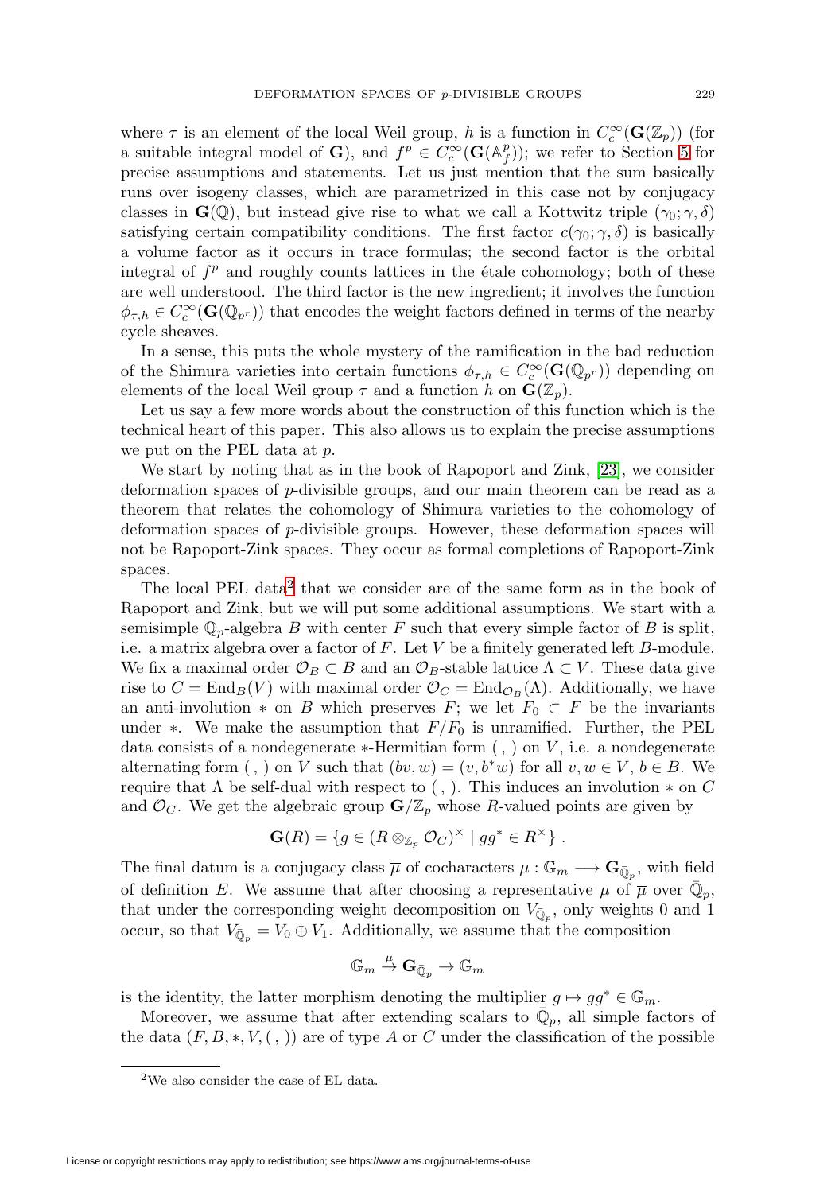where $\tau$ is an element of the local Weil group, $h$ is a function in $C_c^\infty(\mathbf{G}(\mathbb{Z}_p))$ (for a suitable integral model of $\mathbf{G}$), and $f^p \in C_c^\infty(\mathbf{G}(\mathbb{A}_f^p))$; we refer to Section 5 for precise assumptions and statements. Let us just mention that the sum basically runs over isogeny classes, which are parametrized in this case not by conjugacy classes in $\mathbf{G}(\mathbb{Q})$, but instead give rise to what we call a Kottwitz triple $(\gamma_0; \gamma, \delta)$ satisfying certain compatibility conditions. The first factor $c(\gamma_0; \gamma, \delta)$ is basically a volume factor as it occurs in trace formulas; the second factor is the orbital integral of $f^p$ and roughly counts lattices in the étale cohomology; both of these are well understood. The third factor is the new ingredient; it involves the function $\phi_{\tau,h} \in C_c^\infty(\mathbf{G}(\mathbb{Q}_{p^r}))$ that encodes the weight factors defined in terms of the nearby cycle sheaves.

In a sense, this puts the whole mystery of the ramification in the bad reduction of the Shimura varieties into certain functions $\phi_{\tau,h} \in C_c^\infty(\mathbf{G}(\mathbb{Q}_{p^r}))$ depending on elements of the local Weil group $\tau$ and a function $h$ on $\mathbf{G}(\mathbb{Z}_p)$.

Let us say a few more words about the construction of this function which is the technical heart of this paper. This also allows us to explain the precise assumptions we put on the PEL data at $p$.

We start by noting that as in the book of Rapoport and Zink, [23], we consider deformation spaces of $p$-divisible groups, and our main theorem can be read as a theorem that relates the cohomology of Shimura varieties to the cohomology of deformation spaces of $p$-divisible groups. However, these deformation spaces will not be Rapoport-Zink spaces. They occur as formal completions of Rapoport-Zink spaces.

The local PEL data[2] that we consider are of the same form as in the book of Rapoport and Zink, but we will put some additional assumptions. We start with a semisimple $\mathbb{Q}_p$-algebra $B$ with center $F$ such that every simple factor of $B$ is split, i.e. a matrix algebra over a factor of $F$. Let $V$ be a finitely generated left $B$-module. We fix a maximal order $\mathcal{O}_B \subset B$ and an $\mathcal{O}_B$-stable lattice $\Lambda \subset V$. These data give rise to $C = \mathrm{End}_B(V)$ with maximal order $\mathcal{O}_C = \mathrm{End}_{\mathcal{O}_B}(\Lambda)$. Additionally, we have an anti-involution $*$ on $B$ which preserves $F$; we let $F_0 \subset F$ be the invariants under $*$. We make the assumption that $F/F_0$ is unramified. Further, the PEL data consists of a nondegenerate $*$-Hermitian form $(\, ,\, )$ on $V$, i.e. a nondegenerate alternating form $(\, ,\, )$ on $V$ such that $(bv, w) = (v, b^* w)$ for all $v, w \in V$, $b \in B$. We require that $\Lambda$ be self-dual with respect to $(\, ,\, )$. This induces an involution $*$ on $C$ and $\mathcal{O}_C$. We get the algebraic group $\mathbf{G}/\mathbb{Z}_p$ whose $R$-valued points are given by

$$\mathbf{G}(R) = \{ g \in (R \otimes_{\mathbb{Z}_p} \mathcal{O}_C)^\times \mid gg^* \in R^\times \} \ .$$

The final datum is a conjugacy class $\overline{\mu}$ of cocharacters $\mu : \mathbb{G}_m \longrightarrow \mathbf{G}_{\bar{\mathbb{Q}}_p}$, with field of definition $E$. We assume that after choosing a representative $\mu$ of $\overline{\mu}$ over $\bar{\mathbb{Q}}_p$, that under the corresponding weight decomposition on $V_{\bar{\mathbb{Q}}_p}$, only weights 0 and 1 occur, so that $V_{\bar{\mathbb{Q}}_p} = V_0 \oplus V_1$. Additionally, we assume that the composition

$$\mathbb{G}_m \xrightarrow{\mu} \mathbf{G}_{\bar{\mathbb{Q}}_p} \to \mathbb{G}_m$$

is the identity, the latter morphism denoting the multiplier $g \mapsto gg^* \in \mathbb{G}_m$.

Moreover, we assume that after extending scalars to $\bar{\mathbb{Q}}_p$, all simple factors of the data $(F, B, *, V, (\, ,\, ))$ are of type $A$ or $C$ under the classification of the possible

[2] We also consider the case of EL data.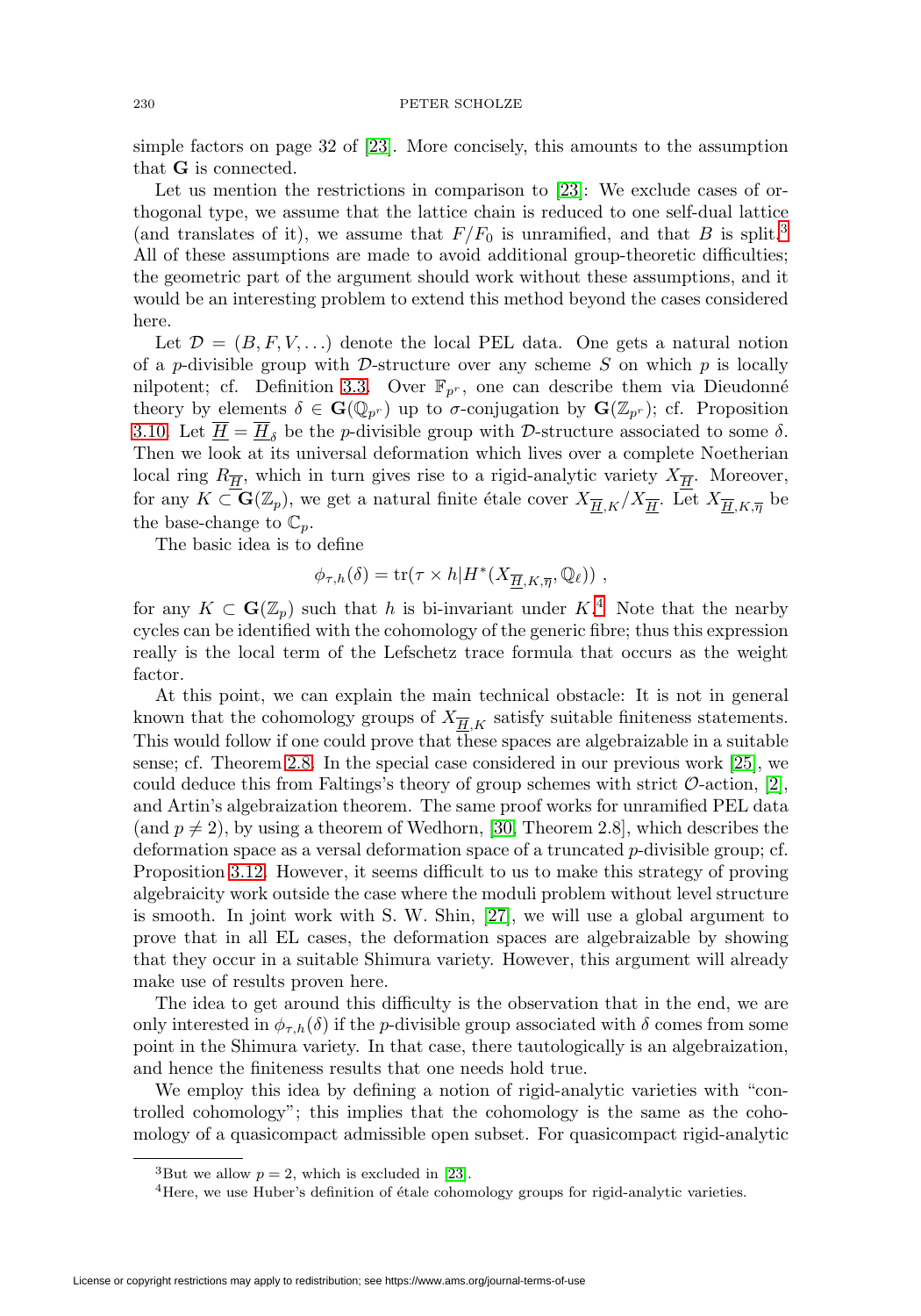simple factors on page 32 of [23]. More concisely, this amounts to the assumption that $\mathbf{G}$ is connected.

Let us mention the restrictions in comparison to [23]: We exclude cases of orthogonal type, we assume that the lattice chain is reduced to one self-dual lattice (and translates of it), we assume that $F/F_0$ is unramified, and that $B$ is split.[3] All of these assumptions are made to avoid additional group-theoretic difficulties; the geometric part of the argument should work without these assumptions, and it would be an interesting problem to extend this method beyond the cases considered here.

Let $\mathcal{D} = (B, F, V, \ldots)$ denote the local PEL data. One gets a natural notion of a $p$-divisible group with $\mathcal{D}$-structure over any scheme $S$ on which $p$ is locally nilpotent; cf. Definition 3.3. Over $\mathbb{F}_{p^r}$, one can describe them via Dieudonné theory by elements $\delta \in \mathbf{G}(\mathbb{Q}_{p^r})$ up to $\sigma$-conjugation by $\mathbf{G}(\mathbb{Z}_{p^r})$; cf. Proposition 3.10. Let $\underline{\overline{H}} = \underline{\overline{H}}_\delta$ be the $p$-divisible group with $\mathcal{D}$-structure associated to some $\delta$. Then we look at its universal deformation which lives over a complete Noetherian local ring $R_{\underline{\overline{H}}}$, which in turn gives rise to a rigid-analytic variety $X_{\underline{\overline{H}}}$. Moreover, for any $K \subset \mathbf{G}(\mathbb{Z}_p)$, we get a natural finite étale cover $X_{\underline{\overline{H}},K}/X_{\underline{\overline{H}}}$. Let $X_{\underline{\overline{H}},K,\overline{\eta}}$ be the base-change to $\mathbb{C}_p$.

The basic idea is to define

$$\phi_{\tau,h}(\delta) = \mathrm{tr}(\tau \times h | H^*(X_{\underline{\overline{H}},K,\overline{\eta}}, \mathbb{Q}_\ell)) \ ,$$

for any $K \subset \mathbf{G}(\mathbb{Z}_p)$ such that $h$ is bi-invariant under $K$.[4] Note that the nearby cycles can be identified with the cohomology of the generic fibre; thus this expression really is the local term of the Lefschetz trace formula that occurs as the weight factor.

At this point, we can explain the main technical obstacle: It is not in general known that the cohomology groups of $X_{\underline{\overline{H}},K}$ satisfy suitable finiteness statements. This would follow if one could prove that these spaces are algebraizable in a suitable sense; cf. Theorem 2.8. In the special case considered in our previous work [25], we could deduce this from Faltings's theory of group schemes with strict $\mathcal{O}$-action, [2], and Artin's algebraization theorem. The same proof works for unramified PEL data (and $p \neq 2$), by using a theorem of Wedhorn, [30, Theorem 2.8], which describes the deformation space as a versal deformation space of a truncated $p$-divisible group; cf. Proposition 3.12. However, it seems difficult to us to make this strategy of proving algebraicity work outside the case where the moduli problem without level structure is smooth. In joint work with S. W. Shin, [27], we will use a global argument to prove that in all EL cases, the deformation spaces are algebraizable by showing that they occur in a suitable Shimura variety. However, this argument will already make use of results proven here.

The idea to get around this difficulty is the observation that in the end, we are only interested in $\phi_{\tau,h}(\delta)$ if the $p$-divisible group associated with $\delta$ comes from some point in the Shimura variety. In that case, there tautologically is an algebraization, and hence the finiteness results that one needs hold true.

We employ this idea by defining a notion of rigid-analytic varieties with "controlled cohomology"; this implies that the cohomology is the same as the cohomology of a quasicompact admissible open subset. For quasicompact rigid-analytic

[3]But we allow $p = 2$, which is excluded in [23].

[4]Here, we use Huber's definition of étale cohomology groups for rigid-analytic varieties.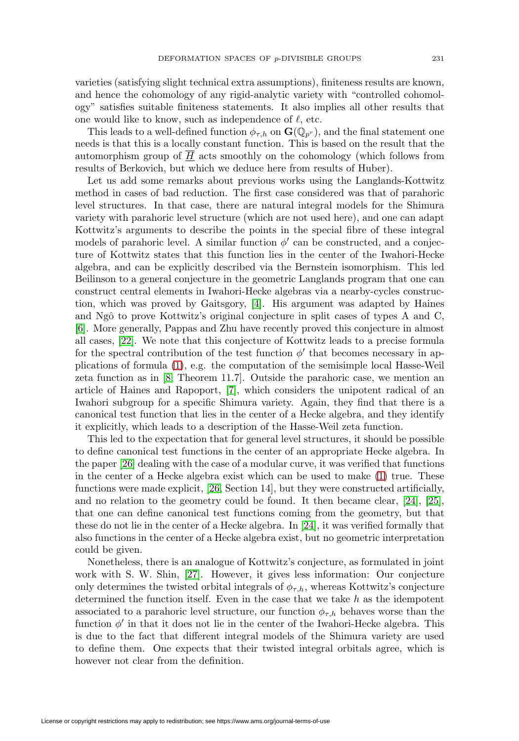varieties (satisfying slight technical extra assumptions), finiteness results are known, and hence the cohomology of any rigid-analytic variety with "controlled cohomology" satisfies suitable finiteness statements. It also implies all other results that one would like to know, such as independence of $\ell$, etc.

This leads to a well-defined function $\phi_{\tau,h}$ on $\mathbf{G}(\mathbb{Q}_{p^r})$, and the final statement one needs is that this is a locally constant function. This is based on the result that the automorphism group of $\underline{\overline{H}}$ acts smoothly on the cohomology (which follows from results of Berkovich, but which we deduce here from results of Huber).

Let us add some remarks about previous works using the Langlands-Kottwitz method in cases of bad reduction. The first case considered was that of parahoric level structures. In that case, there are natural integral models for the Shimura variety with parahoric level structure (which are not used here), and one can adapt Kottwitz's arguments to describe the points in the special fibre of these integral models of parahoric level. A similar function $\phi'$ can be constructed, and a conjecture of Kottwitz states that this function lies in the center of the Iwahori-Hecke algebra, and can be explicitly described via the Bernstein isomorphism. This led Beilinson to a general conjecture in the geometric Langlands program that one can construct central elements in Iwahori-Hecke algebras via a nearby-cycles construction, which was proved by Gaitsgory, [4]. His argument was adapted by Haines and Ngô to prove Kottwitz's original conjecture in split cases of types A and C, [6]. More generally, Pappas and Zhu have recently proved this conjecture in almost all cases, [22]. We note that this conjecture of Kottwitz leads to a precise formula for the spectral contribution of the test function $\phi'$ that becomes necessary in applications of formula (1), e.g. the computation of the semisimple local Hasse-Weil zeta function as in [8, Theorem 11.7]. Outside the parahoric case, we mention an article of Haines and Rapoport, [7], which considers the unipotent radical of an Iwahori subgroup for a specific Shimura variety. Again, they find that there is a canonical test function that lies in the center of a Hecke algebra, and they identify it explicitly, which leads to a description of the Hasse-Weil zeta function.

This led to the expectation that for general level structures, it should be possible to define canonical test functions in the center of an appropriate Hecke algebra. In the paper [26] dealing with the case of a modular curve, it was verified that functions in the center of a Hecke algebra exist which can be used to make (1) true. These functions were made explicit, [26, Section 14], but they were constructed artificially, and no relation to the geometry could be found. It then became clear, [24], [25], that one can define canonical test functions coming from the geometry, but that these do not lie in the center of a Hecke algebra. In [24], it was verified formally that also functions in the center of a Hecke algebra exist, but no geometric interpretation could be given.

Nonetheless, there is an analogue of Kottwitz's conjecture, as formulated in joint work with S. W. Shin, [27]. However, it gives less information: Our conjecture only determines the twisted orbital integrals of $\phi_{\tau,h}$, whereas Kottwitz's conjecture determined the function itself. Even in the case that we take $h$ as the idempotent associated to a parahoric level structure, our function $\phi_{\tau,h}$ behaves worse than the function $\phi'$ in that it does not lie in the center of the Iwahori-Hecke algebra. This is due to the fact that different integral models of the Shimura variety are used to define them. One expects that their twisted integral orbitals agree, which is however not clear from the definition.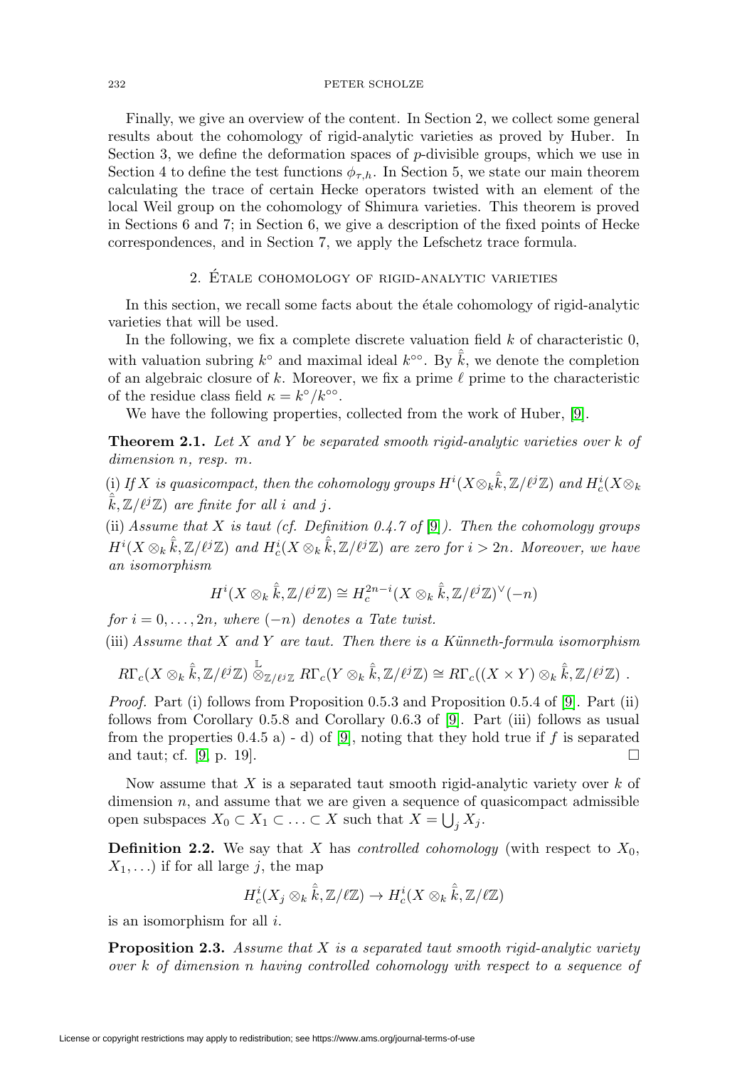Finally, we give an overview of the content. In Section 2, we collect some general results about the cohomology of rigid-analytic varieties as proved by Huber. In Section 3, we define the deformation spaces of $p$-divisible groups, which we use in Section 4 to define the test functions $\phi_{\tau,h}$. In Section 5, we state our main theorem calculating the trace of certain Hecke operators twisted with an element of the local Weil group on the cohomology of Shimura varieties. This theorem is proved in Sections 6 and 7; in Section 6, we give a description of the fixed points of Hecke correspondences, and in Section 7, we apply the Lefschetz trace formula.

## 2. Étale cohomology of rigid-analytic varieties

In this section, we recall some facts about the étale cohomology of rigid-analytic varieties that will be used.

In the following, we fix a complete discrete valuation field $k$ of characteristic 0, with valuation subring $k^\circ$ and maximal ideal $k^{\circ\circ}$. By $\hat{\bar{k}}$, we denote the completion of an algebraic closure of $k$. Moreover, we fix a prime $\ell$ prime to the characteristic of the residue class field $\kappa = k^\circ/k^{\circ\circ}$.

We have the following properties, collected from the work of Huber, [9].

**Theorem 2.1.** *Let $X$ and $Y$ be separated smooth rigid-analytic varieties over $k$ of dimension $n$, resp. $m$.*

(i) *If $X$ is quasicompact, then the cohomology groups $H^i(X\otimes_k\hat{\bar{k}}, \mathbb{Z}/\ell^j\mathbb{Z})$ and $H^i_c(X\otimes_k \hat{\bar{k}}, \mathbb{Z}/\ell^j\mathbb{Z})$ are finite for all $i$ and $j$.*

(ii) *Assume that $X$ is taut (cf. Definition 0.4.7 of [9]). Then the cohomology groups $H^i(X\otimes_k \hat{\bar{k}}, \mathbb{Z}/\ell^j\mathbb{Z})$ and $H^i_c(X\otimes_k \hat{\bar{k}}, \mathbb{Z}/\ell^j\mathbb{Z})$ are zero for $i > 2n$. Moreover, we have an isomorphism*

$$H^i(X\otimes_k \hat{\bar{k}}, \mathbb{Z}/\ell^j\mathbb{Z}) \cong H^{2n-i}_c(X\otimes_k \hat{\bar{k}}, \mathbb{Z}/\ell^j\mathbb{Z})^\vee(-n)$$

*for $i = 0, \ldots, 2n$, where $(-n)$ denotes a Tate twist.*

(iii) *Assume that $X$ and $Y$ are taut. Then there is a Künneth-formula isomorphism*

$$R\Gamma_c(X\otimes_k \hat{\bar{k}}, \mathbb{Z}/\ell^j\mathbb{Z}) \overset{\mathbb{L}}{\otimes}_{\mathbb{Z}/\ell^j\mathbb{Z}} R\Gamma_c(Y\otimes_k \hat{\bar{k}}, \mathbb{Z}/\ell^j\mathbb{Z}) \cong R\Gamma_c((X\times Y)\otimes_k \hat{\bar{k}}, \mathbb{Z}/\ell^j\mathbb{Z}) .$$

*Proof.* Part (i) follows from Proposition 0.5.3 and Proposition 0.5.4 of [9]. Part (ii) follows from Corollary 0.5.8 and Corollary 0.6.3 of [9]. Part (iii) follows as usual from the properties 0.4.5 a) - d) of [9], noting that they hold true if $f$ is separated and taut; cf. [9] p. 19]. □

Now assume that $X$ is a separated taut smooth rigid-analytic variety over $k$ of dimension $n$, and assume that we are given a sequence of quasicompact admissible open subspaces $X_0 \subset X_1 \subset \ldots \subset X$ such that $X = \bigcup_j X_j$.

**Definition 2.2.** We say that $X$ has *controlled cohomology* (with respect to $X_0$, $X_1, \ldots$) if for all large $j$, the map

$$H^i_c(X_j\otimes_k \hat{\bar{k}}, \mathbb{Z}/\ell\mathbb{Z}) \to H^i_c(X\otimes_k \hat{\bar{k}}, \mathbb{Z}/\ell\mathbb{Z})$$

is an isomorphism for all $i$.

**Proposition 2.3.** *Assume that $X$ is a separated taut smooth rigid-analytic variety over $k$ of dimension $n$ having controlled cohomology with respect to a sequence of*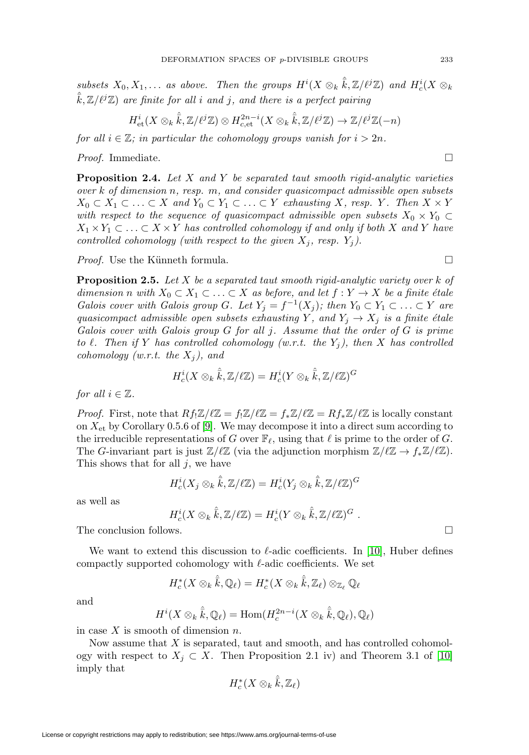*subsets $X_0, X_1, \ldots$ as above. Then the groups $H^i(X \otimes_k \hat{\bar{k}}, \mathbb{Z}/\ell^j\mathbb{Z})$ and $H^i_c(X \otimes_k \hat{\bar{k}}, \mathbb{Z}/\ell^j\mathbb{Z})$ are finite for all $i$ and $j$, and there is a perfect pairing*

$$H^i_{\text{et}}(X \otimes_k \hat{\bar{k}}, \mathbb{Z}/\ell^j\mathbb{Z}) \otimes H^{2n-i}_{c,\text{et}}(X \otimes_k \hat{\bar{k}}, \mathbb{Z}/\ell^j\mathbb{Z}) \to \mathbb{Z}/\ell^j\mathbb{Z}(-n)$$

*for all $i \in \mathbb{Z}$; in particular the cohomology groups vanish for $i > 2n$.*

*Proof.* Immediate. □

**Proposition 2.4.** *Let $X$ and $Y$ be separated taut smooth rigid-analytic varieties over $k$ of dimension $n$, resp. $m$, and consider quasicompact admissible open subsets $X_0 \subset X_1 \subset \ldots \subset X$ and $Y_0 \subset Y_1 \subset \ldots \subset Y$ exhausting $X$, resp. $Y$. Then $X \times Y$ with respect to the sequence of quasicompact admissible open subsets $X_0 \times Y_0 \subset X_1 \times Y_1 \subset \ldots \subset X \times Y$ has controlled cohomology if and only if both $X$ and $Y$ have controlled cohomology (with respect to the given $X_j$, resp. $Y_j$).*

*Proof.* Use the Künneth formula. □

**Proposition 2.5.** *Let $X$ be a separated taut smooth rigid-analytic variety over $k$ of dimension $n$ with $X_0 \subset X_1 \subset \ldots \subset X$ as before, and let $f : Y \to X$ be a finite étale Galois cover with Galois group $G$. Let $Y_j = f^{-1}(X_j)$; then $Y_0 \subset Y_1 \subset \ldots \subset Y$ are quasicompact admissible open subsets exhausting $Y$, and $Y_j \to X_j$ is a finite étale Galois cover with Galois group $G$ for all $j$. Assume that the order of $G$ is prime to $\ell$. Then if $Y$ has controlled cohomology (w.r.t. the $Y_j$), then $X$ has controlled cohomology (w.r.t. the $X_j$), and*

$$H^i_c(X \otimes_k \hat{\bar{k}}, \mathbb{Z}/\ell\mathbb{Z}) = H^i_c(Y \otimes_k \hat{\bar{k}}, \mathbb{Z}/\ell\mathbb{Z})^G$$

*for all $i \in \mathbb{Z}$.*

*Proof.* First, note that $Rf_!\mathbb{Z}/\ell\mathbb{Z} = f_!\mathbb{Z}/\ell\mathbb{Z} = f_*\mathbb{Z}/\ell\mathbb{Z} = Rf_*\mathbb{Z}/\ell\mathbb{Z}$ is locally constant on $X_{\text{et}}$ by Corollary 0.5.6 of [9]. We may decompose it into a direct sum according to the irreducible representations of $G$ over $\mathbb{F}_\ell$, using that $\ell$ is prime to the order of $G$. The $G$-invariant part is just $\mathbb{Z}/\ell\mathbb{Z}$ (via the adjunction morphism $\mathbb{Z}/\ell\mathbb{Z} \to f_*\mathbb{Z}/\ell\mathbb{Z}$). This shows that for all $j$, we have

$$H^i_c(X_j \otimes_k \hat{\bar{k}}, \mathbb{Z}/\ell\mathbb{Z}) = H^i_c(Y_j \otimes_k \hat{\bar{k}}, \mathbb{Z}/\ell\mathbb{Z})^G$$

as well as

$$H^i_c(X \otimes_k \hat{\bar{k}}, \mathbb{Z}/\ell\mathbb{Z}) = H^i_c(Y \otimes_k \hat{\bar{k}}, \mathbb{Z}/\ell\mathbb{Z})^G .$$

The conclusion follows. □

We want to extend this discussion to $\ell$-adic coefficients. In [10], Huber defines compactly supported cohomology with $\ell$-adic coefficients. We set

$$H^*_c(X \otimes_k \hat{\bar{k}}, \mathbb{Q}_\ell) = H^*_c(X \otimes_k \hat{\bar{k}}, \mathbb{Z}_\ell) \otimes_{\mathbb{Z}_\ell} \mathbb{Q}_\ell$$

and

$$H^i(X \otimes_k \hat{\bar{k}}, \mathbb{Q}_\ell) = \operatorname{Hom}(H^{2n-i}_c(X \otimes_k \hat{\bar{k}}, \mathbb{Q}_\ell), \mathbb{Q}_\ell)$$

in case $X$ is smooth of dimension $n$.

Now assume that $X$ is separated, taut and smooth, and has controlled cohomology with respect to $X_j \subset X$. Then Proposition 2.1 iv) and Theorem 3.1 of [10] imply that

$$H^*_c(X \otimes_k \hat{\bar{k}}, \mathbb{Z}_\ell)$$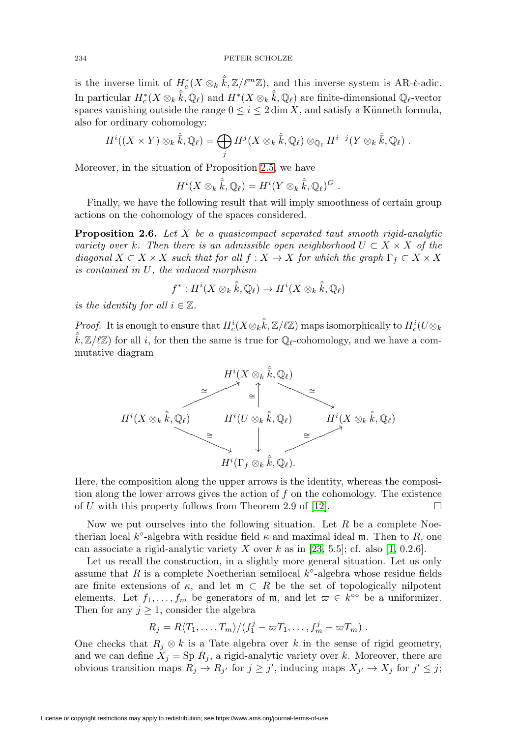is the inverse limit of $H^*_c(X \otimes_k \hat{\bar{k}}, \mathbb{Z}/\ell^m\mathbb{Z})$, and this inverse system is AR-$\ell$-adic. In particular $H^*_c(X \otimes_k \hat{\bar{k}}, \mathbb{Q}_\ell)$ and $H^*(X \otimes_k \hat{\bar{k}}, \mathbb{Q}_\ell)$ are finite-dimensional $\mathbb{Q}_\ell$-vector spaces vanishing outside the range $0 \leq i \leq 2\dim X$, and satisfy a Künneth formula, also for ordinary cohomology:

$$H^i((X \times Y) \otimes_k \hat{\bar{k}}, \mathbb{Q}_\ell) = \bigoplus_j H^j(X \otimes_k \hat{\bar{k}}, \mathbb{Q}_\ell) \otimes_{\mathbb{Q}_\ell} H^{i-j}(Y \otimes_k \hat{\bar{k}}, \mathbb{Q}_\ell) \ .$$

Moreover, in the situation of Proposition 2.5, we have

$$H^i(X \otimes_k \hat{\bar{k}}, \mathbb{Q}_\ell) = H^i(Y \otimes_k \hat{\bar{k}}, \mathbb{Q}_\ell)^G \ .$$

Finally, we have the following result that will imply smoothness of certain group actions on the cohomology of the spaces considered.

**Proposition 2.6.** *Let $X$ be a quasicompact separated taut smooth rigid-analytic variety over $k$. Then there is an admissible open neighborhood $U \subset X \times X$ of the diagonal $X \subset X \times X$ such that for all $f : X \to X$ for which the graph $\Gamma_f \subset X \times X$ is contained in $U$, the induced morphism*

$$f^* : H^i(X \otimes_k \hat{\bar{k}}, \mathbb{Q}_\ell) \to H^i(X \otimes_k \hat{\bar{k}}, \mathbb{Q}_\ell)$$

*is the identity for all $i \in \mathbb{Z}$.*

*Proof.* It is enough to ensure that $H^i_c(X \otimes_k \hat{\bar{k}}, \mathbb{Z}/\ell\mathbb{Z})$ maps isomorphically to $H^i_c(U \otimes_k \hat{\bar{k}}, \mathbb{Z}/\ell\mathbb{Z})$ for all $i$, for then the same is true for $\mathbb{Q}_\ell$-cohomology, and we have a commutative diagram

$$\begin{array}{ccccc} & & H^i(X \otimes_k \hat{\bar{k}}, \mathbb{Q}_\ell) & & \\ & \overset{\cong}{\nearrow} & \uparrow \cong & \overset{\cong}{\searrow} & \\ H^i(X \otimes_k \hat{\bar{k}}, \mathbb{Q}_\ell) & & H^i(U \otimes_k \hat{\bar{k}}, \mathbb{Q}_\ell) & & H^i(X \otimes_k \hat{\bar{k}}, \mathbb{Q}_\ell) \\ & \underset{\cong}{\searrow} & \downarrow & \underset{\cong}{\nearrow} & \\ & & H^i(\Gamma_f \otimes_k \hat{\bar{k}}, \mathbb{Q}_\ell). & & \end{array}$$

Here, the composition along the upper arrows is the identity, whereas the composition along the lower arrows gives the action of $f$ on the cohomology. The existence of $U$ with this property follows from Theorem 2.9 of [12]. □

Now we put ourselves into the following situation. Let $R$ be a complete Noetherian local $k^\circ$-algebra with residue field $\kappa$ and maximal ideal $\mathfrak{m}$. Then to $R$, one can associate a rigid-analytic variety $X$ over $k$ as in [23, 5.5]; cf. also [1, 0.2.6].

Let us recall the construction, in a slightly more general situation. Let us only assume that $R$ is a complete Noetherian semilocal $k^\circ$-algebra whose residue fields are finite extensions of $\kappa$, and let $\mathfrak{m} \subset R$ be the set of topologically nilpotent elements. Let $f_1, \ldots, f_m$ be generators of $\mathfrak{m}$, and let $\varpi \in k^{\circ\circ}$ be a uniformizer. Then for any $j \geq 1$, consider the algebra

$$R_j = R\langle T_1, \ldots, T_m \rangle / (f_1^j - \varpi T_1, \ldots, f_m^j - \varpi T_m) \ .$$

One checks that $R_j \otimes k$ is a Tate algebra over $k$ in the sense of rigid geometry, and we can define $X_j = \mathrm{Sp}\ R_j$, a rigid-analytic variety over $k$. Moreover, there are obvious transition maps $R_j \to R_{j'}$ for $j \geq j'$, inducing maps $X_{j'} \to X_j$ for $j' \leq j$;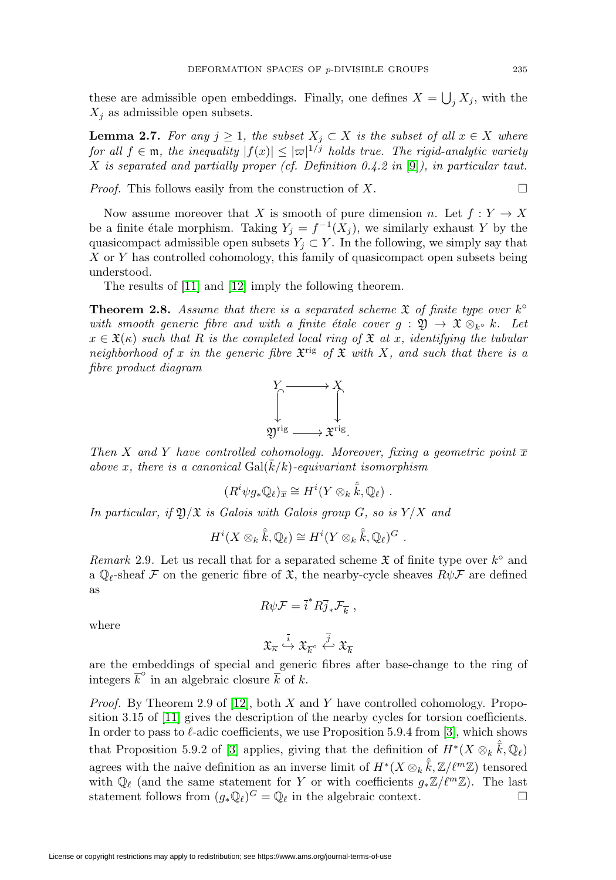these are admissible open embeddings. Finally, one defines $X = \bigcup_j X_j$, with the $X_j$ as admissible open subsets.

**Lemma 2.7.** *For any $j \geq 1$, the subset $X_j \subset X$ is the subset of all $x \in X$ where for all $f \in \mathfrak{m}$, the inequality $|f(x)| \leq |\varpi|^{1/j}$ holds true. The rigid-analytic variety $X$ is separated and partially proper (cf. Definition 0.4.2 in [9]), in particular taut.*

*Proof.* This follows easily from the construction of $X$. $\square$

Now assume moreover that $X$ is smooth of pure dimension $n$. Let $f : Y \to X$ be a finite étale morphism. Taking $Y_j = f^{-1}(X_j)$, we similarly exhaust $Y$ by the quasicompact admissible open subsets $Y_j \subset Y$. In the following, we simply say that $X$ or $Y$ has controlled cohomology, this family of quasicompact open subsets being understood.

The results of [11] and [12] imply the following theorem.

**Theorem 2.8.** *Assume that there is a separated scheme $\mathfrak{X}$ of finite type over $k^\circ$ with smooth generic fibre and with a finite étale cover $g : \mathfrak{Y} \to \mathfrak{X} \otimes_{k^\circ} k$. Let $x \in \mathfrak{X}(\kappa)$ such that $R$ is the completed local ring of $\mathfrak{X}$ at $x$, identifying the tubular neighborhood of $x$ in the generic fibre $\mathfrak{X}^{\mathrm{rig}}$ of $\mathfrak{X}$ with $X$, and such that there is a fibre product diagram*

$$\begin{array}{ccc} Y & \longrightarrow & X \\ \downarrow & & \downarrow \\ \mathfrak{Y}^{\mathrm{rig}} & \longrightarrow & \mathfrak{X}^{\mathrm{rig}}. \end{array}$$

*Then $X$ and $Y$ have controlled cohomology. Moreover, fixing a geometric point $\overline{x}$ above $x$, there is a canonical $\mathrm{Gal}(\overline{k}/k)$-equivariant isomorphism*

$$(R^i\psi g_*\mathbb{Q}_\ell)_{\overline{x}} \cong H^i(Y \otimes_k \hat{\overline{k}}, \mathbb{Q}_\ell) \ .$$

*In particular, if $\mathfrak{Y}/\mathfrak{X}$ is Galois with Galois group $G$, so is $Y/X$ and*

$$H^i(X \otimes_k \hat{\overline{k}}, \mathbb{Q}_\ell) \cong H^i(Y \otimes_k \hat{\overline{k}}, \mathbb{Q}_\ell)^G \ .$$

*Remark* 2.9. Let us recall that for a separated scheme $\mathfrak{X}$ of finite type over $k^\circ$ and a $\mathbb{Q}_\ell$-sheaf $\mathcal{F}$ on the generic fibre of $\mathfrak{X}$, the nearby-cycle sheaves $R\psi\mathcal{F}$ are defined as

$$R\psi\mathcal{F} = \overline{i}^* R\overline{j}_* \mathcal{F}_{\overline{k}} \ ,$$

where

$$\mathfrak{X}_{\overline{\kappa}} \stackrel{\overline{i}}{\hookrightarrow} \mathfrak{X}_{\overline{k}^\circ} \stackrel{\overline{j}}{\hookleftarrow} \mathfrak{X}_{\overline{k}}$$

are the embeddings of special and generic fibres after base-change to the ring of integers $\overline{k}^\circ$ in an algebraic closure $\overline{k}$ of $k$.

*Proof.* By Theorem 2.9 of [12], both $X$ and $Y$ have controlled cohomology. Proposition 3.15 of [11] gives the description of the nearby cycles for torsion coefficients. In order to pass to $\ell$-adic coefficients, we use Proposition 5.9.4 from [3], which shows that Proposition 5.9.2 of [3] applies, giving that the definition of $H^*(X \otimes_k \hat{\overline{k}}, \mathbb{Q}_\ell)$ agrees with the naive definition as an inverse limit of $H^*(X \otimes_k \hat{\overline{k}}, \mathbb{Z}/\ell^m\mathbb{Z})$ tensored with $\mathbb{Q}_\ell$ (and the same statement for $Y$ or with coefficients $g_*\mathbb{Z}/\ell^m\mathbb{Z}$). The last statement follows from $(g_*\mathbb{Q}_\ell)^G = \mathbb{Q}_\ell$ in the algebraic context. $\square$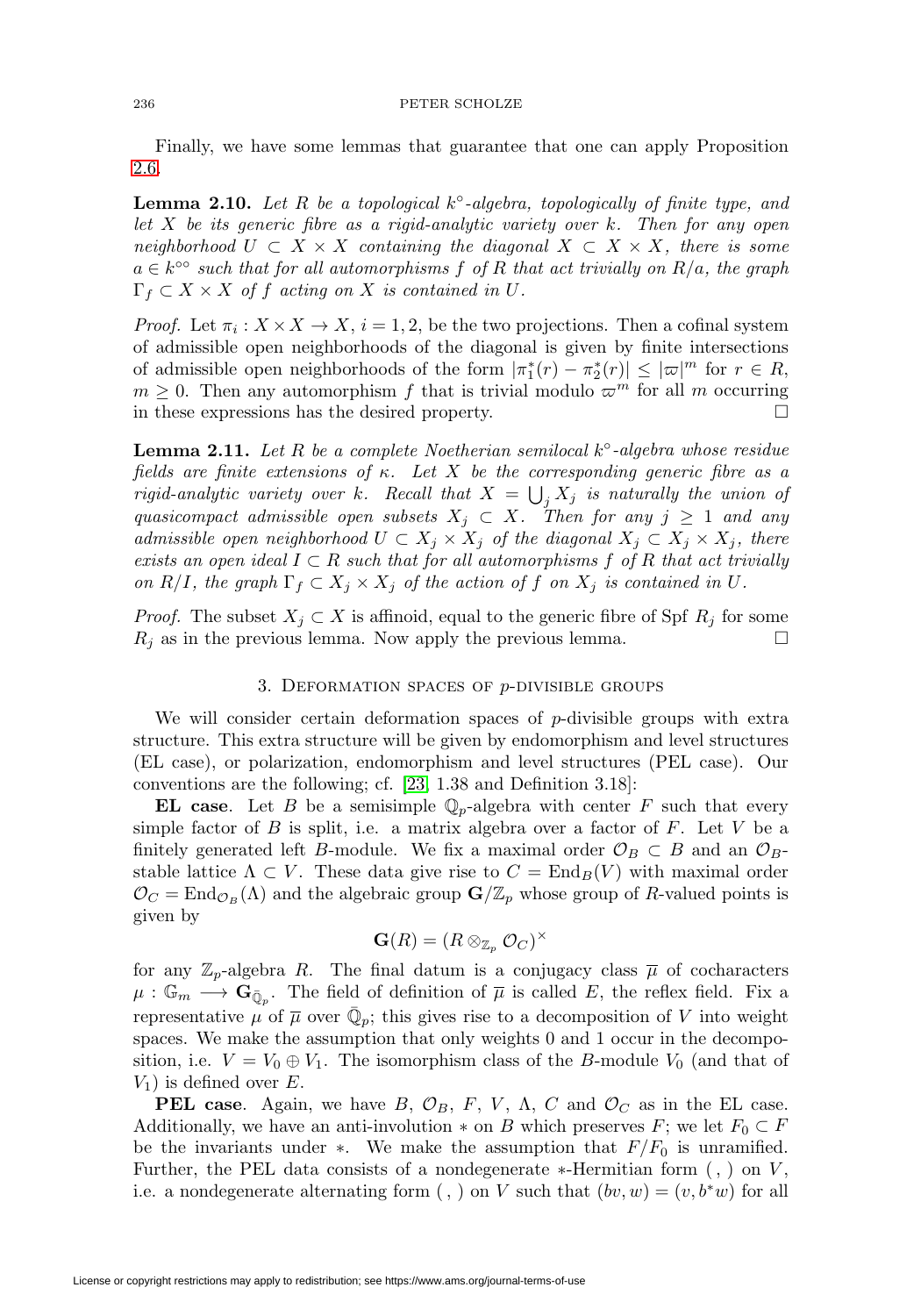Finally, we have some lemmas that guarantee that one can apply Proposition 2.6.

**Lemma 2.10.** *Let $R$ be a topological $k^\circ$-algebra, topologically of finite type, and let $X$ be its generic fibre as a rigid-analytic variety over $k$. Then for any open neighborhood $U \subset X \times X$ containing the diagonal $X \subset X \times X$, there is some $a \in k^{\circ\circ}$ such that for all automorphisms $f$ of $R$ that act trivially on $R/a$, the graph $\Gamma_f \subset X \times X$ of $f$ acting on $X$ is contained in $U$.*

*Proof.* Let $\pi_i : X \times X \to X$, $i = 1, 2$, be the two projections. Then a cofinal system of admissible open neighborhoods of the diagonal is given by finite intersections of admissible open neighborhoods of the form $|\pi_1^*(r) - \pi_2^*(r)| \leq |\varpi|^m$ for $r \in R$, $m \geq 0$. Then any automorphism $f$ that is trivial modulo $\varpi^m$ for all $m$ occurring in these expressions has the desired property. $\square$

**Lemma 2.11.** *Let $R$ be a complete Noetherian semilocal $k^\circ$-algebra whose residue fields are finite extensions of $\kappa$. Let $X$ be the corresponding generic fibre as a rigid-analytic variety over $k$. Recall that $X = \bigcup_j X_j$ is naturally the union of quasicompact admissible open subsets $X_j \subset X$. Then for any $j \geq 1$ and any admissible open neighborhood $U \subset X_j \times X_j$ of the diagonal $X_j \subset X_j \times X_j$, there exists an open ideal $I \subset R$ such that for all automorphisms $f$ of $R$ that act trivially on $R/I$, the graph $\Gamma_f \subset X_j \times X_j$ of the action of $f$ on $X_j$ is contained in $U$.*

*Proof.* The subset $X_j \subset X$ is affinoid, equal to the generic fibre of Spf $R_j$ for some $R_j$ as in the previous lemma. Now apply the previous lemma. $\square$

## 3. Deformation spaces of $p$-divisible groups

We will consider certain deformation spaces of $p$-divisible groups with extra structure. This extra structure will be given by endomorphism and level structures (EL case), or polarization, endomorphism and level structures (PEL case). Our conventions are the following; cf. [23, 1.38 and Definition 3.18]:

**EL case**. Let $B$ be a semisimple $\mathbb{Q}_p$-algebra with center $F$ such that every simple factor of $B$ is split, i.e. a matrix algebra over a factor of $F$. Let $V$ be a finitely generated left $B$-module. We fix a maximal order $\mathcal{O}_B \subset B$ and an $\mathcal{O}_B$-stable lattice $\Lambda \subset V$. These data give rise to $C = \mathrm{End}_B(V)$ with maximal order $\mathcal{O}_C = \mathrm{End}_{\mathcal{O}_B}(\Lambda)$ and the algebraic group $\mathbf{G}/\mathbb{Z}_p$ whose group of $R$-valued points is given by

$$\mathbf{G}(R) = (R \otimes_{\mathbb{Z}_p} \mathcal{O}_C)^\times$$

for any $\mathbb{Z}_p$-algebra $R$. The final datum is a conjugacy class $\overline{\mu}$ of cocharacters $\mu : \mathbb{G}_m \longrightarrow \mathbf{G}_{\bar{\mathbb{Q}}_p}$. The field of definition of $\overline{\mu}$ is called $E$, the reflex field. Fix a representative $\mu$ of $\overline{\mu}$ over $\bar{\mathbb{Q}}_p$; this gives rise to a decomposition of $V$ into weight spaces. We make the assumption that only weights 0 and 1 occur in the decomposition, i.e. $V = V_0 \oplus V_1$. The isomorphism class of the $B$-module $V_0$ (and that of $V_1$) is defined over $E$.

**PEL case**. Again, we have $B$, $\mathcal{O}_B$, $F$, $V$, $\Lambda$, $C$ and $\mathcal{O}_C$ as in the EL case. Additionally, we have an anti-involution $*$ on $B$ which preserves $F$; we let $F_0 \subset F$ be the invariants under $*$. We make the assumption that $F/F_0$ is unramified. Further, the PEL data consists of a nondegenerate $*$-Hermitian form $(\ ,\ )$ on $V$, i.e. a nondegenerate alternating form $(\ ,\ )$ on $V$ such that $(bv, w) = (v, b^*w)$ for all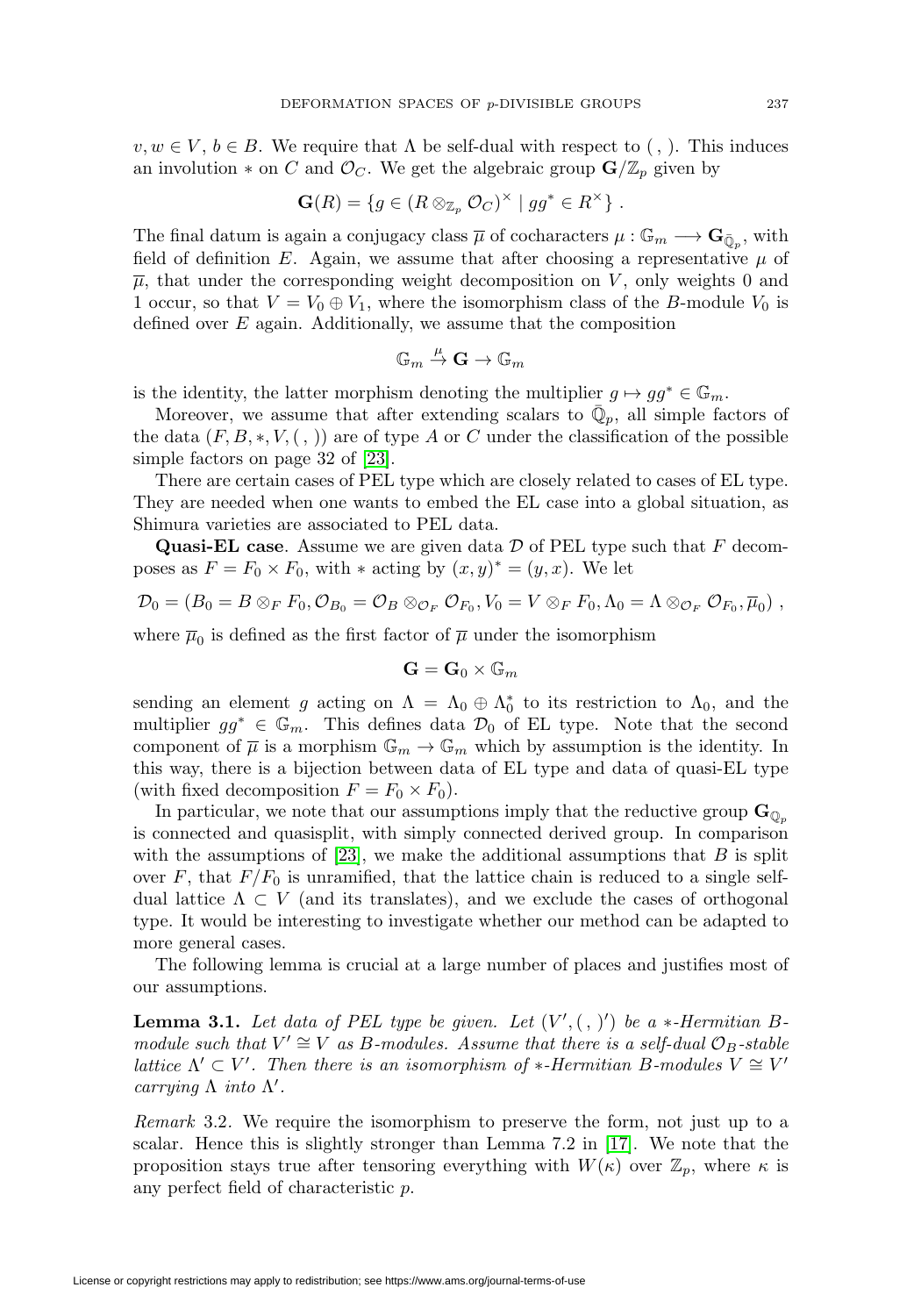$v, w \in V$, $b \in B$. We require that $\Lambda$ be self-dual with respect to $(\ ,\ )$. This induces an involution $*$ on $C$ and $\mathcal{O}_C$. We get the algebraic group $\mathbf{G}/\mathbb{Z}_p$ given by

$$\mathbf{G}(R) = \{g \in (R \otimes_{\mathbb{Z}_p} \mathcal{O}_C)^\times \mid gg^* \in R^\times\}\ .$$

The final datum is again a conjugacy class $\overline{\mu}$ of cocharacters $\mu : \mathbb{G}_m \longrightarrow \mathbf{G}_{\bar{\mathbb{Q}}_p}$, with field of definition $E$. Again, we assume that after choosing a representative $\mu$ of $\overline{\mu}$, that under the corresponding weight decomposition on $V$, only weights 0 and 1 occur, so that $V = V_0 \oplus V_1$, where the isomorphism class of the $B$-module $V_0$ is defined over $E$ again. Additionally, we assume that the composition

$$\mathbb{G}_m \stackrel{\mu}{\to} \mathbf{G} \to \mathbb{G}_m$$

is the identity, the latter morphism denoting the multiplier $g \mapsto gg^* \in \mathbb{G}_m$.

Moreover, we assume that after extending scalars to $\bar{\mathbb{Q}}_p$, all simple factors of the data $(F, B, *, V, (\ ,\ ))$ are of type $A$ or $C$ under the classification of the possible simple factors on page 32 of [23].

There are certain cases of PEL type which are closely related to cases of EL type. They are needed when one wants to embed the EL case into a global situation, as Shimura varieties are associated to PEL data.

**Quasi-EL case**. Assume we are given data $\mathcal{D}$ of PEL type such that $F$ decomposes as $F = F_0 \times F_0$, with $*$ acting by $(x, y)^* = (y, x)$. We let

$$\mathcal{D}_0 = (B_0 = B \otimes_F F_0, \mathcal{O}_{B_0} = \mathcal{O}_B \otimes_{\mathcal{O}_F} \mathcal{O}_{F_0}, V_0 = V \otimes_F F_0, \Lambda_0 = \Lambda \otimes_{\mathcal{O}_F} \mathcal{O}_{F_0}, \overline{\mu}_0)\ ,$$

where $\overline{\mu}_0$ is defined as the first factor of $\overline{\mu}$ under the isomorphism

$$\mathbf{G} = \mathbf{G}_0 \times \mathbb{G}_m$$

sending an element $g$ acting on $\Lambda = \Lambda_0 \oplus \Lambda_0^*$ to its restriction to $\Lambda_0$, and the multiplier $gg^* \in \mathbb{G}_m$. This defines data $\mathcal{D}_0$ of EL type. Note that the second component of $\overline{\mu}$ is a morphism $\mathbb{G}_m \to \mathbb{G}_m$ which by assumption is the identity. In this way, there is a bijection between data of EL type and data of quasi-EL type (with fixed decomposition $F = F_0 \times F_0$).

In particular, we note that our assumptions imply that the reductive group $\mathbf{G}_{\mathbb{Q}_p}$ is connected and quasisplit, with simply connected derived group. In comparison with the assumptions of [23], we make the additional assumptions that $B$ is split over $F$, that $F/F_0$ is unramified, that the lattice chain is reduced to a single self-dual lattice $\Lambda \subset V$ (and its translates), and we exclude the cases of orthogonal type. It would be interesting to investigate whether our method can be adapted to more general cases.

The following lemma is crucial at a large number of places and justifies most of our assumptions.

**Lemma 3.1.** *Let data of PEL type be given. Let $(V', (\ ,\ )')$ be a $*$-Hermitian $B$-module such that $V' \cong V$ as $B$-modules. Assume that there is a self-dual $\mathcal{O}_B$-stable lattice $\Lambda' \subset V'$. Then there is an isomorphism of $*$-Hermitian $B$-modules $V \cong V'$ carrying $\Lambda$ into $\Lambda'$.*

*Remark* 3.2. We require the isomorphism to preserve the form, not just up to a scalar. Hence this is slightly stronger than Lemma 7.2 in [17]. We note that the proposition stays true after tensoring everything with $W(\kappa)$ over $\mathbb{Z}_p$, where $\kappa$ is any perfect field of characteristic $p$.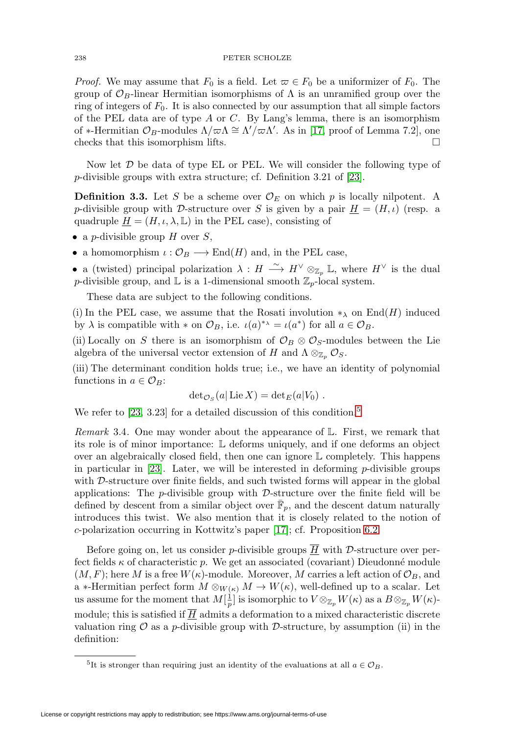*Proof.* We may assume that $F_0$ is a field. Let $\varpi \in F_0$ be a uniformizer of $F_0$. The group of $\mathcal{O}_B$-linear Hermitian isomorphisms of $\Lambda$ is an unramified group over the ring of integers of $F_0$. It is also connected by our assumption that all simple factors of the PEL data are of type $A$ or $C$. By Lang's lemma, there is an isomorphism of $*$-Hermitian $\mathcal{O}_B$-modules $\Lambda/\varpi\Lambda \cong \Lambda'/\varpi\Lambda'$. As in [17, proof of Lemma 7.2], one checks that this isomorphism lifts. □

Now let $\mathcal{D}$ be data of type EL or PEL. We will consider the following type of $p$-divisible groups with extra structure; cf. Definition 3.21 of [23].

**Definition 3.3.** Let $S$ be a scheme over $\mathcal{O}_E$ on which $p$ is locally nilpotent. A $p$-divisible group with $\mathcal{D}$-structure over $S$ is given by a pair $\underline{H} = (H, \iota)$ (resp. a quadruple $\underline{H} = (H, \iota, \lambda, \mathbb{L})$ in the PEL case), consisting of

- a $p$-divisible group $H$ over $S$,
- a homomorphism $\iota : \mathcal{O}_B \longrightarrow \operatorname{End}(H)$ and, in the PEL case,
- a (twisted) principal polarization $\lambda : H \xrightarrow{\sim} H^\vee \otimes_{\mathbb{Z}_p} \mathbb{L}$, where $H^\vee$ is the dual $p$-divisible group, and $\mathbb{L}$ is a 1-dimensional smooth $\mathbb{Z}_p$-local system.

These data are subject to the following conditions.

(i) In the PEL case, we assume that the Rosati involution $*_\lambda$ on $\operatorname{End}(H)$ induced by $\lambda$ is compatible with $*$ on $\mathcal{O}_B$, i.e. $\iota(a)^{*_\lambda} = \iota(a^*)$ for all $a \in \mathcal{O}_B$.

(ii) Locally on $S$ there is an isomorphism of $\mathcal{O}_B \otimes \mathcal{O}_S$-modules between the Lie algebra of the universal vector extension of $H$ and $\Lambda \otimes_{\mathbb{Z}_p} \mathcal{O}_S$.

(iii) The determinant condition holds true; i.e., we have an identity of polynomial functions in $a \in \mathcal{O}_B$:

$$\det_{\mathcal{O}_S}(a|\operatorname{Lie} X) = \det_E(a|V_0)\ .$$

We refer to [23, 3.23] for a detailed discussion of this condition.[5]

*Remark* 3.4. One may wonder about the appearance of $\mathbb{L}$. First, we remark that its role is of minor importance: $\mathbb{L}$ deforms uniquely, and if one deforms an object over an algebraically closed field, then one can ignore $\mathbb{L}$ completely. This happens in particular in [23]. Later, we will be interested in deforming $p$-divisible groups with $\mathcal{D}$-structure over finite fields, and such twisted forms will appear in the global applications: The $p$-divisible group with $\mathcal{D}$-structure over the finite field will be defined by descent from a similar object over $\bar{\mathbb{F}}_p$, and the descent datum naturally introduces this twist. We also mention that it is closely related to the notion of $c$-polarization occurring in Kottwitz's paper [17]; cf. Proposition 6.2.

Before going on, let us consider $p$-divisible groups $\overline{\underline{H}}$ with $\mathcal{D}$-structure over perfect fields $\kappa$ of characteristic $p$. We get an associated (covariant) Dieudonné module $(M, F)$; here $M$ is a free $W(\kappa)$-module. Moreover, $M$ carries a left action of $\mathcal{O}_B$, and a $*$-Hermitian perfect form $M \otimes_{W(\kappa)} M \to W(\kappa)$, well-defined up to a scalar. Let us assume for the moment that $M[\frac{1}{p}]$ is isomorphic to $V \otimes_{\mathbb{Z}_p} W(\kappa)$ as a $B \otimes_{\mathbb{Z}_p} W(\kappa)$-module; this is satisfied if $\overline{\underline{H}}$ admits a deformation to a mixed characteristic discrete valuation ring $\mathcal{O}$ as a $p$-divisible group with $\mathcal{D}$-structure, by assumption (ii) in the definition:

[5] It is stronger than requiring just an identity of the evaluations at all $a \in \mathcal{O}_B$.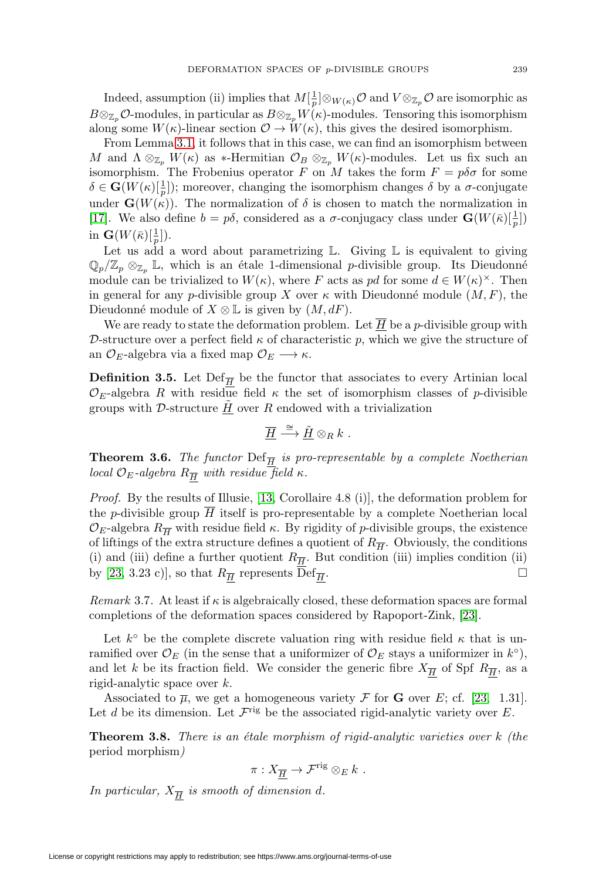Indeed, assumption (ii) implies that $M[\frac{1}{p}]\otimes_{W(\kappa)}\mathcal{O}$ and $V\otimes_{\mathbb{Z}_p}\mathcal{O}$ are isomorphic as $B\otimes_{\mathbb{Z}_p}\mathcal{O}$-modules, in particular as $B\otimes_{\mathbb{Z}_p}W(\kappa)$-modules. Tensoring this isomorphism along some $W(\kappa)$-linear section $\mathcal{O}\to W(\kappa)$, this gives the desired isomorphism.

From Lemma 3.1, it follows that in this case, we can find an isomorphism between $M$ and $\Lambda\otimes_{\mathbb{Z}_p}W(\kappa)$ as $*$-Hermitian $\mathcal{O}_B\otimes_{\mathbb{Z}_p}W(\kappa)$-modules. Let us fix such an isomorphism. The Frobenius operator $F$ on $M$ takes the form $F=p\delta\sigma$ for some $\delta\in\mathbf{G}(W(\kappa)[\frac{1}{p}])$; moreover, changing the isomorphism changes $\delta$ by a $\sigma$-conjugate under $\mathbf{G}(W(\kappa))$. The normalization of $\delta$ is chosen to match the normalization in [17]. We also define $b=p\delta$, considered as a $\sigma$-conjugacy class under $\mathbf{G}(W(\bar{\kappa})[\frac{1}{p}])$ in $\mathbf{G}(W(\bar{\kappa})[\frac{1}{p}])$.

Let us add a word about parametrizing $\mathbb{L}$. Giving $\mathbb{L}$ is equivalent to giving $\mathbb{Q}_p/\mathbb{Z}_p\otimes_{\mathbb{Z}_p}\mathbb{L}$, which is an étale 1-dimensional $p$-divisible group. Its Dieudonné module can be trivialized to $W(\kappa)$, where $F$ acts as $pd$ for some $d\in W(\kappa)^\times$. Then in general for any $p$-divisible group $X$ over $\kappa$ with Dieudonné module $(M,F)$, the Dieudonné module of $X\otimes\mathbb{L}$ is given by $(M,dF)$.

We are ready to state the deformation problem. Let $\underline{\overline{H}}$ be a $p$-divisible group with $\mathcal{D}$-structure over a perfect field $\kappa$ of characteristic $p$, which we give the structure of an $\mathcal{O}_E$-algebra via a fixed map $\mathcal{O}_E\longrightarrow\kappa$.

**Definition 3.5.** Let $\mathrm{Def}_{\underline{\overline{H}}}$ be the functor that associates to every Artinian local $\mathcal{O}_E$-algebra $R$ with residue field $\kappa$ the set of isomorphism classes of $p$-divisible groups with $\mathcal{D}$-structure $\underline{\tilde{H}}$ over $R$ endowed with a trivialization

$$\underline{\overline{H}}\overset{\cong}{\longrightarrow}\underline{\tilde{H}}\otimes_R k\ .$$

**Theorem 3.6.** *The functor $\mathrm{Def}_{\underline{\overline{H}}}$ is pro-representable by a complete Noetherian local $\mathcal{O}_E$-algebra $R_{\underline{\overline{H}}}$ with residue field $\kappa$.*

*Proof.* By the results of Illusie, [13, Corollaire 4.8 (i)], the deformation problem for the $p$-divisible group $\overline{H}$ itself is pro-representable by a complete Noetherian local $\mathcal{O}_E$-algebra $R_{\overline{H}}$ with residue field $\kappa$. By rigidity of $p$-divisible groups, the existence of liftings of the extra structure defines a quotient of $R_{\overline{H}}$. Obviously, the conditions (i) and (iii) define a further quotient $R_{\underline{\overline{H}}}$. But condition (iii) implies condition (ii) by [23, 3.23 c)], so that $R_{\underline{\overline{H}}}$ represents $\mathrm{Def}_{\underline{\overline{H}}}$. □

*Remark* 3.7. At least if $\kappa$ is algebraically closed, these deformation spaces are formal completions of the deformation spaces considered by Rapoport-Zink, [23].

Let $k^\circ$ be the complete discrete valuation ring with residue field $\kappa$ that is unramified over $\mathcal{O}_E$ (in the sense that a uniformizer of $\mathcal{O}_E$ stays a uniformizer in $k^\circ$), and let $k$ be its fraction field. We consider the generic fibre $X_{\underline{\overline{H}}}$ of Spf $R_{\underline{\overline{H}}}$, as a rigid-analytic space over $k$.

Associated to $\overline{\mu}$, we get a homogeneous variety $\mathcal{F}$ for $\mathbf{G}$ over $E$; cf. [23, 1.31]. Let $d$ be its dimension. Let $\mathcal{F}^{\mathrm{rig}}$ be the associated rigid-analytic variety over $E$.

**Theorem 3.8.** *There is an étale morphism of rigid-analytic varieties over $k$ (the* period morphism*)*

$$\pi: X_{\underline{\overline{H}}}\to\mathcal{F}^{\mathrm{rig}}\otimes_E k\ .$$

*In particular, $X_{\underline{\overline{H}}}$ is smooth of dimension $d$.*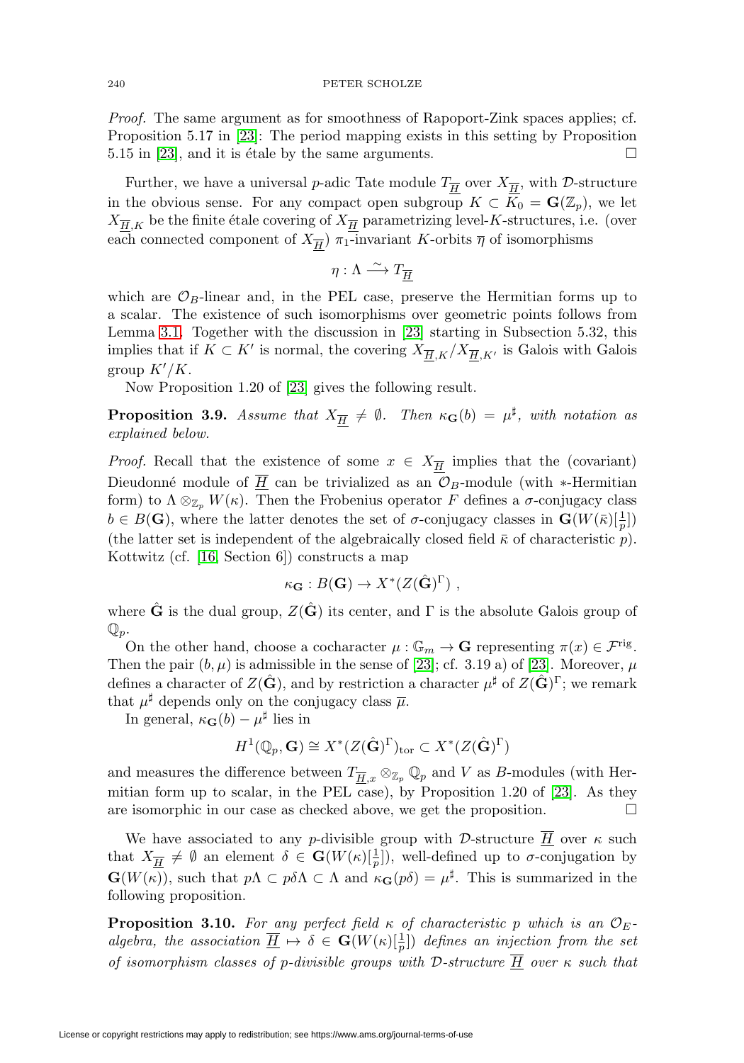*Proof.* The same argument as for smoothness of Rapoport-Zink spaces applies; cf. Proposition 5.17 in [23]: The period mapping exists in this setting by Proposition 5.15 in [23], and it is étale by the same arguments. □

Further, we have a universal $p$-adic Tate module $T_{\underline{\overline{H}}}$ over $X_{\underline{\overline{H}}}$, with $\mathcal{D}$-structure in the obvious sense. For any compact open subgroup $K \subset K_0 = \mathbf{G}(\mathbb{Z}_p)$, we let $X_{\underline{\overline{H}},K}$ be the finite étale covering of $X_{\underline{\overline{H}}}$ parametrizing level-$K$-structures, i.e. (over each connected component of $X_{\underline{\overline{H}}}$) $\pi_1$-invariant $K$-orbits $\overline{\eta}$ of isomorphisms

$$\eta : \Lambda \xrightarrow{\sim} T_{\underline{\overline{H}}}$$

which are $\mathcal{O}_B$-linear and, in the PEL case, preserve the Hermitian forms up to a scalar. The existence of such isomorphisms over geometric points follows from Lemma 3.1. Together with the discussion in [23] starting in Subsection 5.32, this implies that if $K \subset K'$ is normal, the covering $X_{\underline{\overline{H}},K}/X_{\underline{\overline{H}},K'}$ is Galois with Galois group $K'/K$.

Now Proposition 1.20 of [23] gives the following result.

**Proposition 3.9.** *Assume that $X_{\underline{\overline{H}}} \neq \emptyset$. Then $\kappa_{\mathbf{G}}(b) = \mu^\sharp$, with notation as explained below.*

*Proof.* Recall that the existence of some $x \in X_{\underline{\overline{H}}}$ implies that the (covariant) Dieudonné module of $\underline{\overline{H}}$ can be trivialized as an $\mathcal{O}_B$-module (with $*$-Hermitian form) to $\Lambda \otimes_{\mathbb{Z}_p} W(\kappa)$. Then the Frobenius operator $F$ defines a $\sigma$-conjugacy class $b \in B(\mathbf{G})$, where the latter denotes the set of $\sigma$-conjugacy classes in $\mathbf{G}(W(\bar{\kappa})[\frac{1}{p}])$ (the latter set is independent of the algebraically closed field $\bar{\kappa}$ of characteristic $p$). Kottwitz (cf. [16, Section 6]) constructs a map

$$\kappa_{\mathbf{G}} : B(\mathbf{G}) \to X^*(Z(\hat{\mathbf{G}})^\Gamma) \ ,$$

where $\hat{\mathbf{G}}$ is the dual group, $Z(\hat{\mathbf{G}})$ its center, and $\Gamma$ is the absolute Galois group of $\mathbb{Q}_p$.

On the other hand, choose a cocharacter $\mu : \mathbb{G}_m \to \mathbf{G}$ representing $\pi(x) \in \mathcal{F}^{\mathrm{rig}}$. Then the pair $(b, \mu)$ is admissible in the sense of [23]; cf. 3.19 a) of [23]. Moreover, $\mu$ defines a character of $Z(\hat{\mathbf{G}})$, and by restriction a character $\mu^\sharp$ of $Z(\hat{\mathbf{G}})^\Gamma$; we remark that $\mu^\sharp$ depends only on the conjugacy class $\overline{\mu}$.

In general, $\kappa_{\mathbf{G}}(b) - \mu^\sharp$ lies in

$$H^1(\mathbb{Q}_p, \mathbf{G}) \cong X^*(Z(\hat{\mathbf{G}})^\Gamma)_{\mathrm{tor}} \subset X^*(Z(\hat{\mathbf{G}})^\Gamma)$$

and measures the difference between $T_{\underline{\overline{H}},x} \otimes_{\mathbb{Z}_p} \mathbb{Q}_p$ and $V$ as $B$-modules (with Hermitian form up to scalar, in the PEL case), by Proposition 1.20 of [23]. As they are isomorphic in our case as checked above, we get the proposition. □

We have associated to any $p$-divisible group with $\mathcal{D}$-structure $\underline{\overline{H}}$ over $\kappa$ such that $X_{\underline{\overline{H}}} \neq \emptyset$ an element $\delta \in \mathbf{G}(W(\kappa)[\frac{1}{p}])$, well-defined up to $\sigma$-conjugation by $\mathbf{G}(W(\kappa))$, such that $p\Lambda \subset p\delta\Lambda \subset \Lambda$ and $\kappa_{\mathbf{G}}(p\delta) = \mu^\sharp$. This is summarized in the following proposition.

**Proposition 3.10.** *For any perfect field $\kappa$ of characteristic $p$ which is an $\mathcal{O}_E$-algebra, the association $\underline{\overline{H}} \mapsto \delta \in \mathbf{G}(W(\kappa)[\frac{1}{p}])$ defines an injection from the set of isomorphism classes of $p$-divisible groups with $\mathcal{D}$-structure $\underline{\overline{H}}$ over $\kappa$ such that*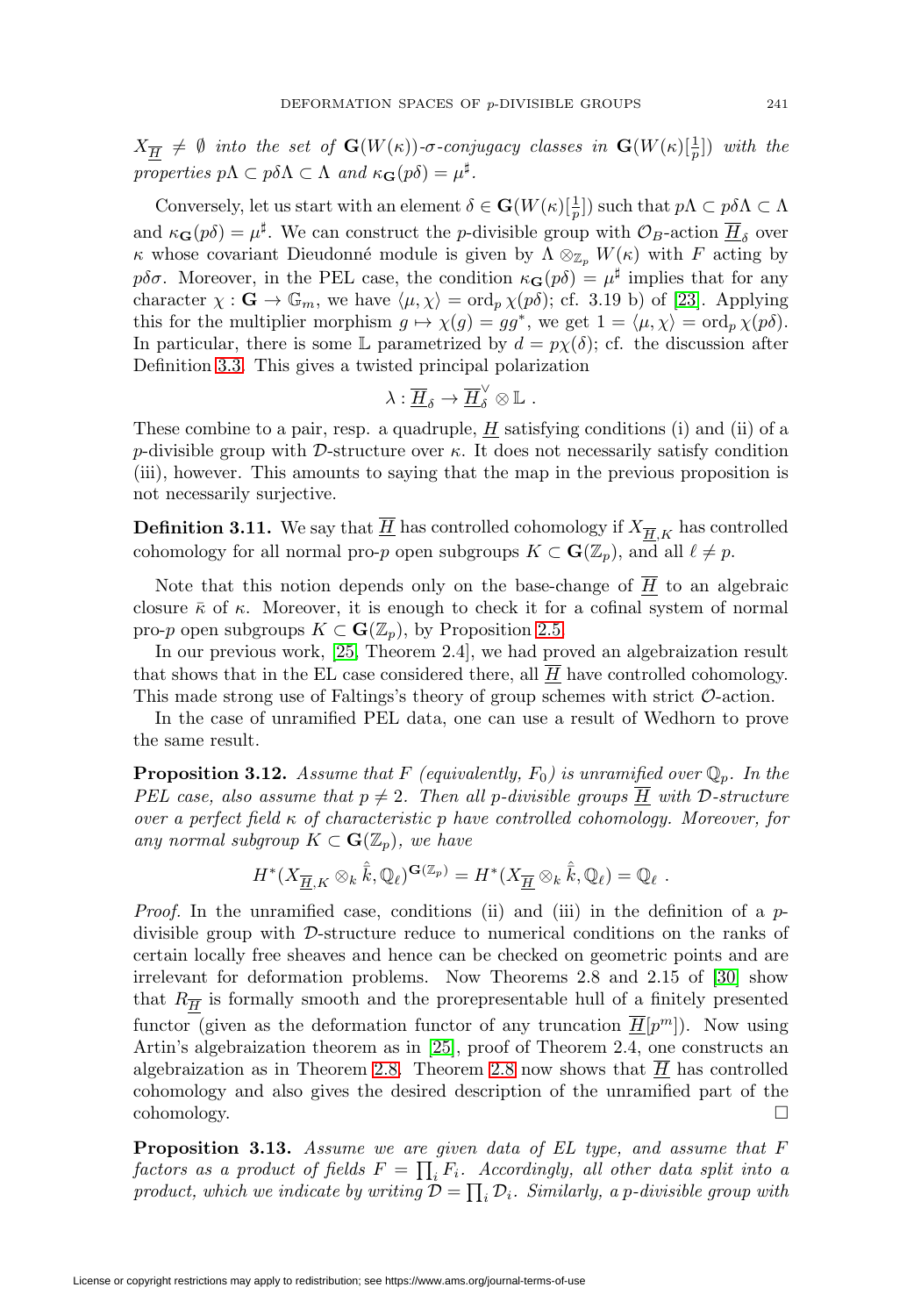$X_{\overline{H}} \neq \emptyset$ *into the set of* $\mathbf{G}(W(\kappa))$*-$\sigma$-conjugacy classes in* $\mathbf{G}(W(\kappa)[\frac{1}{p}])$ *with the properties* $p\Lambda \subset p\delta\Lambda \subset \Lambda$ *and* $\kappa_{\mathbf{G}}(p\delta) = \mu^\sharp$.

Conversely, let us start with an element $\delta \in \mathbf{G}(W(\kappa)[\frac{1}{p}])$ such that $p\Lambda \subset p\delta\Lambda \subset \Lambda$ and $\kappa_{\mathbf{G}}(p\delta) = \mu^\sharp$. We can construct the $p$-divisible group with $\mathcal{O}_B$-action $\overline{H}_\delta$ over $\kappa$ whose covariant Dieudonné module is given by $\Lambda \otimes_{\mathbb{Z}_p} W(\kappa)$ with $F$ acting by $p\delta\sigma$. Moreover, in the PEL case, the condition $\kappa_{\mathbf{G}}(p\delta) = \mu^\sharp$ implies that for any character $\chi : \mathbf{G} \to \mathbb{G}_m$, we have $\langle \mu, \chi \rangle = \mathrm{ord}_p\, \chi(p\delta)$; cf. 3.19 b) of [23]. Applying this for the multiplier morphism $g \mapsto \chi(g) = gg^*$, we get $1 = \langle \mu, \chi \rangle = \mathrm{ord}_p\, \chi(p\delta)$. In particular, there is some $\mathbb{L}$ parametrized by $d = p\chi(\delta)$; cf. the discussion after Definition 3.3. This gives a twisted principal polarization

$$\lambda : \overline{H}_\delta \to \overline{H}_\delta^\vee \otimes \mathbb{L}\ .$$

These combine to a pair, resp. a quadruple, $\underline{H}$ satisfying conditions (i) and (ii) of a $p$-divisible group with $\mathcal{D}$-structure over $\kappa$. It does not necessarily satisfy condition (iii), however. This amounts to saying that the map in the previous proposition is not necessarily surjective.

**Definition 3.11.** We say that $\underline{\overline{H}}$ has controlled cohomology if $X_{\underline{\overline{H}},K}$ has controlled cohomology for all normal pro-$p$ open subgroups $K \subset \mathbf{G}(\mathbb{Z}_p)$, and all $\ell \neq p$.

Note that this notion depends only on the base-change of $\underline{\overline{H}}$ to an algebraic closure $\bar{\kappa}$ of $\kappa$. Moreover, it is enough to check it for a cofinal system of normal pro-$p$ open subgroups $K \subset \mathbf{G}(\mathbb{Z}_p)$, by Proposition 2.5.

In our previous work, [25, Theorem 2.4], we had proved an algebraization result that shows that in the EL case considered there, all $\underline{\overline{H}}$ have controlled cohomology. This made strong use of Faltings's theory of group schemes with strict $\mathcal{O}$-action.

In the case of unramified PEL data, one can use a result of Wedhorn to prove the same result.

**Proposition 3.12.** *Assume that $F$ (equivalently, $F_0$) is unramified over $\mathbb{Q}_p$. In the PEL case, also assume that $p \neq 2$. Then all $p$-divisible groups $\underline{\overline{H}}$ with $\mathcal{D}$-structure over a perfect field $\kappa$ of characteristic $p$ have controlled cohomology. Moreover, for any normal subgroup $K \subset \mathbf{G}(\mathbb{Z}_p)$, we have*

$$H^*(X_{\underline{\overline{H}},K} \otimes_k \hat{\bar{k}}, \mathbb{Q}_\ell)^{\mathbf{G}(\mathbb{Z}_p)} = H^*(X_{\underline{\overline{H}}} \otimes_k \hat{\bar{k}}, \mathbb{Q}_\ell) = \mathbb{Q}_\ell\ .$$

*Proof.* In the unramified case, conditions (ii) and (iii) in the definition of a $p$-divisible group with $\mathcal{D}$-structure reduce to numerical conditions on the ranks of certain locally free sheaves and hence can be checked on geometric points and are irrelevant for deformation problems. Now Theorems 2.8 and 2.15 of [30] show that $R_{\underline{\overline{H}}}$ is formally smooth and the prorepresentable hull of a finitely presented functor (given as the deformation functor of any truncation $\underline{\overline{H}}[p^m]$). Now using Artin's algebraization theorem as in [25], proof of Theorem 2.4, one constructs an algebraization as in Theorem 2.8. Theorem 2.8 now shows that $\underline{\overline{H}}$ has controlled cohomology and also gives the desired description of the unramified part of the cohomology. $\square$

**Proposition 3.13.** *Assume we are given data of EL type, and assume that $F$ factors as a product of fields $F = \prod_i F_i$. Accordingly, all other data split into a product, which we indicate by writing $\mathcal{D} = \prod_i \mathcal{D}_i$. Similarly, a $p$-divisible group with*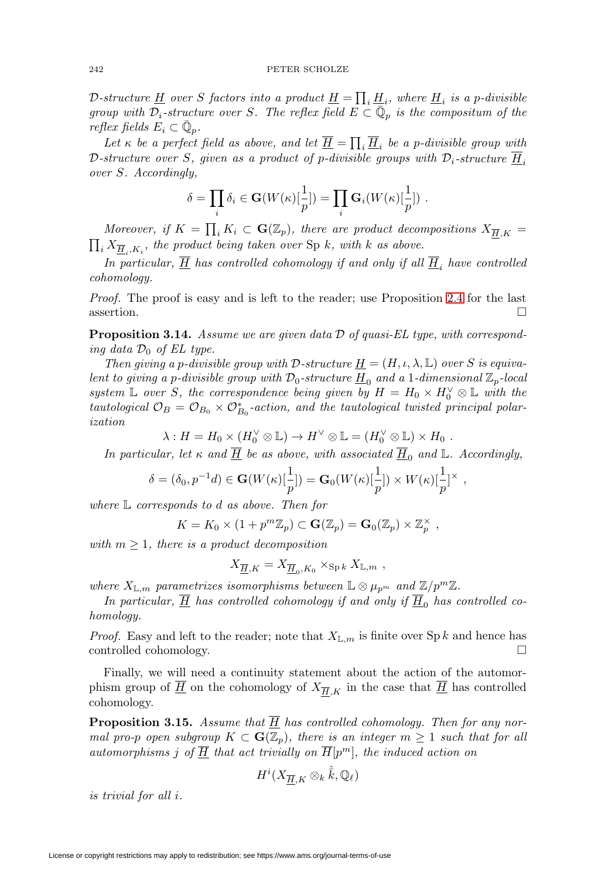*$\mathcal{D}$-structure $\underline{H}$ over $S$ factors into a product $\underline{H} = \prod_i \underline{H}_i$, where $\underline{H}_i$ is a $p$-divisible group with $\mathcal{D}_i$-structure over $S$. The reflex field $E \subset \bar{\mathbb{Q}}_p$ is the compositum of the reflex fields $E_i \subset \bar{\mathbb{Q}}_p$.*

*Let $\kappa$ be a perfect field as above, and let $\overline{\underline{H}} = \prod_i \overline{\underline{H}}_i$ be a $p$-divisible group with $\mathcal{D}$-structure over $S$, given as a product of $p$-divisible groups with $\mathcal{D}_i$-structure $\overline{\underline{H}}_i$ over $S$. Accordingly,*

$$\delta = \prod_i \delta_i \in \mathbf{G}(W(\kappa)[\frac{1}{p}]) = \prod_i \mathbf{G}_i(W(\kappa)[\frac{1}{p}]) \ .$$

*Moreover, if $K = \prod_i K_i \subset \mathbf{G}(\mathbb{Z}_p)$, there are product decompositions $X_{\overline{\underline{H}},K} = \prod_i X_{\overline{\underline{H}}_i,K_i}$, the product being taken over $\operatorname{Sp} k$, with $k$ as above.*

*In particular, $\overline{\underline{H}}$ has controlled cohomology if and only if all $\overline{\underline{H}}_i$ have controlled cohomology.*

*Proof.* The proof is easy and is left to the reader; use Proposition 2.4 for the last assertion. $\square$

**Proposition 3.14.** *Assume we are given data $\mathcal{D}$ of quasi-EL type, with corresponding data $\mathcal{D}_0$ of EL type.*

*Then giving a $p$-divisible group with $\mathcal{D}$-structure $\underline{H} = (H, \iota, \lambda, \mathbb{L})$ over $S$ is equivalent to giving a $p$-divisible group with $\mathcal{D}_0$-structure $\underline{H}_0$ and a 1-dimensional $\mathbb{Z}_p$-local system $\mathbb{L}$ over $S$, the correspondence being given by $H = H_0 \times H_0^\vee \otimes \mathbb{L}$ with the tautological $\mathcal{O}_B = \mathcal{O}_{B_0} \times \mathcal{O}_{B_0}^*$-action, and the tautological twisted principal polarization*

$$\lambda : H = H_0 \times (H_0^\vee \otimes \mathbb{L}) \to H^\vee \otimes \mathbb{L} = (H_0^\vee \otimes \mathbb{L}) \times H_0 \ .$$

*In particular, let $\kappa$ and $\overline{\underline{H}}$ be as above, with associated $\overline{\underline{H}}_0$ and $\mathbb{L}$. Accordingly,*

$$\delta = (\delta_0, p^{-1}d) \in \mathbf{G}(W(\kappa)[\frac{1}{p}]) = \mathbf{G}_0(W(\kappa)[\frac{1}{p}]) \times W(\kappa)[\frac{1}{p}]^\times \ ,$$

*where $\mathbb{L}$ corresponds to $d$ as above. Then for*

$$K = K_0 \times (1 + p^m\mathbb{Z}_p) \subset \mathbf{G}(\mathbb{Z}_p) = \mathbf{G}_0(\mathbb{Z}_p) \times \mathbb{Z}_p^\times \ ,$$

*with $m \geq 1$, there is a product decomposition*

$$X_{\overline{\underline{H}},K} = X_{\overline{\underline{H}}_0,K_0} \times_{\operatorname{Sp} k} X_{\mathbb{L},m} \ ,$$

*where $X_{\mathbb{L},m}$ parametrizes isomorphisms between $\mathbb{L} \otimes \mu_{p^m}$ and $\mathbb{Z}/p^m\mathbb{Z}$.*

*In particular, $\overline{\underline{H}}$ has controlled cohomology if and only if $\overline{\underline{H}}_0$ has controlled cohomology.*

*Proof.* Easy and left to the reader; note that $X_{\mathbb{L},m}$ is finite over $\operatorname{Sp} k$ and hence has controlled cohomology. $\square$

Finally, we will need a continuity statement about the action of the automorphism group of $\overline{\underline{H}}$ on the cohomology of $X_{\overline{\underline{H}},K}$ in the case that $\overline{\underline{H}}$ has controlled cohomology.

**Proposition 3.15.** *Assume that $\overline{\underline{H}}$ has controlled cohomology. Then for any normal pro-$p$ open subgroup $K \subset \mathbf{G}(\mathbb{Z}_p)$, there is an integer $m \geq 1$ such that for all automorphisms $j$ of $\overline{\underline{H}}$ that act trivially on $\overline{H}[p^m]$, the induced action on*

$$H^i(X_{\overline{\underline{H}},K} \otimes_k \hat{\bar{k}}, \mathbb{Q}_\ell)$$

*is trivial for all $i$.*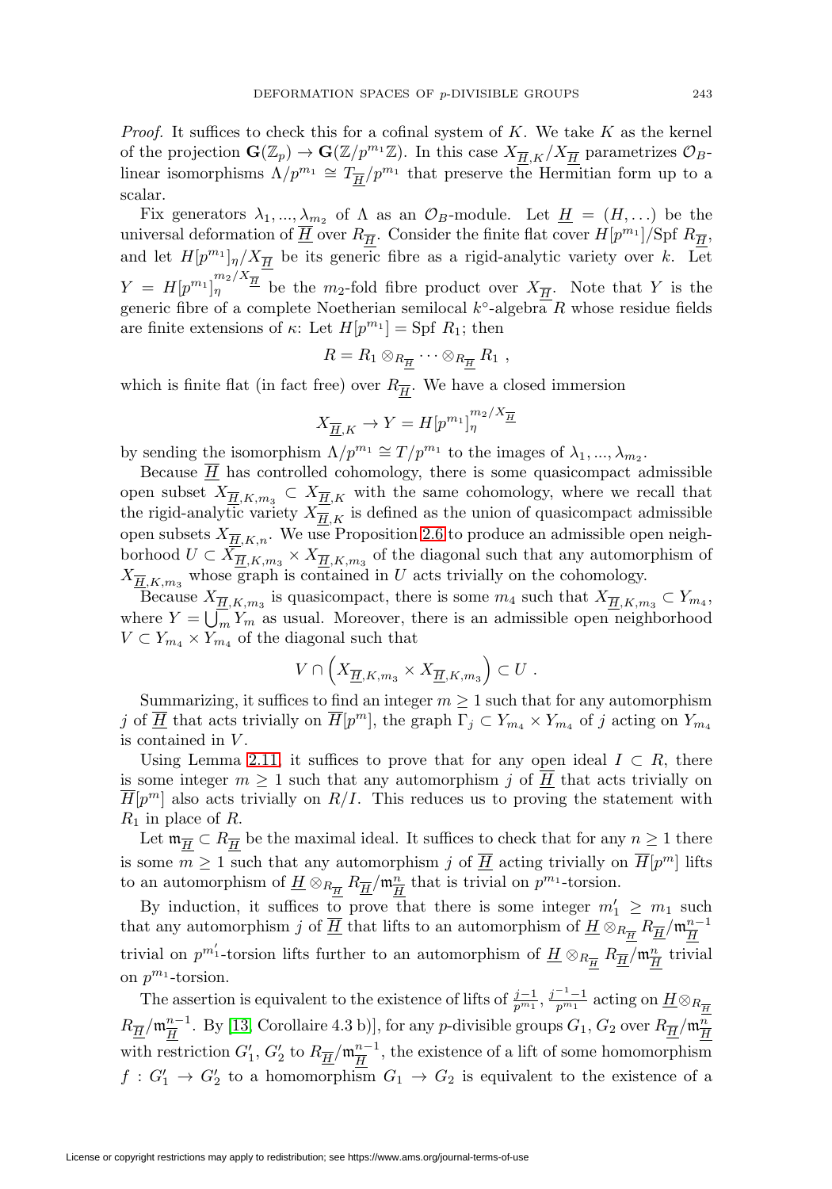*Proof.* It suffices to check this for a cofinal system of $K$. We take $K$ as the kernel of the projection $\mathbf{G}(\mathbb{Z}_p) \to \mathbf{G}(\mathbb{Z}/p^{m_1}\mathbb{Z})$. In this case $X_{\overline{\underline{H}},K}/X_{\overline{\underline{H}}}$ parametrizes $\mathcal{O}_B$-linear isomorphisms $\Lambda/p^{m_1} \cong T_{\overline{\underline{H}}}/p^{m_1}$ that preserve the Hermitian form up to a scalar.

Fix generators $\lambda_1, ..., \lambda_{m_2}$ of $\Lambda$ as an $\mathcal{O}_B$-module. Let $\underline{H} = (H, \dots)$ be the universal deformation of $\overline{\underline{H}}$ over $R_{\overline{\underline{H}}}$. Consider the finite flat cover $H[p^{m_1}]/\mathrm{Spf}\ R_{\overline{\underline{H}}}$, and let $H[p^{m_1}]_\eta/X_{\overline{\underline{H}}}$ be its generic fibre as a rigid-analytic variety over $k$. Let $Y = H[p^{m_1}]_\eta^{m_2/X_{\overline{\underline{H}}}}$ be the $m_2$-fold fibre product over $X_{\overline{\underline{H}}}$. Note that $Y$ is the generic fibre of a complete Noetherian semilocal $k^\circ$-algebra $R$ whose residue fields are finite extensions of $\kappa$: Let $H[p^{m_1}] = \mathrm{Spf}\ R_1$; then

$$R = R_1 \otimes_{R_{\overline{\underline{H}}}} \cdots \otimes_{R_{\overline{\underline{H}}}} R_1 \ ,$$

which is finite flat (in fact free) over $R_{\overline{\underline{H}}}$. We have a closed immersion

$$X_{\overline{\underline{H}},K} \to Y = H[p^{m_1}]_\eta^{m_2/X_{\overline{\underline{H}}}}$$

by sending the isomorphism $\Lambda/p^{m_1} \cong T/p^{m_1}$ to the images of $\lambda_1, ..., \lambda_{m_2}$.

Because $\overline{\underline{H}}$ has controlled cohomology, there is some quasicompact admissible open subset $X_{\overline{\underline{H}},K,m_3} \subset X_{\overline{\underline{H}},K}$ with the same cohomology, where we recall that the rigid-analytic variety $X_{\overline{\underline{H}},K}$ is defined as the union of quasicompact admissible open subsets $X_{\overline{\underline{H}},K,n}$. We use Proposition 2.6 to produce an admissible open neighborhood $U \subset X_{\overline{\underline{H}},K,m_3} \times X_{\overline{\underline{H}},K,m_3}$ of the diagonal such that any automorphism of $X_{\overline{\underline{H}},K,m_3}$ whose graph is contained in $U$ acts trivially on the cohomology.

Because $X_{\overline{\underline{H}},K,m_3}$ is quasicompact, there is some $m_4$ such that $X_{\overline{\underline{H}},K,m_3} \subset Y_{m_4}$, where $Y = \bigcup_m Y_m$ as usual. Moreover, there is an admissible open neighborhood $V \subset Y_{m_4} \times Y_{m_4}$ of the diagonal such that

$$V \cap \left( X_{\overline{\underline{H}},K,m_3} \times X_{\overline{\underline{H}},K,m_3} \right) \subset U \ .$$

Summarizing, it suffices to find an integer $m \geq 1$ such that for any automorphism $j$ of $\overline{\underline{H}}$ that acts trivially on $\overline{H}[p^m]$, the graph $\Gamma_j \subset Y_{m_4} \times Y_{m_4}$ of $j$ acting on $Y_{m_4}$ is contained in $V$.

Using Lemma 2.11, it suffices to prove that for any open ideal $I \subset R$, there is some integer $m \geq 1$ such that any automorphism $j$ of $\overline{\underline{H}}$ that acts trivially on $\overline{H}[p^m]$ also acts trivially on $R/I$. This reduces us to proving the statement with $R_1$ in place of $R$.

Let $\mathfrak{m}_{\overline{\underline{H}}} \subset R_{\overline{\underline{H}}}$ be the maximal ideal. It suffices to check that for any $n \geq 1$ there is some $m \geq 1$ such that any automorphism $j$ of $\overline{\underline{H}}$ acting trivially on $\overline{H}[p^m]$ lifts to an automorphism of $\underline{H} \otimes_{R_{\overline{\underline{H}}}} R_{\overline{\underline{H}}}/\mathfrak{m}_{\overline{\underline{H}}}^n$ that is trivial on $p^{m_1}$-torsion.

By induction, it suffices to prove that there is some integer $m_1' \geq m_1$ such that any automorphism $j$ of $\overline{\underline{H}}$ that lifts to an automorphism of $\underline{H} \otimes_{R_{\overline{\underline{H}}}} R_{\overline{\underline{H}}}/\mathfrak{m}_{\overline{\underline{H}}}^{n-1}$ trivial on $p^{m_1'}$-torsion lifts further to an automorphism of $\underline{H} \otimes_{R_{\overline{\underline{H}}}} R_{\overline{\underline{H}}}/\mathfrak{m}_{\overline{\underline{H}}}^n$ trivial on $p^{m_1}$-torsion.

The assertion is equivalent to the existence of lifts of $\frac{j-1}{p^{m_1}}, \frac{j^{-1}-1}{p^{m_1}}$ acting on $\underline{H} \otimes_{R_{\overline{\underline{H}}}} R_{\overline{\underline{H}}}/\mathfrak{m}_{\overline{\underline{H}}}^{n-1}$. By [13, Corollaire 4.3 b)], for any $p$-divisible groups $G_1$, $G_2$ over $R_{\overline{\underline{H}}}/\mathfrak{m}_{\overline{\underline{H}}}^n$ with restriction $G_1'$, $G_2'$ to $R_{\overline{\underline{H}}}/\mathfrak{m}_{\overline{\underline{H}}}^{n-1}$, the existence of a lift of some homomorphism $f : G_1' \to G_2'$ to a homomorphism $G_1 \to G_2$ is equivalent to the existence of a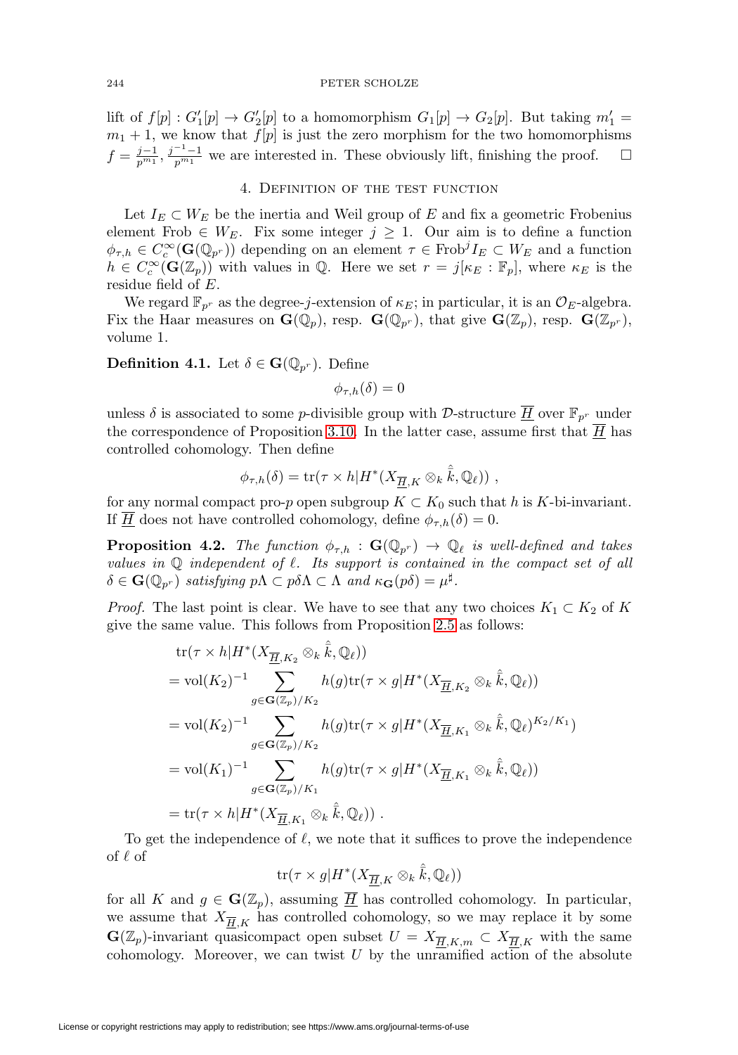lift of $f[p] : G'_1[p] \to G'_2[p]$ to a homomorphism $G_1[p] \to G_2[p]$. But taking $m'_1 = m_1 + 1$, we know that $f[p]$ is just the zero morphism for the two homomorphisms $f = \frac{j-1}{p^{m_1}}, \frac{j^{-1}-1}{p^{m_1}}$ we are interested in. These obviously lift, finishing the proof. $\square$

## 4. Definition of the test function

Let $I_E \subset W_E$ be the inertia and Weil group of $E$ and fix a geometric Frobenius element $\mathrm{Frob} \in W_E$. Fix some integer $j \geq 1$. Our aim is to define a function $\phi_{\tau,h} \in C_c^\infty(\mathbf{G}(\mathbb{Q}_{p^r}))$ depending on an element $\tau \in \mathrm{Frob}^j I_E \subset W_E$ and a function $h \in C_c^\infty(\mathbf{G}(\mathbb{Z}_p))$ with values in $\mathbb{Q}$. Here we set $r = j[\kappa_E : \mathbb{F}_p]$, where $\kappa_E$ is the residue field of $E$.

We regard $\mathbb{F}_{p^r}$ as the degree-$j$-extension of $\kappa_E$; in particular, it is an $\mathcal{O}_E$-algebra. Fix the Haar measures on $\mathbf{G}(\mathbb{Q}_p)$, resp. $\mathbf{G}(\mathbb{Q}_{p^r})$, that give $\mathbf{G}(\mathbb{Z}_p)$, resp. $\mathbf{G}(\mathbb{Z}_{p^r})$, volume 1.

**Definition 4.1.** Let $\delta \in \mathbf{G}(\mathbb{Q}_{p^r})$. Define

$$\phi_{\tau,h}(\delta) = 0$$

unless $\delta$ is associated to some $p$-divisible group with $\mathcal{D}$-structure $\underline{\overline{H}}$ over $\mathbb{F}_{p^r}$ under the correspondence of Proposition 3.10. In the latter case, assume first that $\underline{\overline{H}}$ has controlled cohomology. Then define

$$\phi_{\tau,h}(\delta) = \mathrm{tr}(\tau \times h | H^*(X_{\underline{\overline{H}},K} \otimes_k \hat{\bar{k}}, \mathbb{Q}_\ell)) \ ,$$

for any normal compact pro-$p$ open subgroup $K \subset K_0$ such that $h$ is $K$-bi-invariant. If $\underline{\overline{H}}$ does not have controlled cohomology, define $\phi_{\tau,h}(\delta) = 0$.

**Proposition 4.2.** *The function $\phi_{\tau,h} : \mathbf{G}(\mathbb{Q}_{p^r}) \to \mathbb{Q}_\ell$ is well-defined and takes values in $\mathbb{Q}$ independent of $\ell$. Its support is contained in the compact set of all $\delta \in \mathbf{G}(\mathbb{Q}_{p^r})$ satisfying $p\Lambda \subset p\delta\Lambda \subset \Lambda$ and $\kappa_{\mathbf{G}}(p\delta) = \mu^\sharp$.*

*Proof.* The last point is clear. We have to see that any two choices $K_1 \subset K_2$ of $K$ give the same value. This follows from Proposition 2.5 as follows:

$$\begin{aligned}
&\mathrm{tr}(\tau \times h | H^*(X_{\underline{\overline{H}},K_2} \otimes_k \hat{\bar{k}}, \mathbb{Q}_\ell)) \\
&= \mathrm{vol}(K_2)^{-1} \sum_{g \in \mathbf{G}(\mathbb{Z}_p)/K_2} h(g) \mathrm{tr}(\tau \times g | H^*(X_{\underline{\overline{H}},K_2} \otimes_k \hat{\bar{k}}, \mathbb{Q}_\ell)) \\
&= \mathrm{vol}(K_2)^{-1} \sum_{g \in \mathbf{G}(\mathbb{Z}_p)/K_2} h(g) \mathrm{tr}(\tau \times g | H^*(X_{\underline{\overline{H}},K_1} \otimes_k \hat{\bar{k}}, \mathbb{Q}_\ell)^{K_2/K_1}) \\
&= \mathrm{vol}(K_1)^{-1} \sum_{g \in \mathbf{G}(\mathbb{Z}_p)/K_1} h(g) \mathrm{tr}(\tau \times g | H^*(X_{\underline{\overline{H}},K_1} \otimes_k \hat{\bar{k}}, \mathbb{Q}_\ell)) \\
&= \mathrm{tr}(\tau \times h | H^*(X_{\underline{\overline{H}},K_1} \otimes_k \hat{\bar{k}}, \mathbb{Q}_\ell)) \ .
\end{aligned}$$

To get the independence of $\ell$, we note that it suffices to prove the independence of $\ell$ of

$$\mathrm{tr}(\tau \times g | H^*(X_{\underline{\overline{H}},K} \otimes_k \hat{\bar{k}}, \mathbb{Q}_\ell))$$

for all $K$ and $g \in \mathbf{G}(\mathbb{Z}_p)$, assuming $\underline{\overline{H}}$ has controlled cohomology. In particular, we assume that $X_{\underline{\overline{H}},K}$ has controlled cohomology, so we may replace it by some $\mathbf{G}(\mathbb{Z}_p)$-invariant quasicompact open subset $U = X_{\underline{\overline{H}},K,m} \subset X_{\underline{\overline{H}},K}$ with the same cohomology. Moreover, we can twist $U$ by the unramified action of the absolute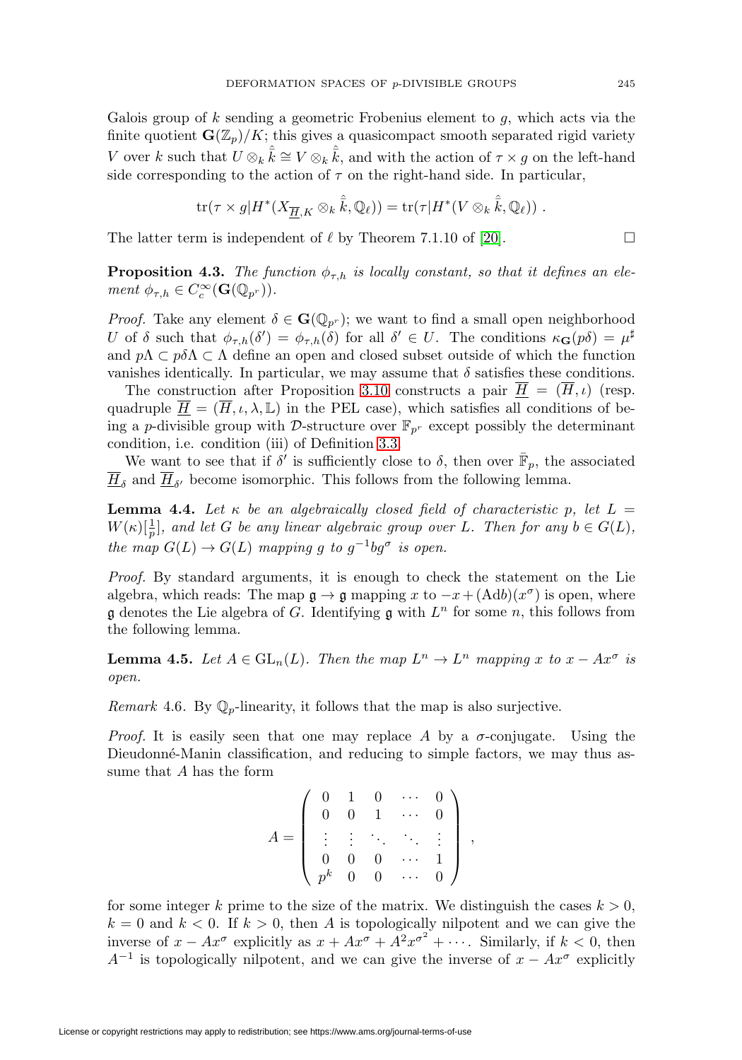Galois group of $k$ sending a geometric Frobenius element to $g$, which acts via the finite quotient $\mathbf{G}(\mathbb{Z}_p)/K$; this gives a quasicompact smooth separated rigid variety $V$ over $k$ such that $U \otimes_k \hat{\bar{k}} \cong V \otimes_k \hat{\bar{k}}$, and with the action of $\tau \times g$ on the left-hand side corresponding to the action of $\tau$ on the right-hand side. In particular,

$$\operatorname{tr}(\tau \times g | H^*(X_{\underline{\overline{H}},K} \otimes_k \hat{\bar{k}}, \mathbb{Q}_\ell)) = \operatorname{tr}(\tau | H^*(V \otimes_k \hat{\bar{k}}, \mathbb{Q}_\ell)) \ .$$

The latter term is independent of $\ell$ by Theorem 7.1.10 of [20]. □

**Proposition 4.3.** *The function $\phi_{\tau,h}$ is locally constant, so that it defines an element $\phi_{\tau,h} \in C_c^\infty(\mathbf{G}(\mathbb{Q}_{p^r}))$.*

*Proof.* Take any element $\delta \in \mathbf{G}(\mathbb{Q}_{p^r})$; we want to find a small open neighborhood $U$ of $\delta$ such that $\phi_{\tau,h}(\delta') = \phi_{\tau,h}(\delta)$ for all $\delta' \in U$. The conditions $\kappa_{\mathbf{G}}(p\delta) = \mu^\sharp$ and $p\Lambda \subset p\delta\Lambda \subset \Lambda$ define an open and closed subset outside of which the function vanishes identically. In particular, we may assume that $\delta$ satisfies these conditions.

The construction after Proposition 3.10 constructs a pair $\underline{\overline{H}} = (\overline{H}, \iota)$ (resp. quadruple $\underline{\overline{H}} = (\overline{H}, \iota, \lambda, \mathbb{L})$ in the PEL case), which satisfies all conditions of being a $p$-divisible group with $\mathcal{D}$-structure over $\mathbb{F}_{p^r}$ except possibly the determinant condition, i.e. condition (iii) of Definition 3.3.

We want to see that if $\delta'$ is sufficiently close to $\delta$, then over $\bar{\mathbb{F}}_p$, the associated $\underline{\overline{H}}_\delta$ and $\underline{\overline{H}}_{\delta'}$ become isomorphic. This follows from the following lemma.

**Lemma 4.4.** *Let $\kappa$ be an algebraically closed field of characteristic $p$, let $L = W(\kappa)[\frac{1}{p}]$, and let $G$ be any linear algebraic group over $L$. Then for any $b \in G(L)$, the map $G(L) \to G(L)$ mapping $g$ to $g^{-1}bg^\sigma$ is open.*

*Proof.* By standard arguments, it is enough to check the statement on the Lie algebra, which reads: The map $\mathfrak{g} \to \mathfrak{g}$ mapping $x$ to $-x + (\mathrm{Ad}b)(x^\sigma)$ is open, where $\mathfrak{g}$ denotes the Lie algebra of $G$. Identifying $\mathfrak{g}$ with $L^n$ for some $n$, this follows from the following lemma.

**Lemma 4.5.** *Let $A \in \mathrm{GL}_n(L)$. Then the map $L^n \to L^n$ mapping $x$ to $x - Ax^\sigma$ is open.*

*Remark* 4.6. By $\mathbb{Q}_p$-linearity, it follows that the map is also surjective.

*Proof.* It is easily seen that one may replace $A$ by a $\sigma$-conjugate. Using the Dieudonné-Manin classification, and reducing to simple factors, we may thus assume that $A$ has the form

$$A = \begin{pmatrix} 0 & 1 & 0 & \cdots & 0 \\ 0 & 0 & 1 & \cdots & 0 \\ \vdots & \vdots & \ddots & \ddots & \vdots \\ 0 & 0 & 0 & \cdots & 1 \\ p^k & 0 & 0 & \cdots & 0 \end{pmatrix} ,$$

for some integer $k$ prime to the size of the matrix. We distinguish the cases $k > 0$, $k = 0$ and $k < 0$. If $k > 0$, then $A$ is topologically nilpotent and we can give the inverse of $x - Ax^\sigma$ explicitly as $x + Ax^\sigma + A^2x^{\sigma^2} + \cdots$. Similarly, if $k < 0$, then $A^{-1}$ is topologically nilpotent, and we can give the inverse of $x - Ax^\sigma$ explicitly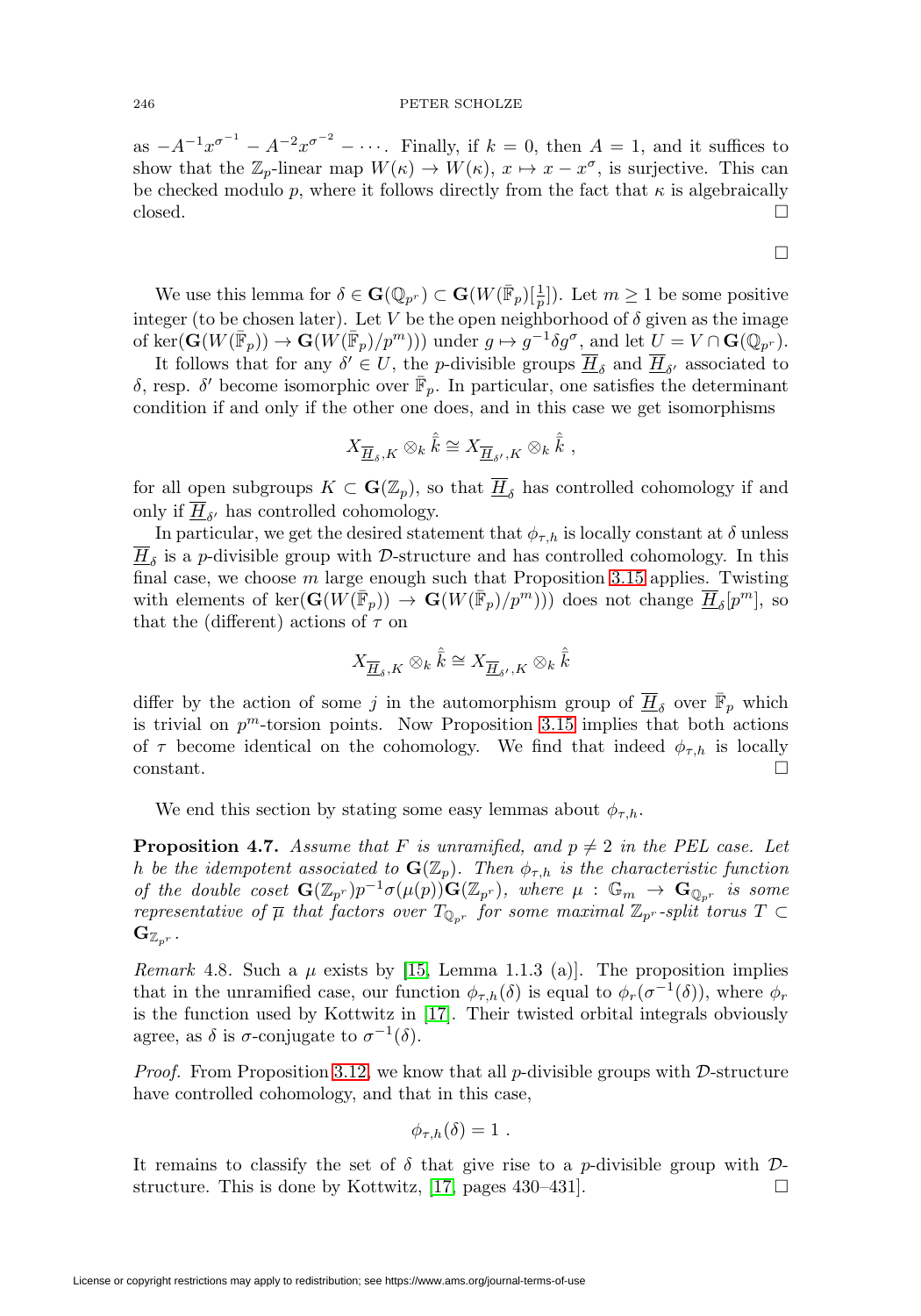as $-A^{-1}x^{\sigma^{-1}} - A^{-2}x^{\sigma^{-2}} - \cdots$. Finally, if $k = 0$, then $A = 1$, and it suffices to show that the $\mathbb{Z}_p$-linear map $W(\kappa) \to W(\kappa)$, $x \mapsto x - x^\sigma$, is surjective. This can be checked modulo $p$, where it follows directly from the fact that $\kappa$ is algebraically closed. □

□

We use this lemma for $\delta \in \mathbf{G}(\mathbb{Q}_{p^r}) \subset \mathbf{G}(W(\bar{\mathbb{F}}_p)[\frac{1}{p}])$. Let $m \geq 1$ be some positive integer (to be chosen later). Let $V$ be the open neighborhood of $\delta$ given as the image of $\ker(\mathbf{G}(W(\bar{\mathbb{F}}_p)) \to \mathbf{G}(W(\bar{\mathbb{F}}_p)/p^m)))$ under $g \mapsto g^{-1}\delta g^\sigma$, and let $U = V \cap \mathbf{G}(\mathbb{Q}_{p^r})$.

It follows that for any $\delta' \in U$, the $p$-divisible groups $\underline{\overline{H}}_\delta$ and $\underline{\overline{H}}_{\delta'}$ associated to $\delta$, resp. $\delta'$ become isomorphic over $\bar{\mathbb{F}}_p$. In particular, one satisfies the determinant condition if and only if the other one does, and in this case we get isomorphisms

$$X_{\underline{\overline{H}}_\delta, K} \otimes_k \hat{\bar{k}} \cong X_{\underline{\overline{H}}_{\delta'}, K} \otimes_k \hat{\bar{k}} \ ,$$

for all open subgroups $K \subset \mathbf{G}(\mathbb{Z}_p)$, so that $\underline{\overline{H}}_\delta$ has controlled cohomology if and only if $\underline{\overline{H}}_{\delta'}$ has controlled cohomology.

In particular, we get the desired statement that $\phi_{\tau,h}$ is locally constant at $\delta$ unless $\underline{\overline{H}}_\delta$ is a $p$-divisible group with $\mathcal{D}$-structure and has controlled cohomology. In this final case, we choose $m$ large enough such that Proposition 3.15 applies. Twisting with elements of $\ker(\mathbf{G}(W(\bar{\mathbb{F}}_p)) \to \mathbf{G}(W(\bar{\mathbb{F}}_p)/p^m)))$ does not change $\underline{\overline{H}}_\delta[p^m]$, so that the (different) actions of $\tau$ on

$$X_{\underline{\overline{H}}_\delta, K} \otimes_k \hat{\bar{k}} \cong X_{\underline{\overline{H}}_{\delta'}, K} \otimes_k \hat{\bar{k}}$$

differ by the action of some $j$ in the automorphism group of $\underline{\overline{H}}_\delta$ over $\bar{\mathbb{F}}_p$ which is trivial on $p^m$-torsion points. Now Proposition 3.15 implies that both actions of $\tau$ become identical on the cohomology. We find that indeed $\phi_{\tau,h}$ is locally constant. □

We end this section by stating some easy lemmas about $\phi_{\tau,h}$.

**Proposition 4.7.** *Assume that $F$ is unramified, and $p \neq 2$ in the PEL case. Let $h$ be the idempotent associated to $\mathbf{G}(\mathbb{Z}_p)$. Then $\phi_{\tau,h}$ is the characteristic function of the double coset $\mathbf{G}(\mathbb{Z}_{p^r})p^{-1}\sigma(\mu(p))\mathbf{G}(\mathbb{Z}_{p^r})$, where $\mu : \mathbb{G}_m \to \mathbf{G}_{\mathbb{Q}_{p^r}}$ is some representative of $\overline{\mu}$ that factors over $T_{\mathbb{Q}_{p^r}}$ for some maximal $\mathbb{Z}_{p^r}$-split torus $T \subset \mathbf{G}_{\mathbb{Z}_{p^r}}$.*

*Remark* 4.8. Such a $\mu$ exists by [15, Lemma 1.1.3 (a)]. The proposition implies that in the unramified case, our function $\phi_{\tau,h}(\delta)$ is equal to $\phi_r(\sigma^{-1}(\delta))$, where $\phi_r$ is the function used by Kottwitz in [17]. Their twisted orbital integrals obviously agree, as $\delta$ is $\sigma$-conjugate to $\sigma^{-1}(\delta)$.

*Proof.* From Proposition 3.12, we know that all $p$-divisible groups with $\mathcal{D}$-structure have controlled cohomology, and that in this case,

$$\phi_{\tau,h}(\delta) = 1 \ .$$

It remains to classify the set of $\delta$ that give rise to a $p$-divisible group with $\mathcal{D}$-structure. This is done by Kottwitz, [17, pages 430–431]. □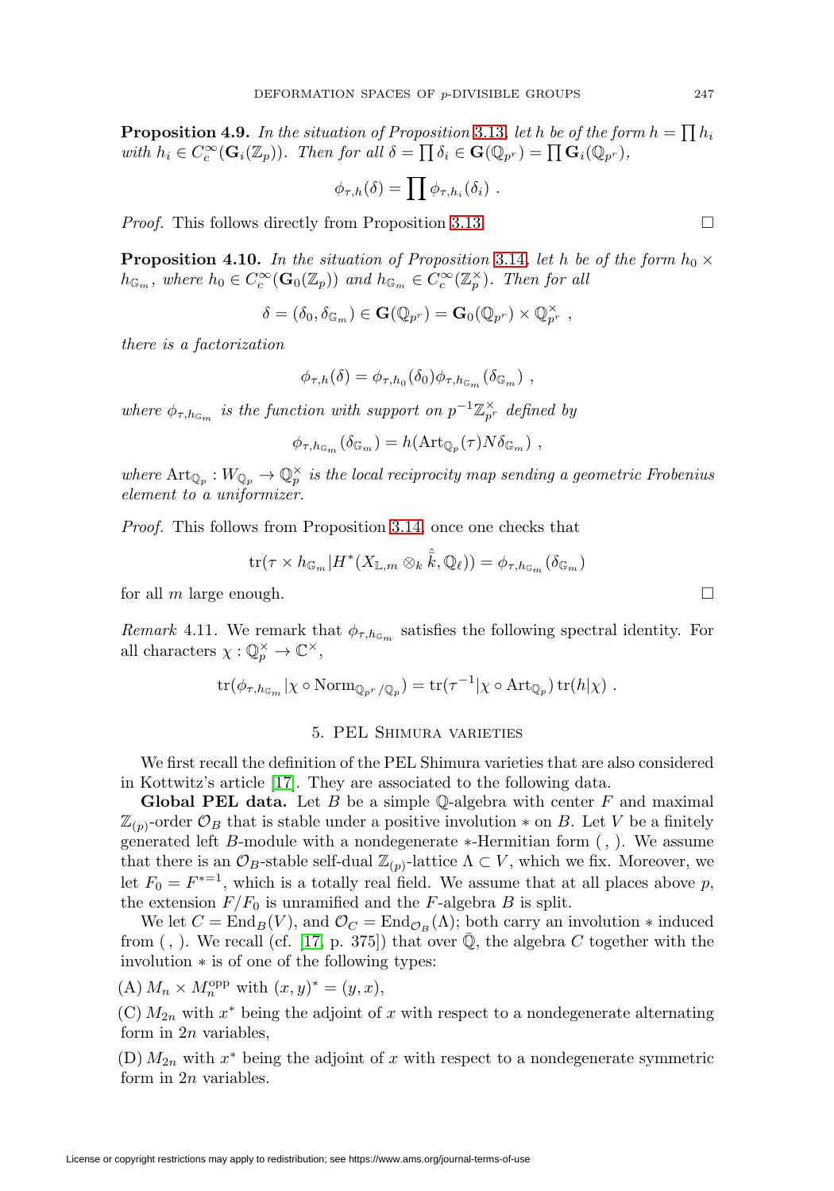**Proposition 4.9.** *In the situation of Proposition 3.13, let $h$ be of the form $h = \prod h_i$ with $h_i \in C_c^\infty(\mathbf{G}_i(\mathbb{Z}_p))$. Then for all $\delta = \prod \delta_i \in \mathbf{G}(\mathbb{Q}_{p^r}) = \prod \mathbf{G}_i(\mathbb{Q}_{p^r})$,*

$$\phi_{\tau,h}(\delta) = \prod \phi_{\tau,h_i}(\delta_i) \ .$$

*Proof.* This follows directly from Proposition 3.13. □

**Proposition 4.10.** *In the situation of Proposition 3.14, let $h$ be of the form $h_0 \times h_{\mathbb{G}_m}$, where $h_0 \in C_c^\infty(\mathbf{G}_0(\mathbb{Z}_p))$ and $h_{\mathbb{G}_m} \in C_c^\infty(\mathbb{Z}_p^\times)$. Then for all*

$$\delta = (\delta_0, \delta_{\mathbb{G}_m}) \in \mathbf{G}(\mathbb{Q}_{p^r}) = \mathbf{G}_0(\mathbb{Q}_{p^r}) \times \mathbb{Q}_{p^r}^\times \ ,$$

*there is a factorization*

$$\phi_{\tau,h}(\delta) = \phi_{\tau,h_0}(\delta_0)\phi_{\tau,h_{\mathbb{G}_m}}(\delta_{\mathbb{G}_m}) \ ,$$

*where $\phi_{\tau,h_{\mathbb{G}_m}}$ is the function with support on $p^{-1}\mathbb{Z}_{p^r}^\times$ defined by*

$$\phi_{\tau,h_{\mathbb{G}_m}}(\delta_{\mathbb{G}_m}) = h(\mathrm{Art}_{\mathbb{Q}_p}(\tau)N\delta_{\mathbb{G}_m}) \ ,$$

*where $\mathrm{Art}_{\mathbb{Q}_p} : W_{\mathbb{Q}_p} \to \mathbb{Q}_p^\times$ is the local reciprocity map sending a geometric Frobenius element to a uniformizer.*

*Proof.* This follows from Proposition 3.14, once one checks that

$$\mathrm{tr}(\tau \times h_{\mathbb{G}_m} | H^*(X_{\mathbb{L},m} \otimes_k \hat{\bar{k}}, \mathbb{Q}_\ell)) = \phi_{\tau,h_{\mathbb{G}_m}}(\delta_{\mathbb{G}_m})$$

for all $m$ large enough. □

*Remark* 4.11. We remark that $\phi_{\tau,h_{\mathbb{G}_m}}$ satisfies the following spectral identity. For all characters $\chi : \mathbb{Q}_p^\times \to \mathbb{C}^\times$,

$$\mathrm{tr}(\phi_{\tau,h_{\mathbb{G}_m}} | \chi \circ \mathrm{Norm}_{\mathbb{Q}_{p^r}/\mathbb{Q}_p}) = \mathrm{tr}(\tau^{-1} | \chi \circ \mathrm{Art}_{\mathbb{Q}_p}) \, \mathrm{tr}(h|\chi) \ .$$

## 5. PEL Shimura varieties

We first recall the definition of the PEL Shimura varieties that are also considered in Kottwitz's article [17]. They are associated to the following data.

**Global PEL data.** Let $B$ be a simple $\mathbb{Q}$-algebra with center $F$ and maximal $\mathbb{Z}_{(p)}$-order $\mathcal{O}_B$ that is stable under a positive involution $*$ on $B$. Let $V$ be a finitely generated left $B$-module with a nondegenerate $*$-Hermitian form $(\ ,\ )$. We assume that there is an $\mathcal{O}_B$-stable self-dual $\mathbb{Z}_{(p)}$-lattice $\Lambda \subset V$, which we fix. Moreover, we let $F_0 = F^{*=1}$, which is a totally real field. We assume that at all places above $p$, the extension $F/F_0$ is unramified and the $F$-algebra $B$ is split.

We let $C = \mathrm{End}_B(V)$, and $\mathcal{O}_C = \mathrm{End}_{\mathcal{O}_B}(\Lambda)$; both carry an involution $*$ induced from $(\ ,\ )$. We recall (cf. [17, p. 375]) that over $\bar{\mathbb{Q}}$, the algebra $C$ together with the involution $*$ is of one of the following types:

(A) $M_n \times M_n^{\mathrm{opp}}$ with $(x,y)^* = (y,x)$,

(C) $M_{2n}$ with $x^*$ being the adjoint of $x$ with respect to a nondegenerate alternating form in $2n$ variables,

(D) $M_{2n}$ with $x^*$ being the adjoint of $x$ with respect to a nondegenerate symmetric form in $2n$ variables.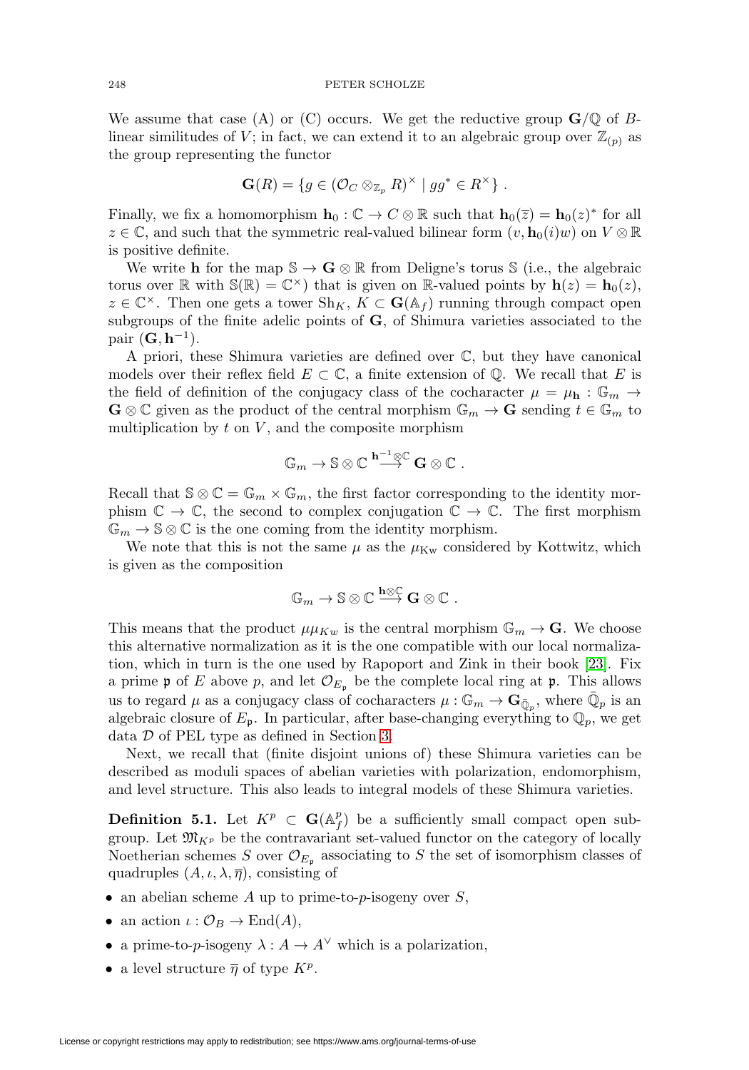We assume that case (A) or (C) occurs. We get the reductive group $\mathbf{G}/\mathbb{Q}$ of $B$-linear similitudes of $V$; in fact, we can extend it to an algebraic group over $\mathbb{Z}_{(p)}$ as the group representing the functor

$$\mathbf{G}(R) = \{g \in (\mathcal{O}_C \otimes_{\mathbb{Z}_p} R)^\times \mid gg^* \in R^\times\} .$$

Finally, we fix a homomorphism $\mathbf{h}_0 : \mathbb{C} \to C \otimes \mathbb{R}$ such that $\mathbf{h}_0(\overline{z}) = \mathbf{h}_0(z)^*$ for all $z \in \mathbb{C}$, and such that the symmetric real-valued bilinear form $(v, \mathbf{h}_0(i)w)$ on $V \otimes \mathbb{R}$ is positive definite.

We write $\mathbf{h}$ for the map $\mathbb{S} \to \mathbf{G} \otimes \mathbb{R}$ from Deligne's torus $\mathbb{S}$ (i.e., the algebraic torus over $\mathbb{R}$ with $\mathbb{S}(\mathbb{R}) = \mathbb{C}^\times$) that is given on $\mathbb{R}$-valued points by $\mathbf{h}(z) = \mathbf{h}_0(z)$, $z \in \mathbb{C}^\times$. Then one gets a tower $\mathrm{Sh}_K$, $K \subset \mathbf{G}(\mathbb{A}_f)$ running through compact open subgroups of the finite adelic points of $\mathbf{G}$, of Shimura varieties associated to the pair $(\mathbf{G}, \mathbf{h}^{-1})$.

A priori, these Shimura varieties are defined over $\mathbb{C}$, but they have canonical models over their reflex field $E \subset \mathbb{C}$, a finite extension of $\mathbb{Q}$. We recall that $E$ is the field of definition of the conjugacy class of the cocharacter $\mu = \mu_{\mathbf{h}} : \mathbb{G}_m \to \mathbf{G} \otimes \mathbb{C}$ given as the product of the central morphism $\mathbb{G}_m \to \mathbf{G}$ sending $t \in \mathbb{G}_m$ to multiplication by $t$ on $V$, and the composite morphism

$$\mathbb{G}_m \to \mathbb{S} \otimes \mathbb{C} \stackrel{\mathbf{h}^{-1} \otimes \mathbb{C}}{\longrightarrow} \mathbf{G} \otimes \mathbb{C} .$$

Recall that $\mathbb{S} \otimes \mathbb{C} = \mathbb{G}_m \times \mathbb{G}_m$, the first factor corresponding to the identity morphism $\mathbb{C} \to \mathbb{C}$, the second to complex conjugation $\mathbb{C} \to \mathbb{C}$. The first morphism $\mathbb{G}_m \to \mathbb{S} \otimes \mathbb{C}$ is the one coming from the identity morphism.

We note that this is not the same $\mu$ as the $\mu_{\mathrm{Kw}}$ considered by Kottwitz, which is given as the composition

$$\mathbb{G}_m \to \mathbb{S} \otimes \mathbb{C} \stackrel{\mathbf{h} \otimes \mathbb{C}}{\longrightarrow} \mathbf{G} \otimes \mathbb{C} .$$

This means that the product $\mu\mu_{Kw}$ is the central morphism $\mathbb{G}_m \to \mathbf{G}$. We choose this alternative normalization as it is the one compatible with our local normalization, which in turn is the one used by Rapoport and Zink in their book [23]. Fix a prime $\mathfrak{p}$ of $E$ above $p$, and let $\mathcal{O}_{E_\mathfrak{p}}$ be the complete local ring at $\mathfrak{p}$. This allows us to regard $\mu$ as a conjugacy class of cocharacters $\mu : \mathbb{G}_m \to \mathbf{G}_{\bar{\mathbb{Q}}_p}$, where $\bar{\mathbb{Q}}_p$ is an algebraic closure of $E_\mathfrak{p}$. In particular, after base-changing everything to $\mathbb{Q}_p$, we get data $\mathcal{D}$ of PEL type as defined in Section 3.

Next, we recall that (finite disjoint unions of) these Shimura varieties can be described as moduli spaces of abelian varieties with polarization, endomorphism, and level structure. This also leads to integral models of these Shimura varieties.

**Definition 5.1.** Let $K^p \subset \mathbf{G}(\mathbb{A}_f^p)$ be a sufficiently small compact open subgroup. Let $\mathfrak{M}_{K^p}$ be the contravariant set-valued functor on the category of locally Noetherian schemes $S$ over $\mathcal{O}_{E_\mathfrak{p}}$ associating to $S$ the set of isomorphism classes of quadruples $(A, \iota, \lambda, \overline{\eta})$, consisting of

- an abelian scheme $A$ up to prime-to-$p$-isogeny over $S$,
- an action $\iota : \mathcal{O}_B \to \mathrm{End}(A)$,
- a prime-to-$p$-isogeny $\lambda : A \to A^\vee$ which is a polarization,
- a level structure $\overline{\eta}$ of type $K^p$.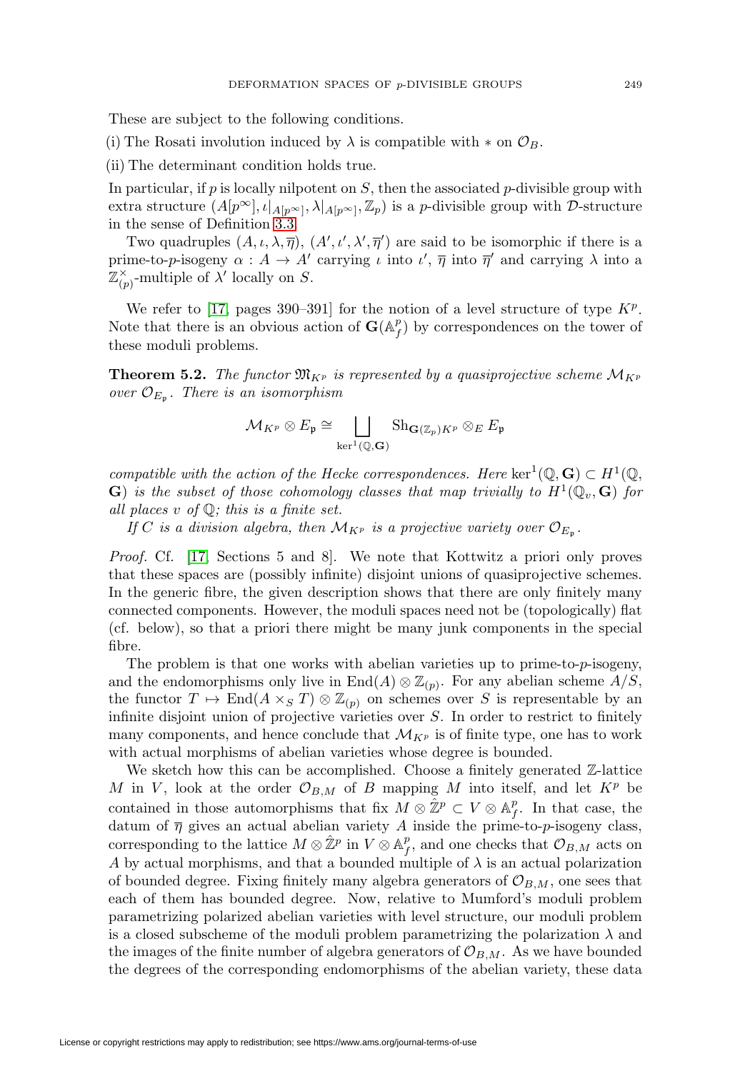These are subject to the following conditions.

(i) The Rosati involution induced by $\lambda$ is compatible with $*$ on $\mathcal{O}_B$.

(ii) The determinant condition holds true.

In particular, if $p$ is locally nilpotent on $S$, then the associated $p$-divisible group with extra structure $(A[p^\infty], \iota|_{A[p^\infty]}, \lambda|_{A[p^\infty]}, \mathbb{Z}_p)$ is a $p$-divisible group with $\mathcal{D}$-structure in the sense of Definition 3.3.

Two quadruples $(A, \iota, \lambda, \overline{\eta})$, $(A', \iota', \lambda', \overline{\eta}')$ are said to be isomorphic if there is a prime-to-$p$-isogeny $\alpha : A \to A'$ carrying $\iota$ into $\iota'$, $\overline{\eta}$ into $\overline{\eta}'$ and carrying $\lambda$ into a $\mathbb{Z}_{(p)}^\times$-multiple of $\lambda'$ locally on $S$.

We refer to [17, pages 390–391] for the notion of a level structure of type $K^p$. Note that there is an obvious action of $\mathbf{G}(\mathbb{A}_f^p)$ by correspondences on the tower of these moduli problems.

**Theorem 5.2.** *The functor $\mathfrak{M}_{K^p}$ is represented by a quasiprojective scheme $\mathcal{M}_{K^p}$ over $\mathcal{O}_{E_\mathfrak{p}}$. There is an isomorphism*

$$\mathcal{M}_{K^p} \otimes E_\mathfrak{p} \cong \bigsqcup_{\ker^1(\mathbb{Q}, \mathbf{G})} \mathrm{Sh}_{\mathbf{G}(\mathbb{Z}_p)K^p} \otimes_E E_\mathfrak{p}$$

*compatible with the action of the Hecke correspondences. Here $\ker^1(\mathbb{Q}, \mathbf{G}) \subset H^1(\mathbb{Q}, \mathbf{G})$ is the subset of those cohomology classes that map trivially to $H^1(\mathbb{Q}_v, \mathbf{G})$ for all places $v$ of $\mathbb{Q}$; this is a finite set.*

*If $C$ is a division algebra, then $\mathcal{M}_{K^p}$ is a projective variety over $\mathcal{O}_{E_\mathfrak{p}}$.*

*Proof.* Cf. [17 Sections 5 and 8]. We note that Kottwitz a priori only proves that these spaces are (possibly infinite) disjoint unions of quasiprojective schemes. In the generic fibre, the given description shows that there are only finitely many connected components. However, the moduli spaces need not be (topologically) flat (cf. below), so that a priori there might be many junk components in the special fibre.

The problem is that one works with abelian varieties up to prime-to-$p$-isogeny, and the endomorphisms only live in $\mathrm{End}(A) \otimes \mathbb{Z}_{(p)}$. For any abelian scheme $A/S$, the functor $T \mapsto \mathrm{End}(A \times_S T) \otimes \mathbb{Z}_{(p)}$ on schemes over $S$ is representable by an infinite disjoint union of projective varieties over $S$. In order to restrict to finitely many components, and hence conclude that $\mathcal{M}_{K^p}$ is of finite type, one has to work with actual morphisms of abelian varieties whose degree is bounded.

We sketch how this can be accomplished. Choose a finitely generated $\mathbb{Z}$-lattice $M$ in $V$, look at the order $\mathcal{O}_{B,M}$ of $B$ mapping $M$ into itself, and let $K^p$ be contained in those automorphisms that fix $M \otimes \hat{\mathbb{Z}}^p \subset V \otimes \mathbb{A}_f^p$. In that case, the datum of $\overline{\eta}$ gives an actual abelian variety $A$ inside the prime-to-$p$-isogeny class, corresponding to the lattice $M \otimes \hat{\mathbb{Z}}^p$ in $V \otimes \mathbb{A}_f^p$, and one checks that $\mathcal{O}_{B,M}$ acts on $A$ by actual morphisms, and that a bounded multiple of $\lambda$ is an actual polarization of bounded degree. Fixing finitely many algebra generators of $\mathcal{O}_{B,M}$, one sees that each of them has bounded degree. Now, relative to Mumford's moduli problem parametrizing polarized abelian varieties with level structure, our moduli problem is a closed subscheme of the moduli problem parametrizing the polarization $\lambda$ and the images of the finite number of algebra generators of $\mathcal{O}_{B,M}$. As we have bounded the degrees of the corresponding endomorphisms of the abelian variety, these data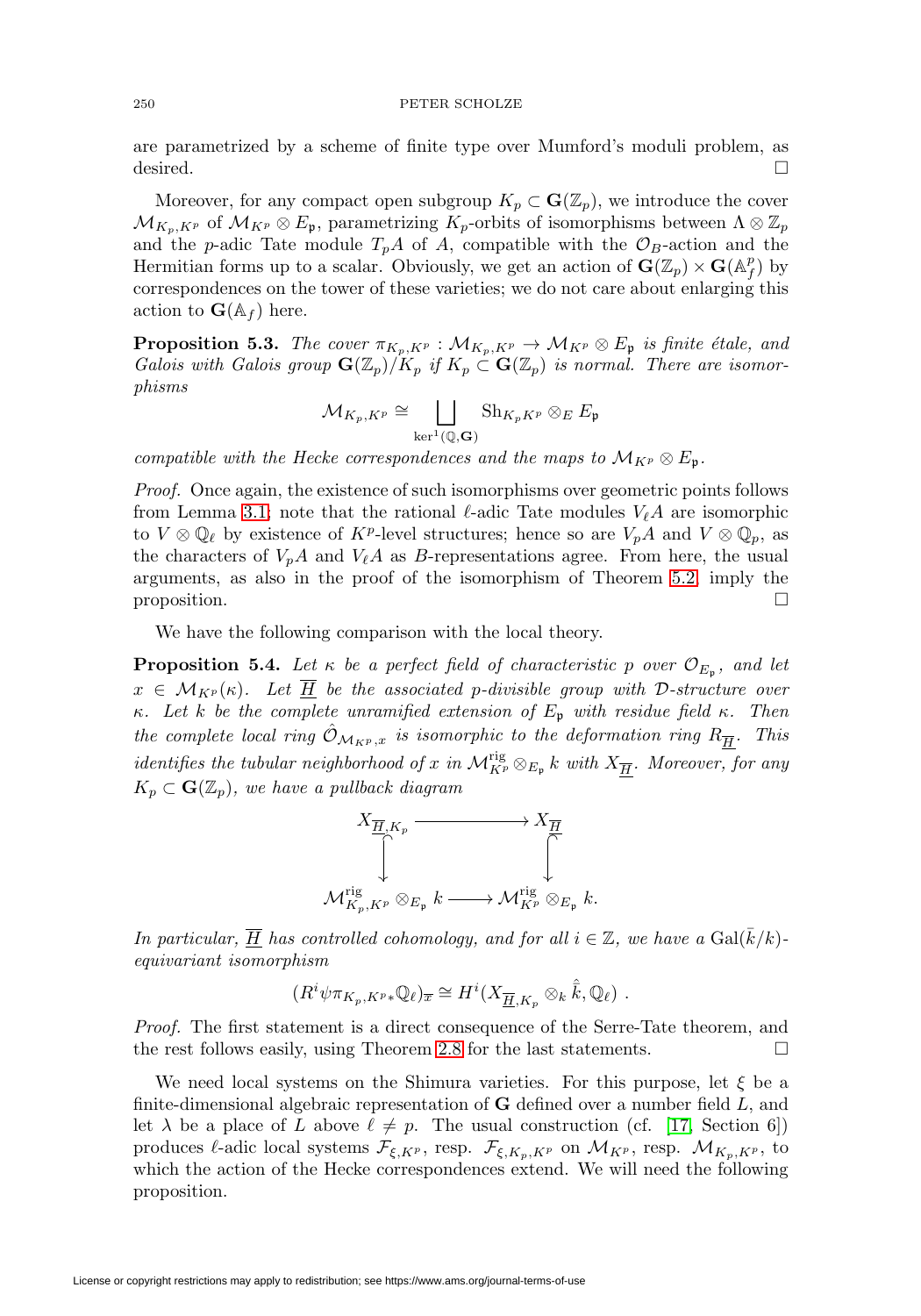are parametrized by a scheme of finite type over Mumford's moduli problem, as desired. $\square$

Moreover, for any compact open subgroup $K_p \subset \mathbf{G}(\mathbb{Z}_p)$, we introduce the cover $\mathcal{M}_{K_p,K^p}$ of $\mathcal{M}_{K^p} \otimes E_{\mathfrak{p}}$, parametrizing $K_p$-orbits of isomorphisms between $\Lambda \otimes \mathbb{Z}_p$ and the $p$-adic Tate module $T_pA$ of $A$, compatible with the $\mathcal{O}_B$-action and the Hermitian forms up to a scalar. Obviously, we get an action of $\mathbf{G}(\mathbb{Z}_p) \times \mathbf{G}(\mathbb{A}_f^p)$ by correspondences on the tower of these varieties; we do not care about enlarging this action to $\mathbf{G}(\mathbb{A}_f)$ here.

**Proposition 5.3.** *The cover $\pi_{K_p,K^p} : \mathcal{M}_{K_p,K^p} \to \mathcal{M}_{K^p} \otimes E_{\mathfrak{p}}$ is finite étale, and Galois with Galois group $\mathbf{G}(\mathbb{Z}_p)/K_p$ if $K_p \subset \mathbf{G}(\mathbb{Z}_p)$ is normal. There are isomorphisms*

$$\mathcal{M}_{K_p,K^p} \cong \bigsqcup_{\ker^1(\mathbb{Q},\mathbf{G})} \mathrm{Sh}_{K_pK^p} \otimes_E E_{\mathfrak{p}}$$

*compatible with the Hecke correspondences and the maps to $\mathcal{M}_{K^p} \otimes E_{\mathfrak{p}}$.*

*Proof.* Once again, the existence of such isomorphisms over geometric points follows from Lemma 3.1; note that the rational $\ell$-adic Tate modules $V_\ell A$ are isomorphic to $V \otimes \mathbb{Q}_\ell$ by existence of $K^p$-level structures; hence so are $V_pA$ and $V \otimes \mathbb{Q}_p$, as the characters of $V_pA$ and $V_\ell A$ as $B$-representations agree. From here, the usual arguments, as also in the proof of the isomorphism of Theorem 5.2, imply the proposition. $\square$

We have the following comparison with the local theory.

**Proposition 5.4.** *Let $\kappa$ be a perfect field of characteristic $p$ over $\mathcal{O}_{E_{\mathfrak{p}}}$, and let $x \in \mathcal{M}_{K^p}(\kappa)$. Let $\overline{\underline{H}}$ be the associated $p$-divisible group with $\mathcal{D}$-structure over $\kappa$. Let $k$ be the complete unramified extension of $E_{\mathfrak{p}}$ with residue field $\kappa$. Then the complete local ring $\hat{\mathcal{O}}_{\mathcal{M}_{K^p},x}$ is isomorphic to the deformation ring $R_{\overline{\underline{H}}}$. This identifies the tubular neighborhood of $x$ in $\mathcal{M}_{K^p}^{\mathrm{rig}} \otimes_{E_{\mathfrak{p}}} k$ with $X_{\overline{\underline{H}}}$. Moreover, for any $K_p \subset \mathbf{G}(\mathbb{Z}_p)$, we have a pullback diagram*

$$\begin{array}{ccc} X_{\overline{\underline{H}},K_p} & \longrightarrow & X_{\overline{\underline{H}}} \\ \big\downarrow & & \big\downarrow \\ \mathcal{M}_{K_p,K^p}^{\mathrm{rig}} \otimes_{E_{\mathfrak{p}}} k & \longrightarrow & \mathcal{M}_{K^p}^{\mathrm{rig}} \otimes_{E_{\mathfrak{p}}} k. \end{array}$$

*In particular, $\overline{\underline{H}}$ has controlled cohomology, and for all $i \in \mathbb{Z}$, we have a $\mathrm{Gal}(\bar{k}/k)$-equivariant isomorphism*

$$(R^i\psi\pi_{K_p,K^p*}\mathbb{Q}_\ell)_{\overline{x}} \cong H^i(X_{\overline{\underline{H}},K_p} \otimes_k \hat{\bar{k}}, \mathbb{Q}_\ell) .$$

*Proof.* The first statement is a direct consequence of the Serre-Tate theorem, and the rest follows easily, using Theorem 2.8 for the last statements. $\square$

We need local systems on the Shimura varieties. For this purpose, let $\xi$ be a finite-dimensional algebraic representation of $\mathbf{G}$ defined over a number field $L$, and let $\lambda$ be a place of $L$ above $\ell \neq p$. The usual construction (cf. [17, Section 6]) produces $\ell$-adic local systems $\mathcal{F}_{\xi,K^p}$, resp. $\mathcal{F}_{\xi,K_p,K^p}$ on $\mathcal{M}_{K^p}$, resp. $\mathcal{M}_{K_p,K^p}$, to which the action of the Hecke correspondences extend. We will need the following proposition.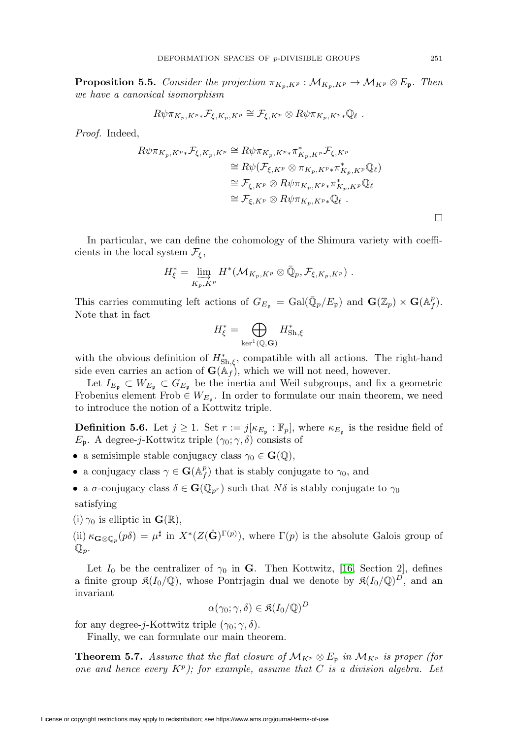**Proposition 5.5.** *Consider the projection $\pi_{K_p,K^p} : \mathcal{M}_{K_p,K^p} \to \mathcal{M}_{K^p} \otimes E_{\mathfrak{p}}$. Then we have a canonical isomorphism*

$$R\psi\pi_{K_p,K^p*}\mathcal{F}_{\xi,K_p,K^p} \cong \mathcal{F}_{\xi,K^p} \otimes R\psi\pi_{K_p,K^p*}\mathbb{Q}_\ell \ .$$

*Proof.* Indeed,

$$\begin{aligned}
R\psi\pi_{K_p,K^p*}\mathcal{F}_{\xi,K_p,K^p} &\cong R\psi\pi_{K_p,K^p*}\pi^*_{K_p,K^p}\mathcal{F}_{\xi,K^p} \\
&\cong R\psi(\mathcal{F}_{\xi,K^p} \otimes \pi_{K_p,K^p*}\pi^*_{K_p,K^p}\mathbb{Q}_\ell) \\
&\cong \mathcal{F}_{\xi,K^p} \otimes R\psi\pi_{K_p,K^p*}\pi^*_{K_p,K^p}\mathbb{Q}_\ell \\
&\cong \mathcal{F}_{\xi,K^p} \otimes R\psi\pi_{K_p,K^p*}\mathbb{Q}_\ell \ .
\end{aligned}$$

□

In particular, we can define the cohomology of the Shimura variety with coefficients in the local system $\mathcal{F}_\xi$,

$$H^*_\xi = \varinjlim_{K_p,K^p} H^*(\mathcal{M}_{K_p,K^p} \otimes \bar{\mathbb{Q}}_p, \mathcal{F}_{\xi,K_p,K^p}) \ .$$

This carries commuting left actions of $G_{E_{\mathfrak{p}}} = \mathrm{Gal}(\bar{\mathbb{Q}}_p/E_{\mathfrak{p}})$ and $\mathbf{G}(\mathbb{Z}_p) \times \mathbf{G}(\mathbb{A}_f^p)$. Note that in fact

$$H^*_\xi = \bigoplus_{\ker^1(\mathbb{Q},\mathbf{G})} H^*_{\mathrm{Sh},\xi}$$

with the obvious definition of $H^*_{\mathrm{Sh},\xi}$, compatible with all actions. The right-hand side even carries an action of $\mathbf{G}(\mathbb{A}_f)$, which we will not need, however.

Let $I_{E_{\mathfrak{p}}} \subset W_{E_{\mathfrak{p}}} \subset G_{E_{\mathfrak{p}}}$ be the inertia and Weil subgroups, and fix a geometric Frobenius element $\mathrm{Frob} \in W_{E_{\mathfrak{p}}}$. In order to formulate our main theorem, we need to introduce the notion of a Kottwitz triple.

**Definition 5.6.** Let $j \geq 1$. Set $r := j[\kappa_{E_{\mathfrak{p}}} : \mathbb{F}_p]$, where $\kappa_{E_{\mathfrak{p}}}$ is the residue field of $E_{\mathfrak{p}}$. A degree-$j$-Kottwitz triple $(\gamma_0; \gamma, \delta)$ consists of

- a semisimple stable conjugacy class $\gamma_0 \in \mathbf{G}(\mathbb{Q})$,
- a conjugacy class $\gamma \in \mathbf{G}(\mathbb{A}_f^p)$ that is stably conjugate to $\gamma_0$, and
- a $\sigma$-conjugacy class $\delta \in \mathbf{G}(\mathbb{Q}_{p^r})$ such that $N\delta$ is stably conjugate to $\gamma_0$

satisfying

(i) $\gamma_0$ is elliptic in $\mathbf{G}(\mathbb{R})$,

(ii) $\kappa_{\mathbf{G}\otimes\mathbb{Q}_p}(p\delta) = \mu^\sharp$ in $X^*(Z(\hat{\mathbf{G}})^{\Gamma(p)})$, where $\Gamma(p)$ is the absolute Galois group of $\mathbb{Q}_p$.

Let $I_0$ be the centralizer of $\gamma_0$ in $\mathbf{G}$. Then Kottwitz, [16, Section 2], defines a finite group $\mathfrak{K}(I_0/\mathbb{Q})$, whose Pontrjagin dual we denote by $\mathfrak{K}(I_0/\mathbb{Q})^D$, and an invariant

$$\alpha(\gamma_0; \gamma, \delta) \in \mathfrak{K}(I_0/\mathbb{Q})^D$$

for any degree-$j$-Kottwitz triple $(\gamma_0; \gamma, \delta)$.

Finally, we can formulate our main theorem.

**Theorem 5.7.** *Assume that the flat closure of $\mathcal{M}_{K^p} \otimes E_{\mathfrak{p}}$ in $\mathcal{M}_{K^p}$ is proper (for one and hence every $K^p$); for example, assume that $C$ is a division algebra. Let*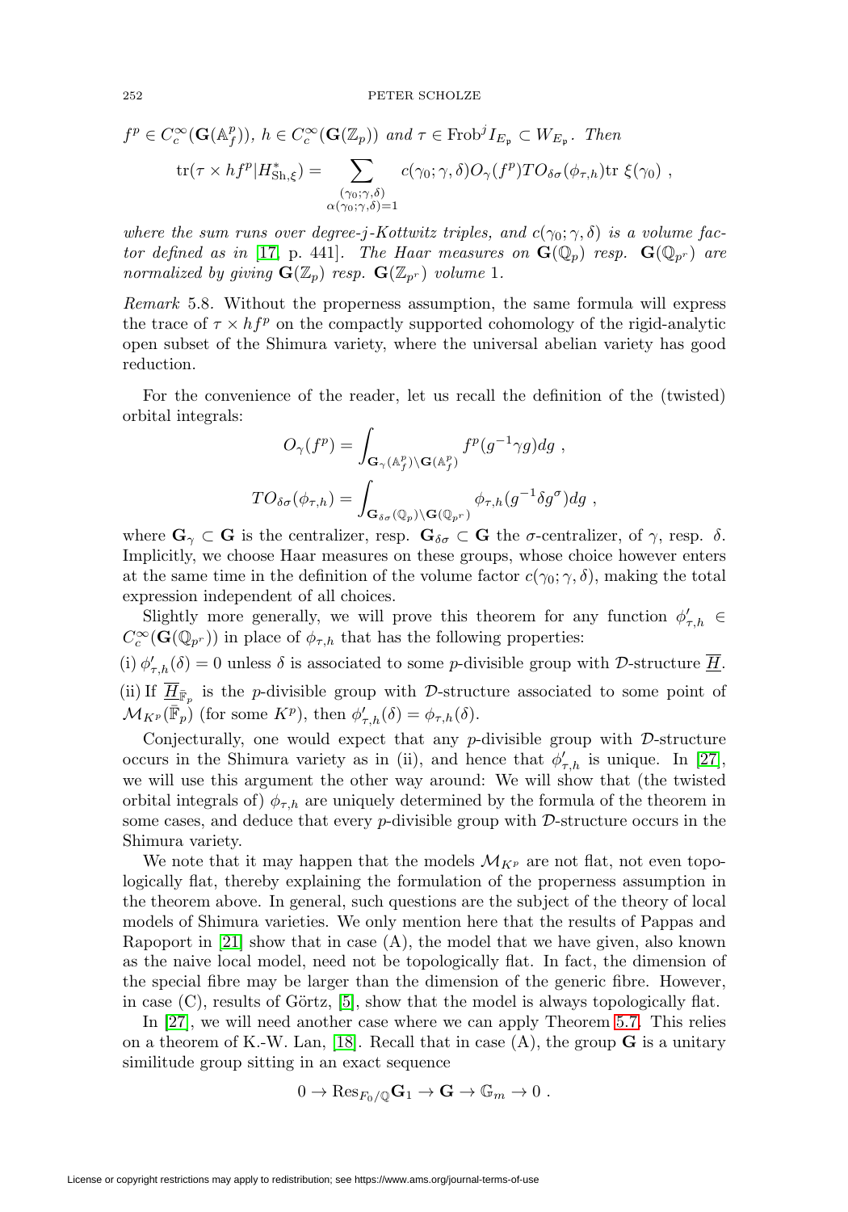$f^p \in C_c^\infty(\mathbf{G}(\mathbb{A}_f^p))$, $h \in C_c^\infty(\mathbf{G}(\mathbb{Z}_p))$ *and* $\tau \in \mathrm{Frob}^j I_{E_\mathfrak{p}} \subset W_{E_\mathfrak{p}}$. *Then*

$$\mathrm{tr}(\tau \times hf^p | H^*_{\mathrm{Sh},\xi}) = \sum_{\substack{(\gamma_0;\gamma,\delta)\\ \alpha(\gamma_0;\gamma,\delta)=1}} c(\gamma_0;\gamma,\delta) O_\gamma(f^p) TO_{\delta\sigma}(\phi_{\tau,h}) \mathrm{tr}\ \xi(\gamma_0)\ ,$$

*where the sum runs over degree-$j$-Kottwitz triples, and $c(\gamma_0;\gamma,\delta)$ is a volume factor defined as in* [17, p. 441]. *The Haar measures on $\mathbf{G}(\mathbb{Q}_p)$ resp. $\mathbf{G}(\mathbb{Q}_{p^r})$ are normalized by giving $\mathbf{G}(\mathbb{Z}_p)$ resp. $\mathbf{G}(\mathbb{Z}_{p^r})$ volume* 1.

*Remark* 5.8. Without the properness assumption, the same formula will express the trace of $\tau \times hf^p$ on the compactly supported cohomology of the rigid-analytic open subset of the Shimura variety, where the universal abelian variety has good reduction.

For the convenience of the reader, let us recall the definition of the (twisted) orbital integrals:

$$O_\gamma(f^p) = \int_{\mathbf{G}_\gamma(\mathbb{A}_f^p)\backslash \mathbf{G}(\mathbb{A}_f^p)} f^p(g^{-1}\gamma g) dg\ ,$$

$$TO_{\delta\sigma}(\phi_{\tau,h}) = \int_{\mathbf{G}_{\delta\sigma}(\mathbb{Q}_p)\backslash \mathbf{G}(\mathbb{Q}_{p^r})} \phi_{\tau,h}(g^{-1}\delta g^\sigma) dg\ ,$$

where $\mathbf{G}_\gamma \subset \mathbf{G}$ is the centralizer, resp. $\mathbf{G}_{\delta\sigma} \subset \mathbf{G}$ the $\sigma$-centralizer, of $\gamma$, resp. $\delta$. Implicitly, we choose Haar measures on these groups, whose choice however enters at the same time in the definition of the volume factor $c(\gamma_0;\gamma,\delta)$, making the total expression independent of all choices.

Slightly more generally, we will prove this theorem for any function $\phi'_{\tau,h} \in C_c^\infty(\mathbf{G}(\mathbb{Q}_{p^r}))$ in place of $\phi_{\tau,h}$ that has the following properties:

(i) $\phi'_{\tau,h}(\delta) = 0$ unless $\delta$ is associated to some $p$-divisible group with $\mathcal{D}$-structure $\underline{\overline{H}}$.

(ii) If $\underline{\overline{H}}_{\bar{\mathbb{F}}_p}$ is the $p$-divisible group with $\mathcal{D}$-structure associated to some point of $\mathcal{M}_{K^p}(\bar{\mathbb{F}}_p)$ (for some $K^p$), then $\phi'_{\tau,h}(\delta) = \phi_{\tau,h}(\delta)$.

Conjecturally, one would expect that any $p$-divisible group with $\mathcal{D}$-structure occurs in the Shimura variety as in (ii), and hence that $\phi'_{\tau,h}$ is unique. In [27], we will use this argument the other way around: We will show that (the twisted orbital integrals of) $\phi_{\tau,h}$ are uniquely determined by the formula of the theorem in some cases, and deduce that every $p$-divisible group with $\mathcal{D}$-structure occurs in the Shimura variety.

We note that it may happen that the models $\mathcal{M}_{K^p}$ are not flat, not even topologically flat, thereby explaining the formulation of the properness assumption in the theorem above. In general, such questions are the subject of the theory of local models of Shimura varieties. We only mention here that the results of Pappas and Rapoport in [21] show that in case (A), the model that we have given, also known as the naive local model, need not be topologically flat. In fact, the dimension of the special fibre may be larger than the dimension of the generic fibre. However, in case (C), results of Görtz, [5], show that the model is always topologically flat.

In [27], we will need another case where we can apply Theorem 5.7. This relies on a theorem of K.-W. Lan, [18]. Recall that in case (A), the group $\mathbf{G}$ is a unitary similitude group sitting in an exact sequence

$$0 \to \mathrm{Res}_{F_0/\mathbb{Q}}\mathbf{G}_1 \to \mathbf{G} \to \mathbb{G}_m \to 0\ .$$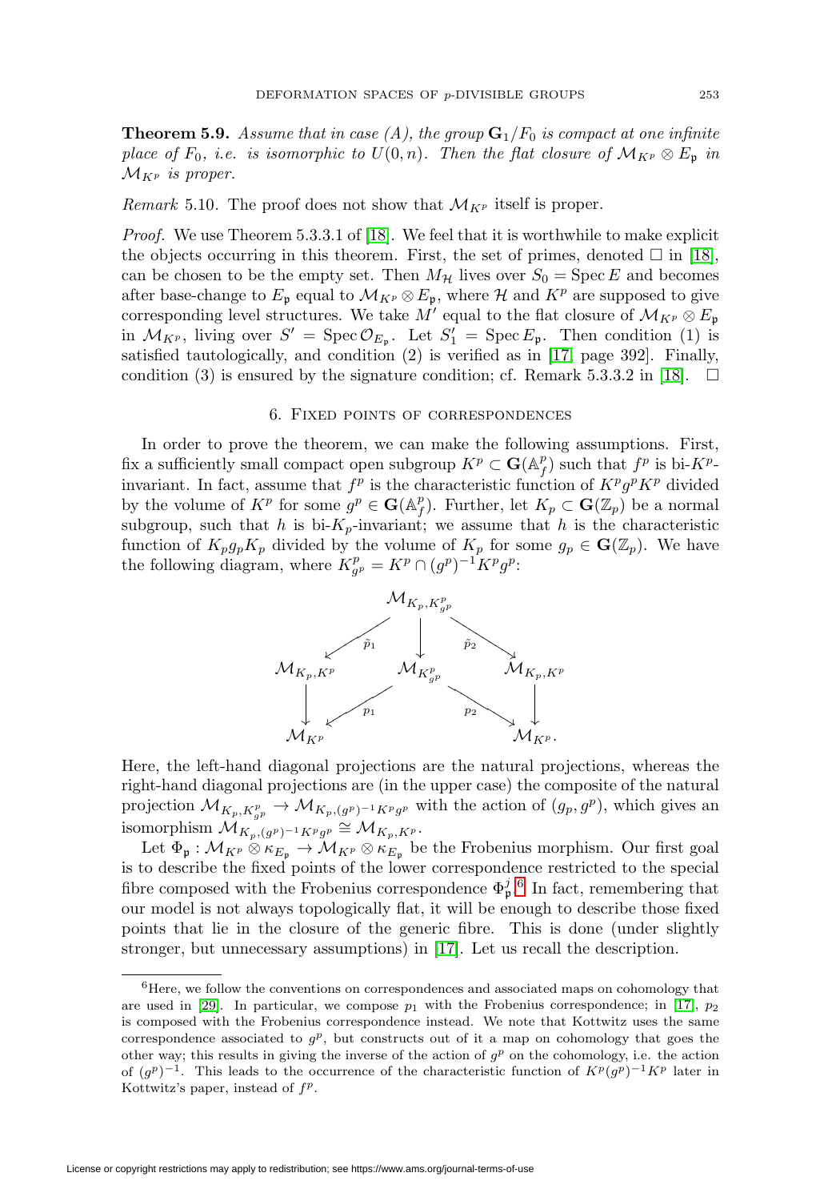**Theorem 5.9.** *Assume that in case (A), the group $\mathbf{G}_1/F_0$ is compact at one infinite place of $F_0$, i.e. is isomorphic to $U(0,n)$. Then the flat closure of $\mathcal{M}_{K^p} \otimes E_{\mathfrak{p}}$ in $\mathcal{M}_{K^p}$ is proper.*

*Remark* 5.10. The proof does not show that $\mathcal{M}_{K^p}$ itself is proper.

*Proof.* We use Theorem 5.3.3.1 of [18]. We feel that it is worthwhile to make explicit the objects occurring in this theorem. First, the set of primes, denoted $\square$ in [18], can be chosen to be the empty set. Then $M_{\mathcal{H}}$ lives over $S_0 = \operatorname{Spec} E$ and becomes after base-change to $E_{\mathfrak{p}}$ equal to $\mathcal{M}_{K^p} \otimes E_{\mathfrak{p}}$, where $\mathcal{H}$ and $K^p$ are supposed to give corresponding level structures. We take $M'$ equal to the flat closure of $\mathcal{M}_{K^p} \otimes E_{\mathfrak{p}}$ in $\mathcal{M}_{K^p}$, living over $S' = \operatorname{Spec} \mathcal{O}_{E_{\mathfrak{p}}}$. Let $S'_1 = \operatorname{Spec} E_{\mathfrak{p}}$. Then condition (1) is satisfied tautologically, and condition (2) is verified as in [17, page 392]. Finally, condition (3) is ensured by the signature condition; cf. Remark 5.3.3.2 in [18]. $\square$

## 6. Fixed points of correspondences

In order to prove the theorem, we can make the following assumptions. First, fix a sufficiently small compact open subgroup $K^p \subset \mathbf{G}(\mathbb{A}_f^p)$ such that $f^p$ is bi-$K^p$-invariant. In fact, assume that $f^p$ is the characteristic function of $K^p g^p K^p$ divided by the volume of $K^p$ for some $g^p \in \mathbf{G}(\mathbb{A}_f^p)$. Further, let $K_p \subset \mathbf{G}(\mathbb{Z}_p)$ be a normal subgroup, such that $h$ is bi-$K_p$-invariant; we assume that $h$ is the characteristic function of $K_p g_p K_p$ divided by the volume of $K_p$ for some $g_p \in \mathbf{G}(\mathbb{Z}_p)$. We have the following diagram, where $K^p_{g^p} = K^p \cap (g^p)^{-1} K^p g^p$:

$$
\begin{array}{ccccc}
 & & \mathcal{M}_{K_p, K^p_{g^p}} & & \\
 & \tilde{p}_1 \swarrow & \downarrow & \searrow \tilde{p}_2 & \\
\mathcal{M}_{K_p, K^p} & & \mathcal{M}_{K^p_{g^p}} & & \mathcal{M}_{K_p, K^p} \\
\downarrow & p_1 \swarrow & & \searrow p_2 & \downarrow \\
\mathcal{M}_{K^p} & & & & \mathcal{M}_{K^p}.
\end{array}
$$

Here, the left-hand diagonal projections are the natural projections, whereas the right-hand diagonal projections are (in the upper case) the composite of the natural projection $\mathcal{M}_{K_p, K^p_{g^p}} \to \mathcal{M}_{K_p, (g^p)^{-1} K^p g^p}$ with the action of $(g_p, g^p)$, which gives an isomorphism $\mathcal{M}_{K_p, (g^p)^{-1} K^p g^p} \cong \mathcal{M}_{K_p, K^p}$.

Let $\Phi_{\mathfrak{p}} : \mathcal{M}_{K^p} \otimes \kappa_{E_{\mathfrak{p}}} \to \mathcal{M}_{K^p} \otimes \kappa_{E_{\mathfrak{p}}}$ be the Frobenius morphism. Our first goal is to describe the fixed points of the lower correspondence restricted to the special fibre composed with the Frobenius correspondence $\Phi_{\mathfrak{p}}^j$.[6] In fact, remembering that our model is not always topologically flat, it will be enough to describe those fixed points that lie in the closure of the generic fibre. This is done (under slightly stronger, but unnecessary assumptions) in [17]. Let us recall the description.

---

[6] Here, we follow the conventions on correspondences and associated maps on cohomology that are used in [29]. In particular, we compose $p_1$ with the Frobenius correspondence; in [17], $p_2$ is composed with the Frobenius correspondence instead. We note that Kottwitz uses the same correspondence associated to $g^p$, but constructs out of it a map on cohomology that goes the other way; this results in giving the inverse of the action of $g^p$ on the cohomology, i.e. the action of $(g^p)^{-1}$. This leads to the occurrence of the characteristic function of $K^p(g^p)^{-1}K^p$ later in Kottwitz's paper, instead of $f^p$.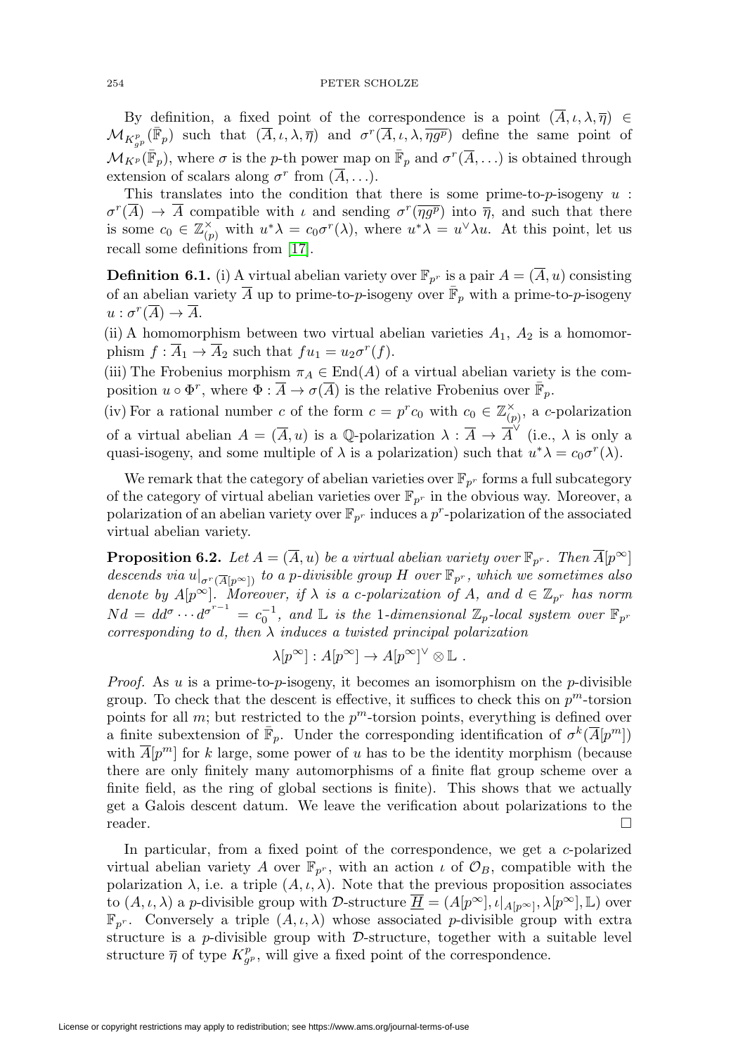By definition, a fixed point of the correspondence is a point $(\overline{A}, \iota, \lambda, \overline{\eta}) \in \mathcal{M}_{K^p_{g^p}}(\bar{\mathbb{F}}_p)$ such that $(\overline{A}, \iota, \lambda, \overline{\eta})$ and $\sigma^r(\overline{A}, \iota, \lambda, \overline{\eta g^p})$ define the same point of $\mathcal{M}_{K^p}(\bar{\mathbb{F}}_p)$, where $\sigma$ is the $p$-th power map on $\bar{\mathbb{F}}_p$ and $\sigma^r(\overline{A}, \ldots)$ is obtained through extension of scalars along $\sigma^r$ from $(\overline{A}, \ldots)$.

This translates into the condition that there is some prime-to-$p$-isogeny $u : \sigma^r(\overline{A}) \to \overline{A}$ compatible with $\iota$ and sending $\sigma^r(\overline{\eta g^p})$ into $\overline{\eta}$, and such that there is some $c_0 \in \mathbb{Z}_{(p)}^\times$ with $u^*\lambda = c_0\sigma^r(\lambda)$, where $u^*\lambda = u^\vee \lambda u$. At this point, let us recall some definitions from [17].

**Definition 6.1.** (i) A virtual abelian variety over $\mathbb{F}_{p^r}$ is a pair $A = (\overline{A}, u)$ consisting of an abelian variety $\overline{A}$ up to prime-to-$p$-isogeny over $\bar{\mathbb{F}}_p$ with a prime-to-$p$-isogeny $u : \sigma^r(\overline{A}) \to \overline{A}$.

(ii) A homomorphism between two virtual abelian varieties $A_1$, $A_2$ is a homomorphism $f : \overline{A}_1 \to \overline{A}_2$ such that $fu_1 = u_2\sigma^r(f)$.

(iii) The Frobenius morphism $\pi_A \in \operatorname{End}(A)$ of a virtual abelian variety is the composition $u \circ \Phi^r$, where $\Phi : \overline{A} \to \sigma(\overline{A})$ is the relative Frobenius over $\bar{\mathbb{F}}_p$.

(iv) For a rational number $c$ of the form $c = p^r c_0$ with $c_0 \in \mathbb{Z}_{(p)}^\times$, a $c$-polarization of a virtual abelian $A = (\overline{A}, u)$ is a $\mathbb{Q}$-polarization $\lambda : \overline{A} \to \overline{A}^\vee$ (i.e., $\lambda$ is only a quasi-isogeny, and some multiple of $\lambda$ is a polarization) such that $u^*\lambda = c_0\sigma^r(\lambda)$.

We remark that the category of abelian varieties over $\mathbb{F}_{p^r}$ forms a full subcategory of the category of virtual abelian varieties over $\mathbb{F}_{p^r}$ in the obvious way. Moreover, a polarization of an abelian variety over $\mathbb{F}_{p^r}$ induces a $p^r$-polarization of the associated virtual abelian variety.

**Proposition 6.2.** *Let $A = (\overline{A}, u)$ be a virtual abelian variety over $\mathbb{F}_{p^r}$. Then $\overline{A}[p^\infty]$ descends via $u|_{\sigma^r(\overline{A}[p^\infty])}$ to a $p$-divisible group $H$ over $\mathbb{F}_{p^r}$, which we sometimes also denote by $A[p^\infty]$. Moreover, if $\lambda$ is a $c$-polarization of $A$, and $d \in \mathbb{Z}_{p^r}$ has norm $Nd = dd^\sigma \cdots d^{\sigma^{r-1}} = c_0^{-1}$, and $\mathbb{L}$ is the 1-dimensional $\mathbb{Z}_p$-local system over $\mathbb{F}_{p^r}$ corresponding to $d$, then $\lambda$ induces a twisted principal polarization*

$$\lambda[p^\infty] : A[p^\infty] \to A[p^\infty]^\vee \otimes \mathbb{L} \ .$$

*Proof.* As $u$ is a prime-to-$p$-isogeny, it becomes an isomorphism on the $p$-divisible group. To check that the descent is effective, it suffices to check this on $p^m$-torsion points for all $m$; but restricted to the $p^m$-torsion points, everything is defined over a finite subextension of $\bar{\mathbb{F}}_p$. Under the corresponding identification of $\sigma^k(\overline{A}[p^m])$ with $\overline{A}[p^m]$ for $k$ large, some power of $u$ has to be the identity morphism (because there are only finitely many automorphisms of a finite flat group scheme over a finite field, as the ring of global sections is finite). This shows that we actually get a Galois descent datum. We leave the verification about polarizations to the reader. □

In particular, from a fixed point of the correspondence, we get a $c$-polarized virtual abelian variety $A$ over $\mathbb{F}_{p^r}$, with an action $\iota$ of $\mathcal{O}_B$, compatible with the polarization $\lambda$, i.e. a triple $(A, \iota, \lambda)$. Note that the previous proposition associates to $(A, \iota, \lambda)$ a $p$-divisible group with $\mathcal{D}$-structure $\underline{\overline{H}} = (A[p^\infty], \iota|_{A[p^\infty]}, \lambda[p^\infty], \mathbb{L})$ over $\mathbb{F}_{p^r}$. Conversely a triple $(A, \iota, \lambda)$ whose associated $p$-divisible group with extra structure is a $p$-divisible group with $\mathcal{D}$-structure, together with a suitable level structure $\overline{\eta}$ of type $K^p_{g^p}$, will give a fixed point of the correspondence.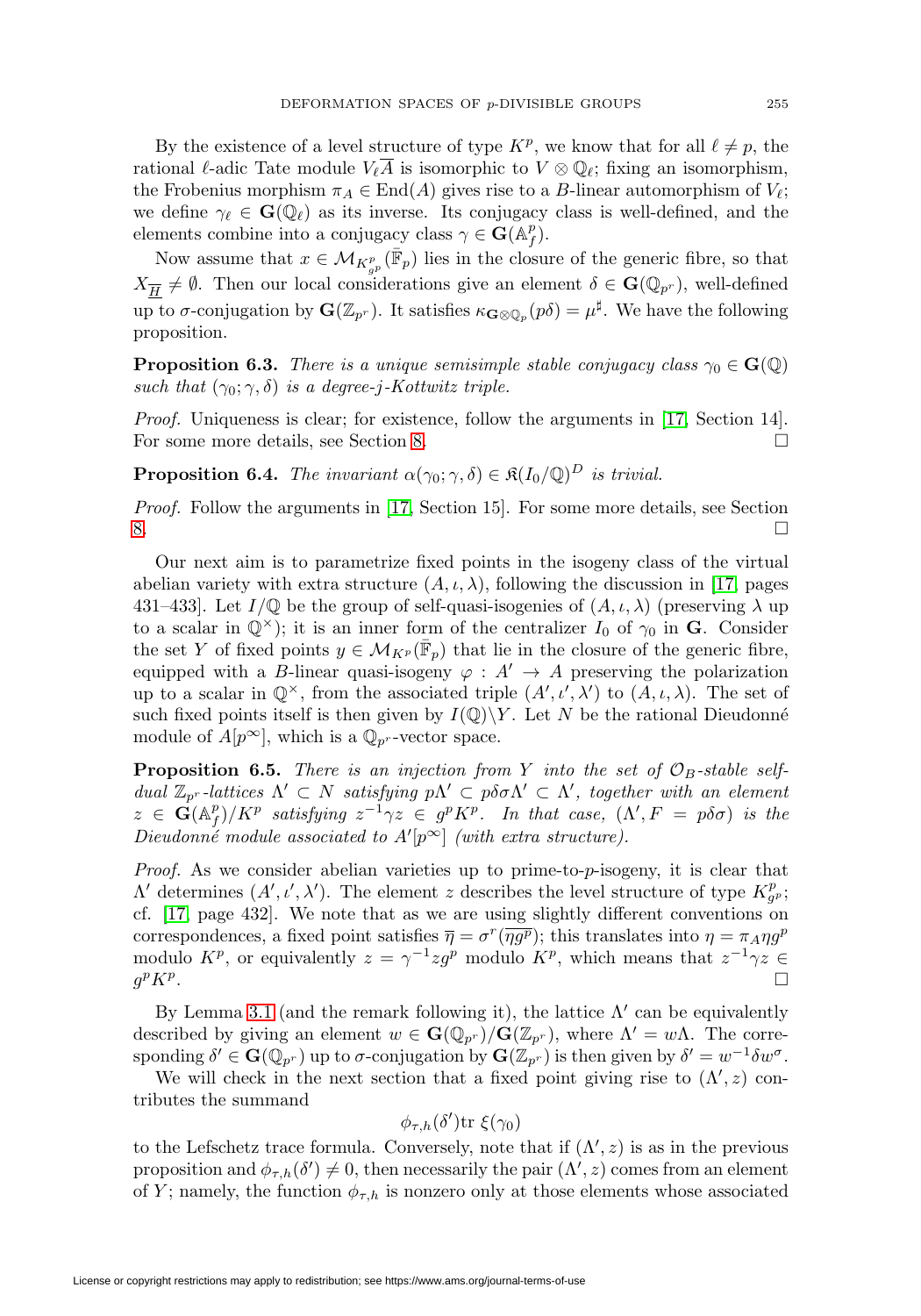By the existence of a level structure of type $K^p$, we know that for all $\ell \neq p$, the rational $\ell$-adic Tate module $V_\ell \overline{A}$ is isomorphic to $V \otimes \mathbb{Q}_\ell$; fixing an isomorphism, the Frobenius morphism $\pi_A \in \mathrm{End}(A)$ gives rise to a $B$-linear automorphism of $V_\ell$; we define $\gamma_\ell \in \mathbf{G}(\mathbb{Q}_\ell)$ as its inverse. Its conjugacy class is well-defined, and the elements combine into a conjugacy class $\gamma \in \mathbf{G}(\mathbb{A}_f^p)$.

Now assume that $x \in \mathcal{M}_{K^p_{g^p}}(\bar{\mathbb{F}}_p)$ lies in the closure of the generic fibre, so that $X_{\underline{\overline{H}}} \neq \emptyset$. Then our local considerations give an element $\delta \in \mathbf{G}(\mathbb{Q}_{p^r})$, well-defined up to $\sigma$-conjugation by $\mathbf{G}(\mathbb{Z}_{p^r})$. It satisfies $\kappa_{\mathbf{G}\otimes\mathbb{Q}_p}(p\delta) = \mu^\sharp$. We have the following proposition.

**Proposition 6.3.** *There is a unique semisimple stable conjugacy class $\gamma_0 \in \mathbf{G}(\mathbb{Q})$ such that $(\gamma_0; \gamma, \delta)$ is a degree-$j$-Kottwitz triple.*

*Proof.* Uniqueness is clear; for existence, follow the arguments in [17, Section 14]. For some more details, see Section 8. ∎

**Proposition 6.4.** *The invariant $\alpha(\gamma_0; \gamma, \delta) \in \mathfrak{K}(I_0/\mathbb{Q})^D$ is trivial.*

*Proof.* Follow the arguments in [17, Section 15]. For some more details, see Section 8. ∎

Our next aim is to parametrize fixed points in the isogeny class of the virtual abelian variety with extra structure $(A, \iota, \lambda)$, following the discussion in [17, pages 431–433]. Let $I/\mathbb{Q}$ be the group of self-quasi-isogenies of $(A, \iota, \lambda)$ (preserving $\lambda$ up to a scalar in $\mathbb{Q}^\times$); it is an inner form of the centralizer $I_0$ of $\gamma_0$ in $\mathbf{G}$. Consider the set $Y$ of fixed points $y \in \mathcal{M}_{K^p}(\bar{\mathbb{F}}_p)$ that lie in the closure of the generic fibre, equipped with a $B$-linear quasi-isogeny $\varphi : A' \to A$ preserving the polarization up to a scalar in $\mathbb{Q}^\times$, from the associated triple $(A', \iota', \lambda')$ to $(A, \iota, \lambda)$. The set of such fixed points itself is then given by $I(\mathbb{Q})\backslash Y$. Let $N$ be the rational Dieudonné module of $A[p^\infty]$, which is a $\mathbb{Q}_{p^r}$-vector space.

**Proposition 6.5.** *There is an injection from $Y$ into the set of $\mathcal{O}_B$-stable self-dual $\mathbb{Z}_{p^r}$-lattices $\Lambda' \subset N$ satisfying $p\Lambda' \subset p\delta\sigma\Lambda' \subset \Lambda'$, together with an element $z \in \mathbf{G}(\mathbb{A}_f^p)/K^p$ satisfying $z^{-1}\gamma z \in g^p K^p$. In that case, $(\Lambda', F = p\delta\sigma)$ is the Dieudonné module associated to $A'[p^\infty]$ (with extra structure).*

*Proof.* As we consider abelian varieties up to prime-to-$p$-isogeny, it is clear that $\Lambda'$ determines $(A', \iota', \lambda')$. The element $z$ describes the level structure of type $K^p_{g^p}$; cf. [17, page 432]. We note that as we are using slightly different conventions on correspondences, a fixed point satisfies $\overline{\eta} = \sigma^r(\overline{\eta g^p})$; this translates into $\eta = \pi_A \eta g^p$ modulo $K^p$, or equivalently $z = \gamma^{-1} z g^p$ modulo $K^p$, which means that $z^{-1}\gamma z \in g^p K^p$. ∎

By Lemma 3.1 (and the remark following it), the lattice $\Lambda'$ can be equivalently described by giving an element $w \in \mathbf{G}(\mathbb{Q}_{p^r})/\mathbf{G}(\mathbb{Z}_{p^r})$, where $\Lambda' = w\Lambda$. The corresponding $\delta' \in \mathbf{G}(\mathbb{Q}_{p^r})$ up to $\sigma$-conjugation by $\mathbf{G}(\mathbb{Z}_{p^r})$ is then given by $\delta' = w^{-1}\delta w^\sigma$.

We will check in the next section that a fixed point giving rise to $(\Lambda', z)$ contributes the summand

$$\phi_{\tau,h}(\delta') \mathrm{tr}\ \xi(\gamma_0)$$

to the Lefschetz trace formula. Conversely, note that if $(\Lambda', z)$ is as in the previous proposition and $\phi_{\tau,h}(\delta') \neq 0$, then necessarily the pair $(\Lambda', z)$ comes from an element of $Y$; namely, the function $\phi_{\tau,h}$ is nonzero only at those elements whose associated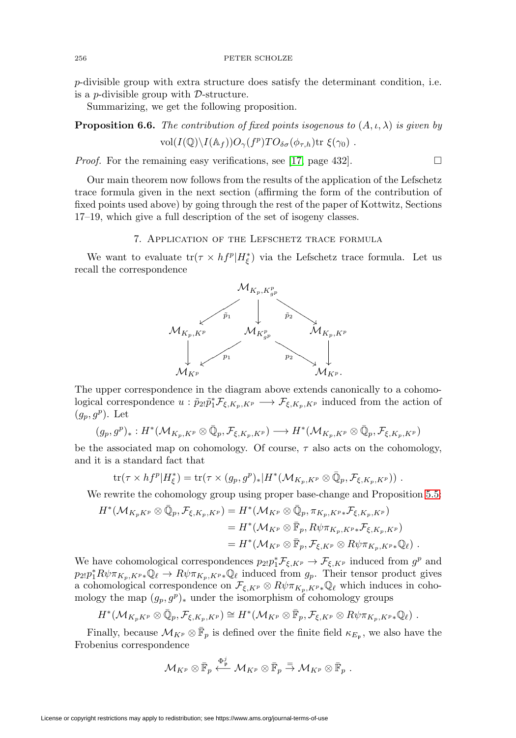$p$-divisible group with extra structure does satisfy the determinant condition, i.e. is a $p$-divisible group with $\mathcal{D}$-structure.

Summarizing, we get the following proposition.

**Proposition 6.6.** *The contribution of fixed points isogenous to $(A, \iota, \lambda)$ is given by*

$$\mathrm{vol}(I(\mathbb{Q})\backslash I(\mathbb{A}_f)) O_\gamma(f^p) TO_{\delta\sigma}(\phi_{\tau,h}) \mathrm{tr}\ \xi(\gamma_0)\ .$$

*Proof.* For the remaining easy verifications, see [17, page 432]. □

Our main theorem now follows from the results of the application of the Lefschetz trace formula given in the next section (affirming the form of the contribution of fixed points used above) by going through the rest of the paper of Kottwitz, Sections 17–19, which give a full description of the set of isogeny classes.

## 7. Application of the Lefschetz trace formula

We want to evaluate $\mathrm{tr}(\tau \times hf^p | H^*_\xi)$ via the Lefschetz trace formula. Let us recall the correspondence

$$\begin{array}{ccccc} & & \mathcal{M}_{K_p, K^p_{g^p}} & & \\ & \swarrow^{\tilde{p}_1} & \downarrow & \searrow^{\tilde{p}_2} & \\ \mathcal{M}_{K_p,K^p} & & \mathcal{M}_{K^p_{g^p}} & & \mathcal{M}_{K_p,K^p} \\ \downarrow & \swarrow^{p_1} & & \searrow^{p_2} & \downarrow \\ \mathcal{M}_{K^p} & & & & \mathcal{M}_{K^p}. \end{array}$$

The upper correspondence in the diagram above extends canonically to a cohomological correspondence $u : \tilde{p}_{2!}\tilde{p}_1^*\mathcal{F}_{\xi,K_p,K^p} \longrightarrow \mathcal{F}_{\xi,K_p,K^p}$ induced from the action of $(g_p, g^p)$. Let

$$(g_p, g^p)_* : H^*(\mathcal{M}_{K_p,K^p} \otimes \bar{\mathbb{Q}}_p, \mathcal{F}_{\xi,K_p,K^p}) \longrightarrow H^*(\mathcal{M}_{K_p,K^p} \otimes \bar{\mathbb{Q}}_p, \mathcal{F}_{\xi,K_p,K^p})$$

be the associated map on cohomology. Of course, $\tau$ also acts on the cohomology, and it is a standard fact that

$$\mathrm{tr}(\tau \times hf^p | H^*_\xi) = \mathrm{tr}(\tau \times (g_p, g^p)_* | H^*(\mathcal{M}_{K_p,K^p} \otimes \bar{\mathbb{Q}}_p, \mathcal{F}_{\xi,K_p,K^p}))\ .$$

We rewrite the cohomology group using proper base-change and Proposition 5.5:

$$\begin{aligned} H^*(\mathcal{M}_{K_pK^p} \otimes \bar{\mathbb{Q}}_p, \mathcal{F}_{\xi,K_p,K^p}) &= H^*(\mathcal{M}_{K^p} \otimes \bar{\mathbb{Q}}_p, \pi_{K_p,K^p*}\mathcal{F}_{\xi,K_p,K^p}) \\ &= H^*(\mathcal{M}_{K^p} \otimes \bar{\mathbb{F}}_p, R\psi\pi_{K_p,K^p*}\mathcal{F}_{\xi,K_p,K^p}) \\ &= H^*(\mathcal{M}_{K^p} \otimes \bar{\mathbb{F}}_p, \mathcal{F}_{\xi,K^p} \otimes R\psi\pi_{K_p,K^p*}\mathbb{Q}_\ell)\ . \end{aligned}$$

We have cohomological correspondences $p_{2!}p_1^*\mathcal{F}_{\xi,K^p} \to \mathcal{F}_{\xi,K^p}$ induced from $g^p$ and $p_{2!}p_1^*R\psi\pi_{K_p,K^p*}\mathbb{Q}_\ell \to R\psi\pi_{K_p,K^p*}\mathbb{Q}_\ell$ induced from $g_p$. Their tensor product gives a cohomological correspondence on $\mathcal{F}_{\xi,K^p} \otimes R\psi\pi_{K_p,K^p*}\mathbb{Q}_\ell$ which induces in cohomology the map $(g_p, g^p)_*$ under the isomorphism of cohomology groups

$$H^*(\mathcal{M}_{K_pK^p} \otimes \bar{\mathbb{Q}}_p, \mathcal{F}_{\xi,K_p,K^p}) \cong H^*(\mathcal{M}_{K^p} \otimes \bar{\mathbb{F}}_p, \mathcal{F}_{\xi,K^p} \otimes R\psi\pi_{K_p,K^p*}\mathbb{Q}_\ell)\ .$$

Finally, because $\mathcal{M}_{K^p} \otimes \bar{\mathbb{F}}_p$ is defined over the finite field $\kappa_{E_\mathfrak{p}}$, we also have the Frobenius correspondence

$$\mathcal{M}_{K^p} \otimes \bar{\mathbb{F}}_p \overset{\Phi_\mathfrak{p}^j}{\longleftarrow} \mathcal{M}_{K^p} \otimes \bar{\mathbb{F}}_p \overset{=}{\rightarrow} \mathcal{M}_{K^p} \otimes \bar{\mathbb{F}}_p\ .$$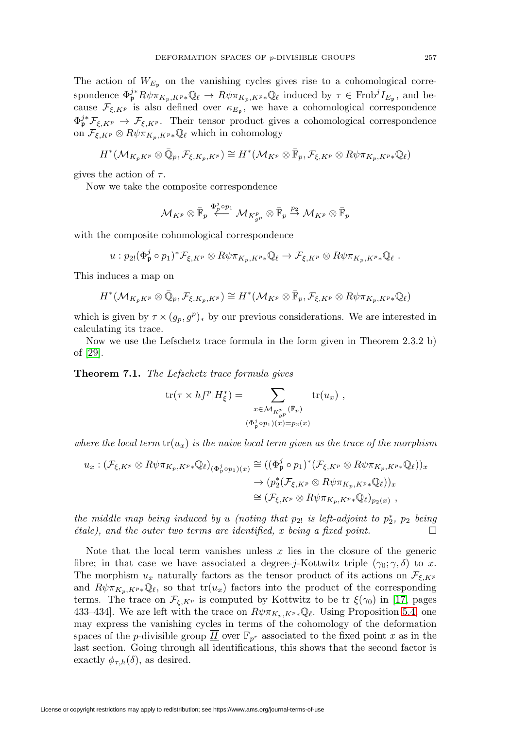The action of $W_{E_{\mathfrak{p}}}$ on the vanishing cycles gives rise to a cohomological correspondence $\Phi_{\mathfrak{p}}^{j*} R\psi\pi_{K_p,K^p*}\mathbb{Q}_\ell \to R\psi\pi_{K_p,K^p*}\mathbb{Q}_\ell$ induced by $\tau \in \mathrm{Frob}^j I_{E_{\mathfrak{p}}}$, and because $\mathcal{F}_{\xi,K^p}$ is also defined over $\kappa_{E_{\mathfrak{p}}}$, we have a cohomological correspondence $\Phi_{\mathfrak{p}}^{j*}\mathcal{F}_{\xi,K^p} \to \mathcal{F}_{\xi,K^p}$. Their tensor product gives a cohomological correspondence on $\mathcal{F}_{\xi,K^p} \otimes R\psi\pi_{K_p,K^p*}\mathbb{Q}_\ell$ which in cohomology

$$H^*(\mathcal{M}_{K_pK^p} \otimes \bar{\mathbb{Q}}_p, \mathcal{F}_{\xi,K_p,K^p}) \cong H^*(\mathcal{M}_{K^p} \otimes \bar{\mathbb{F}}_p, \mathcal{F}_{\xi,K^p} \otimes R\psi\pi_{K_p,K^p*}\mathbb{Q}_\ell)$$

gives the action of $\tau$.

Now we take the composite correspondence

$$\mathcal{M}_{K^p} \otimes \bar{\mathbb{F}}_p \overset{\Phi_{\mathfrak{p}}^j \circ p_1}{\longleftarrow} \mathcal{M}_{K^p_{g^p}} \otimes \bar{\mathbb{F}}_p \overset{p_2}{\to} \mathcal{M}_{K^p} \otimes \bar{\mathbb{F}}_p$$

with the composite cohomological correspondence

$$u : p_{2!}(\Phi_{\mathfrak{p}}^j \circ p_1)^*\mathcal{F}_{\xi,K^p} \otimes R\psi\pi_{K_p,K^p*}\mathbb{Q}_\ell \to \mathcal{F}_{\xi,K^p} \otimes R\psi\pi_{K_p,K^p*}\mathbb{Q}_\ell \ .$$

This induces a map on

$$H^*(\mathcal{M}_{K_pK^p} \otimes \bar{\mathbb{Q}}_p, \mathcal{F}_{\xi,K_p,K^p}) \cong H^*(\mathcal{M}_{K^p} \otimes \bar{\mathbb{F}}_p, \mathcal{F}_{\xi,K^p} \otimes R\psi\pi_{K_p,K^p*}\mathbb{Q}_\ell)$$

which is given by $\tau \times (g_p, g^p)_*$ by our previous considerations. We are interested in calculating its trace.

Now we use the Lefschetz trace formula in the form given in Theorem 2.3.2 b) of [29].

**Theorem 7.1.** *The Lefschetz trace formula gives*

$$\mathrm{tr}(\tau \times hf^p | H^*_\xi) = \sum_{\substack{x \in \mathcal{M}_{K^p_{g^p}}(\bar{\mathbb{F}}_p) \\ (\Phi_{\mathfrak{p}}^j \circ p_1)(x) = p_2(x)}} \mathrm{tr}(u_x) \ ,$$

*where the local term* $\mathrm{tr}(u_x)$ *is the naive local term given as the trace of the morphism*

$$\begin{aligned} u_x : (\mathcal{F}_{\xi,K^p} \otimes R\psi\pi_{K_p,K^p*}\mathbb{Q}_\ell)_{(\Phi_{\mathfrak{p}}^j \circ p_1)(x)} &\cong ((\Phi_{\mathfrak{p}}^j \circ p_1)^*(\mathcal{F}_{\xi,K^p} \otimes R\psi\pi_{K_p,K^p*}\mathbb{Q}_\ell))_x \\ &\to (p_2^*(\mathcal{F}_{\xi,K^p} \otimes R\psi\pi_{K_p,K^p*}\mathbb{Q}_\ell))_x \\ &\cong (\mathcal{F}_{\xi,K^p} \otimes R\psi\pi_{K_p,K^p*}\mathbb{Q}_\ell)_{p_2(x)} \ , \end{aligned}$$

*the middle map being induced by* $u$ *(noting that* $p_{2!}$ *is left-adjoint to* $p_2^*$*,* $p_2$ *being étale), and the outer two terms are identified,* $x$ *being a fixed point.* □

Note that the local term vanishes unless $x$ lies in the closure of the generic fibre; in that case we have associated a degree-$j$-Kottwitz triple $(\gamma_0; \gamma, \delta)$ to $x$. The morphism $u_x$ naturally factors as the tensor product of its actions on $\mathcal{F}_{\xi,K^p}$ and $R\psi\pi_{K_p,K^p*}\mathbb{Q}_\ell$, so that $\mathrm{tr}(u_x)$ factors into the product of the corresponding terms. The trace on $\mathcal{F}_{\xi,K^p}$ is computed by Kottwitz to be tr $\xi(\gamma_0)$ in [17, pages 433–434]. We are left with the trace on $R\psi\pi_{K_p,K^p*}\mathbb{Q}_\ell$. Using Proposition 5.4, one may express the vanishing cycles in terms of the cohomology of the deformation spaces of the $p$-divisible group $\underline{\overline{H}}$ over $\mathbb{F}_{p^r}$ associated to the fixed point $x$ as in the last section. Going through all identifications, this shows that the second factor is exactly $\phi_{\tau,h}(\delta)$, as desired.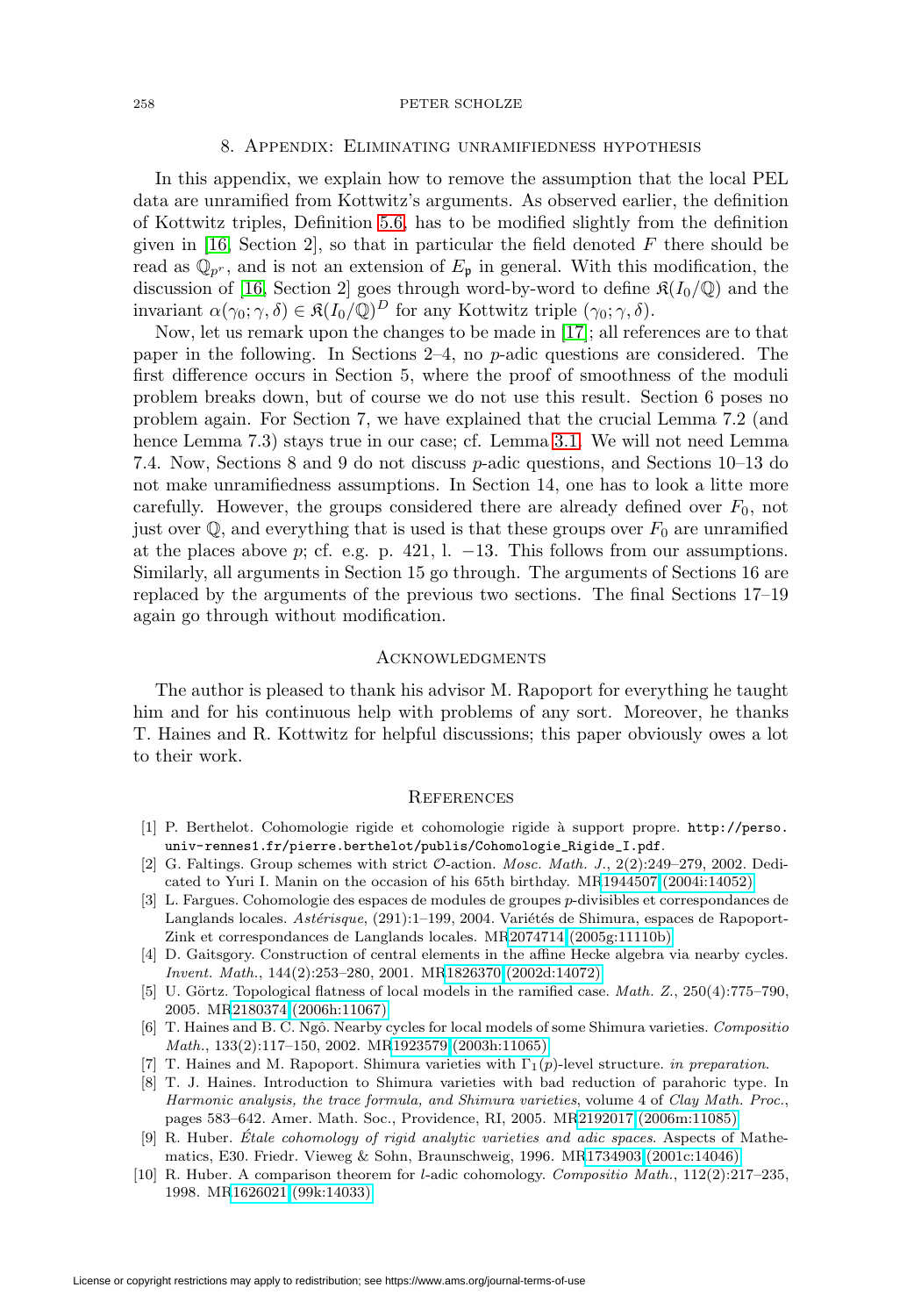## 8. Appendix: Eliminating unramifiedness hypothesis

In this appendix, we explain how to remove the assumption that the local PEL data are unramified from Kottwitz's arguments. As observed earlier, the definition of Kottwitz triples, Definition 5.6, has to be modified slightly from the definition given in [16, Section 2], so that in particular the field denoted $F$ there should be read as $\mathbb{Q}_{p^r}$, and is not an extension of $E_{\mathfrak{p}}$ in general. With this modification, the discussion of [16, Section 2] goes through word-by-word to define $\mathfrak{K}(I_0/\mathbb{Q})$ and the invariant $\alpha(\gamma_0; \gamma, \delta) \in \mathfrak{K}(I_0/\mathbb{Q})^D$ for any Kottwitz triple $(\gamma_0; \gamma, \delta)$.

Now, let us remark upon the changes to be made in [17]; all references are to that paper in the following. In Sections 2–4, no $p$-adic questions are considered. The first difference occurs in Section 5, where the proof of smoothness of the moduli problem breaks down, but of course we do not use this result. Section 6 poses no problem again. For Section 7, we have explained that the crucial Lemma 7.2 (and hence Lemma 7.3) stays true in our case; cf. Lemma 3.1. We will not need Lemma 7.4. Now, Sections 8 and 9 do not discuss $p$-adic questions, and Sections 10–13 do not make unramifiedness assumptions. In Section 14, one has to look a litte more carefully. However, the groups considered there are already defined over $F_0$, not just over $\mathbb{Q}$, and everything that is used is that these groups over $F_0$ are unramified at the places above $p$; cf. e.g. p. 421, l. $-13$. This follows from our assumptions. Similarly, all arguments in Section 15 go through. The arguments of Sections 16 are replaced by the arguments of the previous two sections. The final Sections 17–19 again go through without modification.

## Acknowledgments

The author is pleased to thank his advisor M. Rapoport for everything he taught him and for his continuous help with problems of any sort. Moreover, he thanks T. Haines and R. Kottwitz for helpful discussions; this paper obviously owes a lot to their work.

## References

[1] P. Berthelot. Cohomologie rigide et cohomologie rigide à support propre. http://perso.univ-rennes1.fr/pierre.berthelot/publis/Cohomologie_Rigide_I.pdf.

[2] G. Faltings. Group schemes with strict $\mathcal{O}$-action. *Mosc. Math. J.*, 2(2):249–279, 2002. Dedicated to Yuri I. Manin on the occasion of his 65th birthday. MR1944507 (2004i:14052)

[3] L. Fargues. Cohomologie des espaces de modules de groupes $p$-divisibles et correspondances de Langlands locales. *Astérisque*, (291):1–199, 2004. Variétés de Shimura, espaces de Rapoport-Zink et correspondances de Langlands locales. MR2074714 (2005g:11110b)

[4] D. Gaitsgory. Construction of central elements in the affine Hecke algebra via nearby cycles. *Invent. Math.*, 144(2):253–280, 2001. MR1826370 (2002d:14072)

[5] U. Görtz. Topological flatness of local models in the ramified case. *Math. Z.*, 250(4):775–790, 2005. MR2180374 (2006h:11067)

[6] T. Haines and B. C. Ngô. Nearby cycles for local models of some Shimura varieties. *Compositio Math.*, 133(2):117–150, 2002. MR1923579 (2003h:11065)

[7] T. Haines and M. Rapoport. Shimura varieties with $\Gamma_1(p)$-level structure. *in preparation*.

[8] T. J. Haines. Introduction to Shimura varieties with bad reduction of parahoric type. In *Harmonic analysis, the trace formula, and Shimura varieties*, volume 4 of *Clay Math. Proc.*, pages 583–642. Amer. Math. Soc., Providence, RI, 2005. MR2192017 (2006m:11085)

[9] R. Huber. *Étale cohomology of rigid analytic varieties and adic spaces*. Aspects of Mathematics, E30. Friedr. Vieweg & Sohn, Braunschweig, 1996. MR1734903 (2001c:14046)

[10] R. Huber. A comparison theorem for $l$-adic cohomology. *Compositio Math.*, 112(2):217–235, 1998. MR1626021 (99k:14033)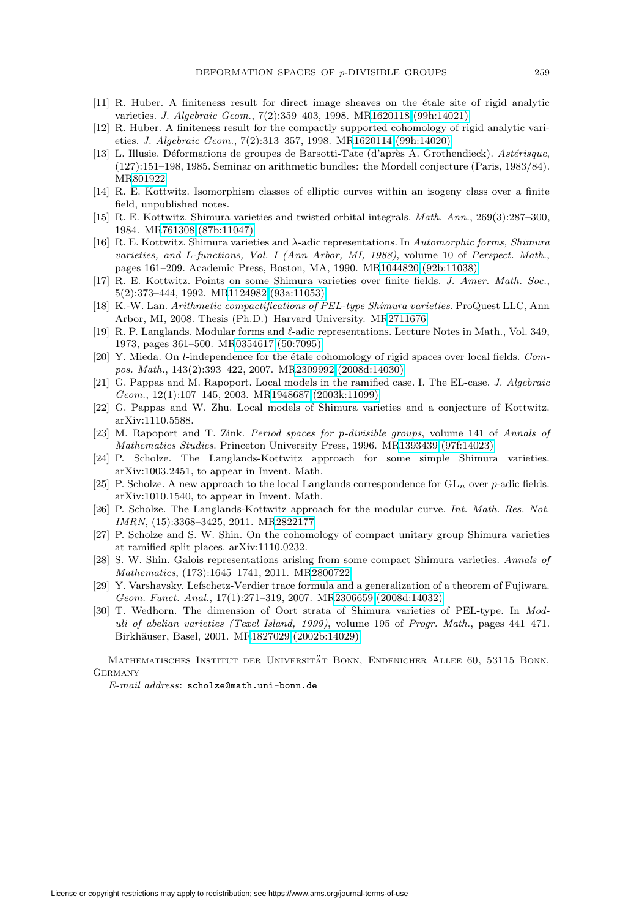[11] R. Huber. A finiteness result for direct image sheaves on the étale site of rigid analytic varieties. *J. Algebraic Geom.*, 7(2):359–403, 1998. MR1620118 (99h:14021)

[12] R. Huber. A finiteness result for the compactly supported cohomology of rigid analytic varieties. *J. Algebraic Geom.*, 7(2):313–357, 1998. MR1620114 (99h:14020)

[13] L. Illusie. Déformations de groupes de Barsotti-Tate (d'après A. Grothendieck). *Astérisque*, (127):151–198, 1985. Seminar on arithmetic bundles: the Mordell conjecture (Paris, 1983/84). MR801922

[14] R. E. Kottwitz. Isomorphism classes of elliptic curves within an isogeny class over a finite field, unpublished notes.

[15] R. E. Kottwitz. Shimura varieties and twisted orbital integrals. *Math. Ann.*, 269(3):287–300, 1984. MR761308 (87b:11047)

[16] R. E. Kottwitz. Shimura varieties and $\lambda$-adic representations. In *Automorphic forms, Shimura varieties, and L-functions, Vol. I (Ann Arbor, MI, 1988)*, volume 10 of *Perspect. Math.*, pages 161–209. Academic Press, Boston, MA, 1990. MR1044820 (92b:11038)

[17] R. E. Kottwitz. Points on some Shimura varieties over finite fields. *J. Amer. Math. Soc.*, 5(2):373–444, 1992. MR1124982 (93a:11053)

[18] K.-W. Lan. *Arithmetic compactifications of PEL-type Shimura varieties*. ProQuest LLC, Ann Arbor, MI, 2008. Thesis (Ph.D.)–Harvard University. MR2711676

[19] R. P. Langlands. Modular forms and $\ell$-adic representations. Lecture Notes in Math., Vol. 349, 1973, pages 361–500. MR0354617 (50:7095)

[20] Y. Mieda. On $l$-independence for the étale cohomology of rigid spaces over local fields. *Compos. Math.*, 143(2):393–422, 2007. MR2309992 (2008d:14030)

[21] G. Pappas and M. Rapoport. Local models in the ramified case. I. The EL-case. *J. Algebraic Geom.*, 12(1):107–145, 2003. MR1948687 (2003k:11099)

[22] G. Pappas and W. Zhu. Local models of Shimura varieties and a conjecture of Kottwitz. arXiv:1110.5588.

[23] M. Rapoport and T. Zink. *Period spaces for p-divisible groups*, volume 141 of *Annals of Mathematics Studies*. Princeton University Press, 1996. MR1393439 (97f:14023)

[24] P. Scholze. The Langlands-Kottwitz approach for some simple Shimura varieties. arXiv:1003.2451, to appear in Invent. Math.

[25] P. Scholze. A new approach to the local Langlands correspondence for $\mathrm{GL}_n$ over $p$-adic fields. arXiv:1010.1540, to appear in Invent. Math.

[26] P. Scholze. The Langlands-Kottwitz approach for the modular curve. *Int. Math. Res. Not. IMRN*, (15):3368–3425, 2011. MR2822177

[27] P. Scholze and S. W. Shin. On the cohomology of compact unitary group Shimura varieties at ramified split places. arXiv:1110.0232.

[28] S. W. Shin. Galois representations arising from some compact Shimura varieties. *Annals of Mathematics*, (173):1645–1741, 2011. MR2800722

[29] Y. Varshavsky. Lefschetz-Verdier trace formula and a generalization of a theorem of Fujiwara. *Geom. Funct. Anal.*, 17(1):271–319, 2007. MR2306659 (2008d:14032)

[30] T. Wedhorn. The dimension of Oort strata of Shimura varieties of PEL-type. In *Moduli of abelian varieties (Texel Island, 1999)*, volume 195 of *Progr. Math.*, pages 441–471. Birkhäuser, Basel, 2001. MR1827029 (2002b:14029)

Mathematisches Institut der Universität Bonn, Endenicher Allee 60, 53115 Bonn, Germany

*E-mail address*: scholze@math.uni-bonn.de